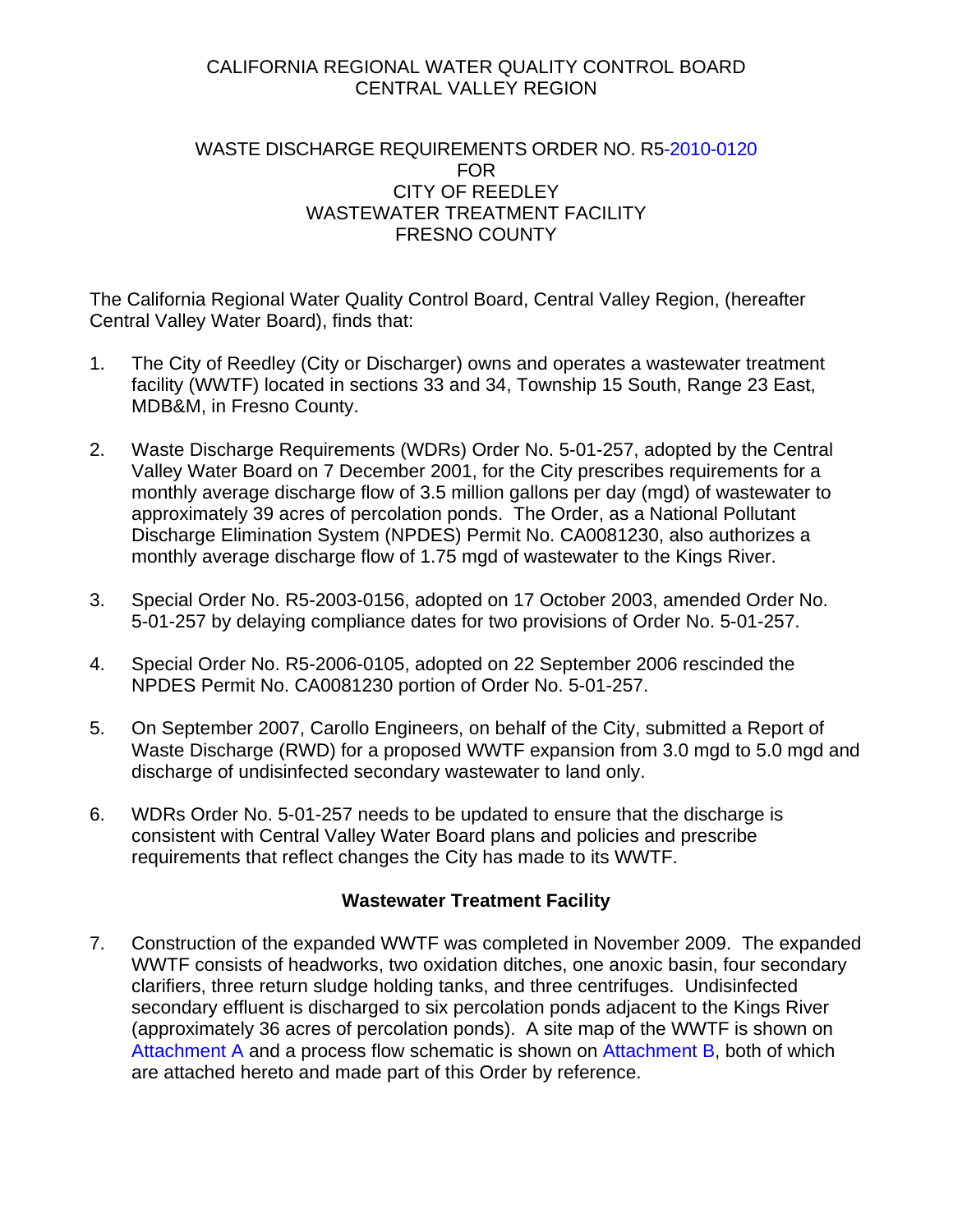CALIFORNIA REGIONAL WATER QUALITY CONTROL BOARD
CENTRAL VALLEY REGION

WASTE DISCHARGE REQUIREMENTS ORDER NO. R5-2010-0120
FOR
CITY OF REEDLEY
WASTEWATER TREATMENT FACILITY
FRESNO COUNTY

The California Regional Water Quality Control Board, Central Valley Region, (hereafter Central Valley Water Board), finds that:

1. The City of Reedley (City or Discharger) owns and operates a wastewater treatment facility (WWTF) located in sections 33 and 34, Township 15 South, Range 23 East, MDB&M, in Fresno County.

2. Waste Discharge Requirements (WDRs) Order No. 5-01-257, adopted by the Central Valley Water Board on 7 December 2001, for the City prescribes requirements for a monthly average discharge flow of 3.5 million gallons per day (mgd) of wastewater to approximately 39 acres of percolation ponds. The Order, as a National Pollutant Discharge Elimination System (NPDES) Permit No. CA0081230, also authorizes a monthly average discharge flow of 1.75 mgd of wastewater to the Kings River.

3. Special Order No. R5-2003-0156, adopted on 17 October 2003, amended Order No. 5-01-257 by delaying compliance dates for two provisions of Order No. 5-01-257.

4. Special Order No. R5-2006-0105, adopted on 22 September 2006 rescinded the NPDES Permit No. CA0081230 portion of Order No. 5-01-257.

5. On September 2007, Carollo Engineers, on behalf of the City, submitted a Report of Waste Discharge (RWD) for a proposed WWTF expansion from 3.0 mgd to 5.0 mgd and discharge of undisinfected secondary wastewater to land only.

6. WDRs Order No. 5-01-257 needs to be updated to ensure that the discharge is consistent with Central Valley Water Board plans and policies and prescribe requirements that reflect changes the City has made to its WWTF.

## Wastewater Treatment Facility

7. Construction of the expanded WWTF was completed in November 2009. The expanded WWTF consists of headworks, two oxidation ditches, one anoxic basin, four secondary clarifiers, three return sludge holding tanks, and three centrifuges. Undisinfected secondary effluent is discharged to six percolation ponds adjacent to the Kings River (approximately 36 acres of percolation ponds). A site map of the WWTF is shown on Attachment A and a process flow schematic is shown on Attachment B, both of which are attached hereto and made part of this Order by reference.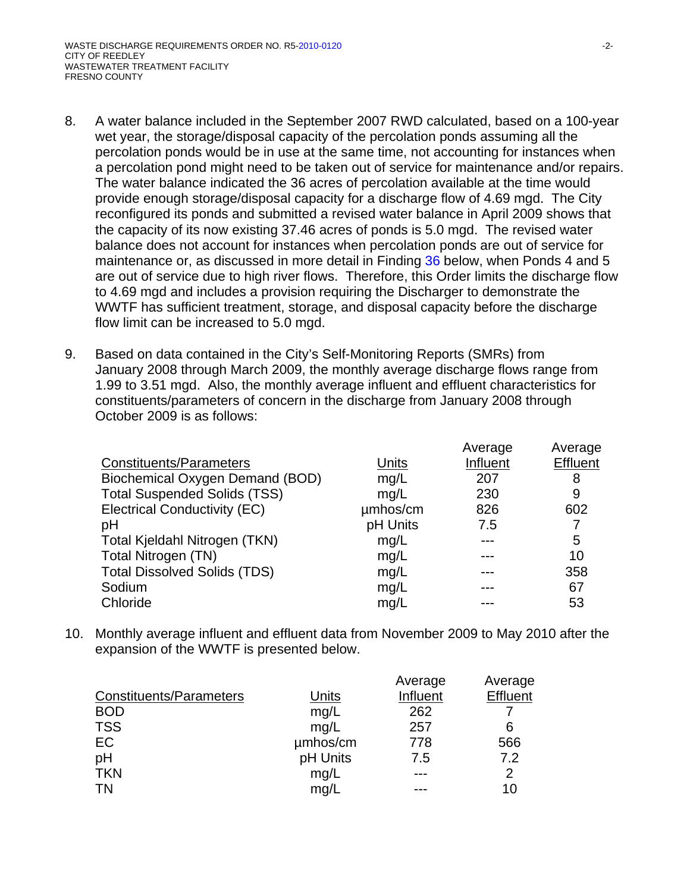8. A water balance included in the September 2007 RWD calculated, based on a 100-year wet year, the storage/disposal capacity of the percolation ponds assuming all the percolation ponds would be in use at the same time, not accounting for instances when a percolation pond might need to be taken out of service for maintenance and/or repairs. The water balance indicated the 36 acres of percolation available at the time would provide enough storage/disposal capacity for a discharge flow of 4.69 mgd. The City reconfigured its ponds and submitted a revised water balance in April 2009 shows that the capacity of its now existing 37.46 acres of ponds is 5.0 mgd. The revised water balance does not account for instances when percolation ponds are out of service for maintenance or, as discussed in more detail in Finding 36 below, when Ponds 4 and 5 are out of service due to high river flows. Therefore, this Order limits the discharge flow to 4.69 mgd and includes a provision requiring the Discharger to demonstrate the WWTF has sufficient treatment, storage, and disposal capacity before the discharge flow limit can be increased to 5.0 mgd.

9. Based on data contained in the City's Self-Monitoring Reports (SMRs) from January 2008 through March 2009, the monthly average discharge flows range from 1.99 to 3.51 mgd. Also, the monthly average influent and effluent characteristics for constituents/parameters of concern in the discharge from January 2008 through October 2009 is as follows:

| Constituents/Parameters | Units | Average Influent | Average Effluent |
|---|---|---|---|
| Biochemical Oxygen Demand (BOD) | mg/L | 207 | 8 |
| Total Suspended Solids (TSS) | mg/L | 230 | 9 |
| Electrical Conductivity (EC) | µmhos/cm | 826 | 602 |
| pH | pH Units | 7.5 | 7 |
| Total Kjeldahl Nitrogen (TKN) | mg/L | --- | 5 |
| Total Nitrogen (TN) | mg/L | --- | 10 |
| Total Dissolved Solids (TDS) | mg/L | --- | 358 |
| Sodium | mg/L | --- | 67 |
| Chloride | mg/L | --- | 53 |

10. Monthly average influent and effluent data from November 2009 to May 2010 after the expansion of the WWTF is presented below.

| Constituents/Parameters | Units | Average Influent | Average Effluent |
|---|---|---|---|
| BOD | mg/L | 262 | 7 |
| TSS | mg/L | 257 | 6 |
| EC | µmhos/cm | 778 | 566 |
| pH | pH Units | 7.5 | 7.2 |
| TKN | mg/L | --- | 2 |
| TN | mg/L | --- | 10 |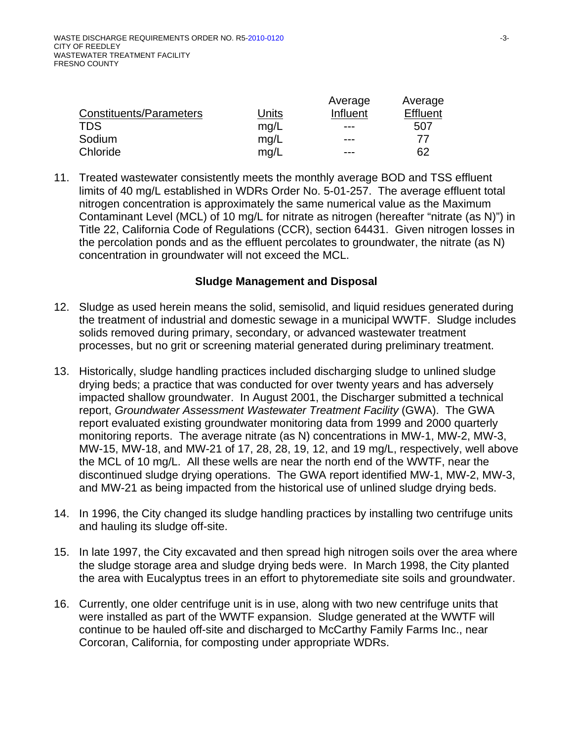| Constituents/Parameters | Units | Average Influent | Average Effluent |
|---|---|---|---|
| TDS | mg/L | --- | 507 |
| Sodium | mg/L | --- | 77 |
| Chloride | mg/L | --- | 62 |

11. Treated wastewater consistently meets the monthly average BOD and TSS effluent limits of 40 mg/L established in WDRs Order No. 5-01-257. The average effluent total nitrogen concentration is approximately the same numerical value as the Maximum Contaminant Level (MCL) of 10 mg/L for nitrate as nitrogen (hereafter "nitrate (as N)") in Title 22, California Code of Regulations (CCR), section 64431. Given nitrogen losses in the percolation ponds and as the effluent percolates to groundwater, the nitrate (as N) concentration in groundwater will not exceed the MCL.

## Sludge Management and Disposal

12. Sludge as used herein means the solid, semisolid, and liquid residues generated during the treatment of industrial and domestic sewage in a municipal WWTF. Sludge includes solids removed during primary, secondary, or advanced wastewater treatment processes, but no grit or screening material generated during preliminary treatment.

13. Historically, sludge handling practices included discharging sludge to unlined sludge drying beds; a practice that was conducted for over twenty years and has adversely impacted shallow groundwater. In August 2001, the Discharger submitted a technical report, *Groundwater Assessment Wastewater Treatment Facility* (GWA). The GWA report evaluated existing groundwater monitoring data from 1999 and 2000 quarterly monitoring reports. The average nitrate (as N) concentrations in MW-1, MW-2, MW-3, MW-15, MW-18, and MW-21 of 17, 28, 28, 19, 12, and 19 mg/L, respectively, well above the MCL of 10 mg/L. All these wells are near the north end of the WWTF, near the discontinued sludge drying operations. The GWA report identified MW-1, MW-2, MW-3, and MW-21 as being impacted from the historical use of unlined sludge drying beds.

14. In 1996, the City changed its sludge handling practices by installing two centrifuge units and hauling its sludge off-site.

15. In late 1997, the City excavated and then spread high nitrogen soils over the area where the sludge storage area and sludge drying beds were. In March 1998, the City planted the area with Eucalyptus trees in an effort to phytoremediate site soils and groundwater.

16. Currently, one older centrifuge unit is in use, along with two new centrifuge units that were installed as part of the WWTF expansion. Sludge generated at the WWTF will continue to be hauled off-site and discharged to McCarthy Family Farms Inc., near Corcoran, California, for composting under appropriate WDRs.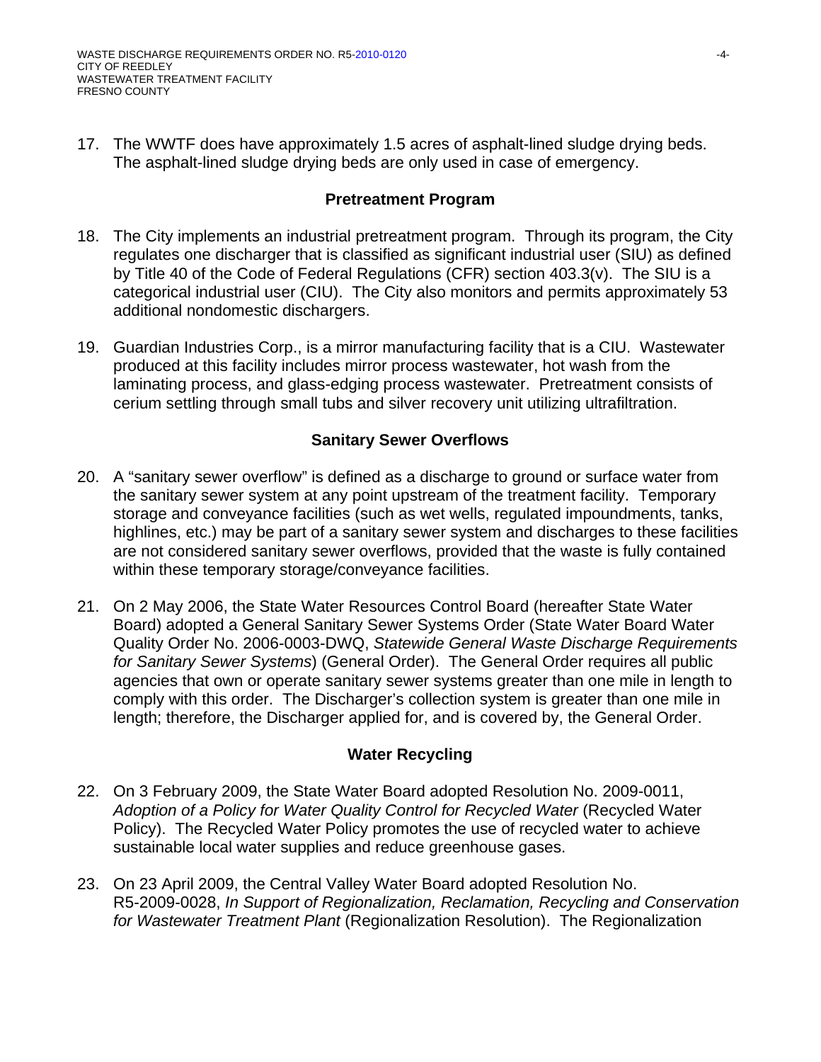17. The WWTF does have approximately 1.5 acres of asphalt-lined sludge drying beds. The asphalt-lined sludge drying beds are only used in case of emergency.

## Pretreatment Program

18. The City implements an industrial pretreatment program. Through its program, the City regulates one discharger that is classified as significant industrial user (SIU) as defined by Title 40 of the Code of Federal Regulations (CFR) section 403.3(v). The SIU is a categorical industrial user (CIU). The City also monitors and permits approximately 53 additional nondomestic dischargers.

19. Guardian Industries Corp., is a mirror manufacturing facility that is a CIU. Wastewater produced at this facility includes mirror process wastewater, hot wash from the laminating process, and glass-edging process wastewater. Pretreatment consists of cerium settling through small tubs and silver recovery unit utilizing ultrafiltration.

## Sanitary Sewer Overflows

20. A "sanitary sewer overflow" is defined as a discharge to ground or surface water from the sanitary sewer system at any point upstream of the treatment facility. Temporary storage and conveyance facilities (such as wet wells, regulated impoundments, tanks, highlines, etc.) may be part of a sanitary sewer system and discharges to these facilities are not considered sanitary sewer overflows, provided that the waste is fully contained within these temporary storage/conveyance facilities.

21. On 2 May 2006, the State Water Resources Control Board (hereafter State Water Board) adopted a General Sanitary Sewer Systems Order (State Water Board Water Quality Order No. 2006-0003-DWQ, *Statewide General Waste Discharge Requirements for Sanitary Sewer Systems*) (General Order). The General Order requires all public agencies that own or operate sanitary sewer systems greater than one mile in length to comply with this order. The Discharger's collection system is greater than one mile in length; therefore, the Discharger applied for, and is covered by, the General Order.

## Water Recycling

22. On 3 February 2009, the State Water Board adopted Resolution No. 2009-0011, *Adoption of a Policy for Water Quality Control for Recycled Water* (Recycled Water Policy). The Recycled Water Policy promotes the use of recycled water to achieve sustainable local water supplies and reduce greenhouse gases.

23. On 23 April 2009, the Central Valley Water Board adopted Resolution No. R5-2009-0028, *In Support of Regionalization, Reclamation, Recycling and Conservation for Wastewater Treatment Plant* (Regionalization Resolution). The Regionalization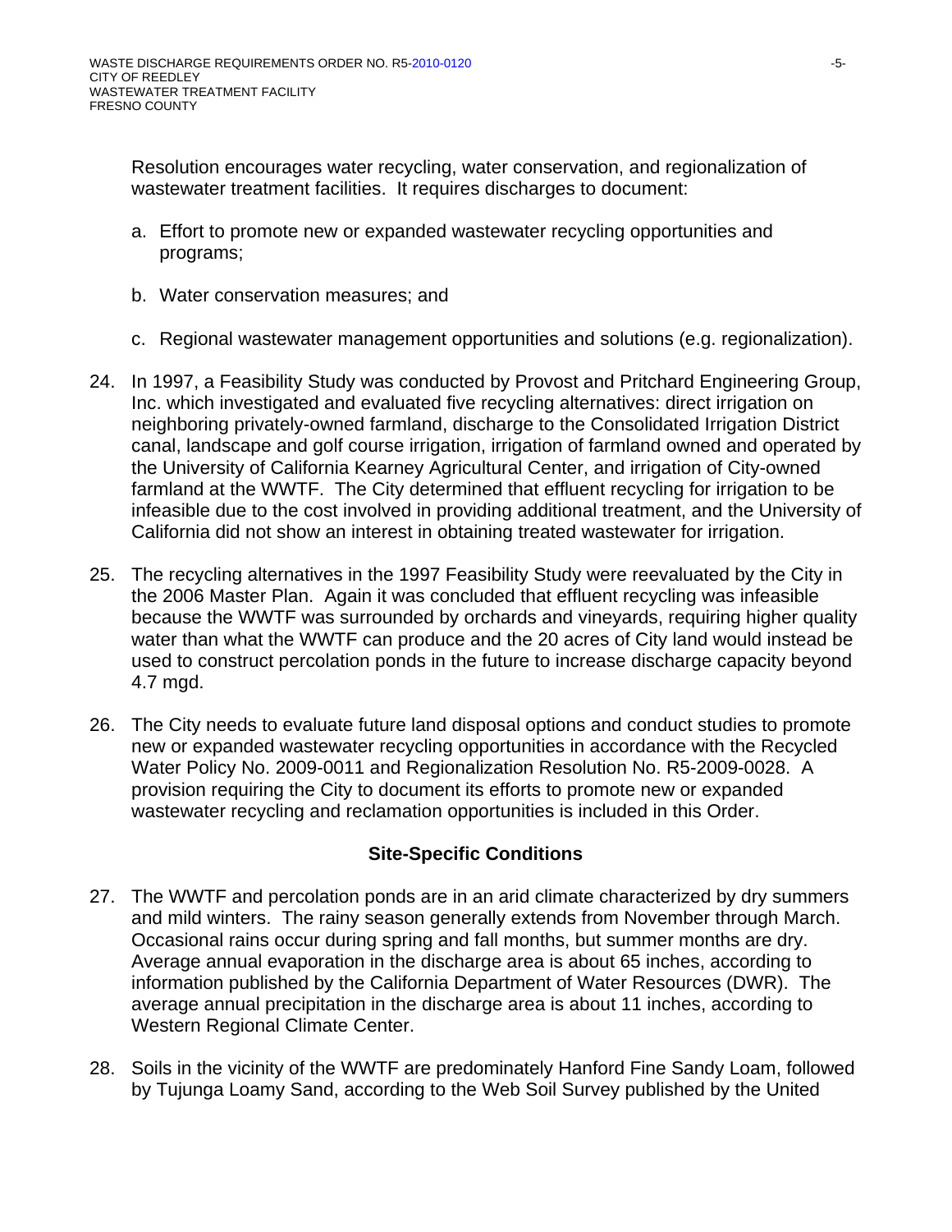Resolution encourages water recycling, water conservation, and regionalization of wastewater treatment facilities. It requires discharges to document:

a. Effort to promote new or expanded wastewater recycling opportunities and programs;

b. Water conservation measures; and

c. Regional wastewater management opportunities and solutions (e.g. regionalization).

24. In 1997, a Feasibility Study was conducted by Provost and Pritchard Engineering Group, Inc. which investigated and evaluated five recycling alternatives: direct irrigation on neighboring privately-owned farmland, discharge to the Consolidated Irrigation District canal, landscape and golf course irrigation, irrigation of farmland owned and operated by the University of California Kearney Agricultural Center, and irrigation of City-owned farmland at the WWTF. The City determined that effluent recycling for irrigation to be infeasible due to the cost involved in providing additional treatment, and the University of California did not show an interest in obtaining treated wastewater for irrigation.

25. The recycling alternatives in the 1997 Feasibility Study were reevaluated by the City in the 2006 Master Plan. Again it was concluded that effluent recycling was infeasible because the WWTF was surrounded by orchards and vineyards, requiring higher quality water than what the WWTF can produce and the 20 acres of City land would instead be used to construct percolation ponds in the future to increase discharge capacity beyond 4.7 mgd.

26. The City needs to evaluate future land disposal options and conduct studies to promote new or expanded wastewater recycling opportunities in accordance with the Recycled Water Policy No. 2009-0011 and Regionalization Resolution No. R5-2009-0028. A provision requiring the City to document its efforts to promote new or expanded wastewater recycling and reclamation opportunities is included in this Order.

## Site-Specific Conditions

27. The WWTF and percolation ponds are in an arid climate characterized by dry summers and mild winters. The rainy season generally extends from November through March. Occasional rains occur during spring and fall months, but summer months are dry. Average annual evaporation in the discharge area is about 65 inches, according to information published by the California Department of Water Resources (DWR). The average annual precipitation in the discharge area is about 11 inches, according to Western Regional Climate Center.

28. Soils in the vicinity of the WWTF are predominately Hanford Fine Sandy Loam, followed by Tujunga Loamy Sand, according to the Web Soil Survey published by the United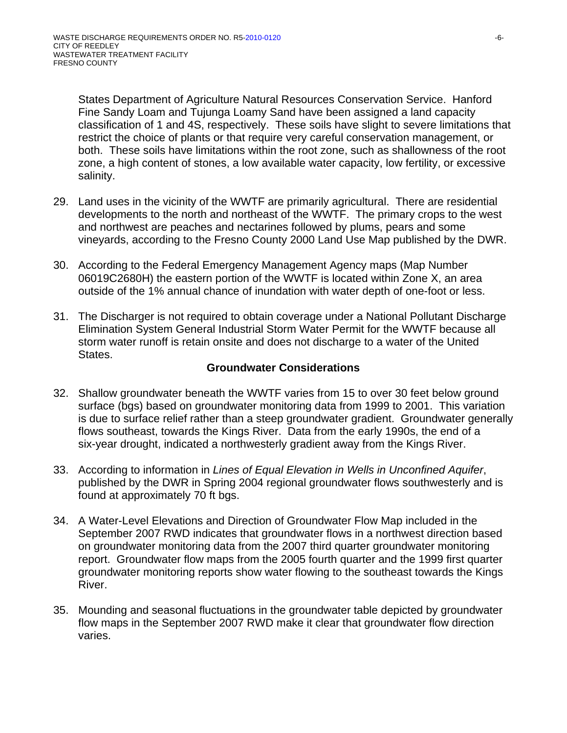States Department of Agriculture Natural Resources Conservation Service. Hanford Fine Sandy Loam and Tujunga Loamy Sand have been assigned a land capacity classification of 1 and 4S, respectively. These soils have slight to severe limitations that restrict the choice of plants or that require very careful conservation management, or both. These soils have limitations within the root zone, such as shallowness of the root zone, a high content of stones, a low available water capacity, low fertility, or excessive salinity.

29. Land uses in the vicinity of the WWTF are primarily agricultural. There are residential developments to the north and northeast of the WWTF. The primary crops to the west and northwest are peaches and nectarines followed by plums, pears and some vineyards, according to the Fresno County 2000 Land Use Map published by the DWR.

30. According to the Federal Emergency Management Agency maps (Map Number 06019C2680H) the eastern portion of the WWTF is located within Zone X, an area outside of the 1% annual chance of inundation with water depth of one-foot or less.

31. The Discharger is not required to obtain coverage under a National Pollutant Discharge Elimination System General Industrial Storm Water Permit for the WWTF because all storm water runoff is retain onsite and does not discharge to a water of the United States.

**Groundwater Considerations**

32. Shallow groundwater beneath the WWTF varies from 15 to over 30 feet below ground surface (bgs) based on groundwater monitoring data from 1999 to 2001. This variation is due to surface relief rather than a steep groundwater gradient. Groundwater generally flows southeast, towards the Kings River. Data from the early 1990s, the end of a six-year drought, indicated a northwesterly gradient away from the Kings River.

33. According to information in *Lines of Equal Elevation in Wells in Unconfined Aquifer*, published by the DWR in Spring 2004 regional groundwater flows southwesterly and is found at approximately 70 ft bgs.

34. A Water-Level Elevations and Direction of Groundwater Flow Map included in the September 2007 RWD indicates that groundwater flows in a northwest direction based on groundwater monitoring data from the 2007 third quarter groundwater monitoring report. Groundwater flow maps from the 2005 fourth quarter and the 1999 first quarter groundwater monitoring reports show water flowing to the southeast towards the Kings River.

35. Mounding and seasonal fluctuations in the groundwater table depicted by groundwater flow maps in the September 2007 RWD make it clear that groundwater flow direction varies.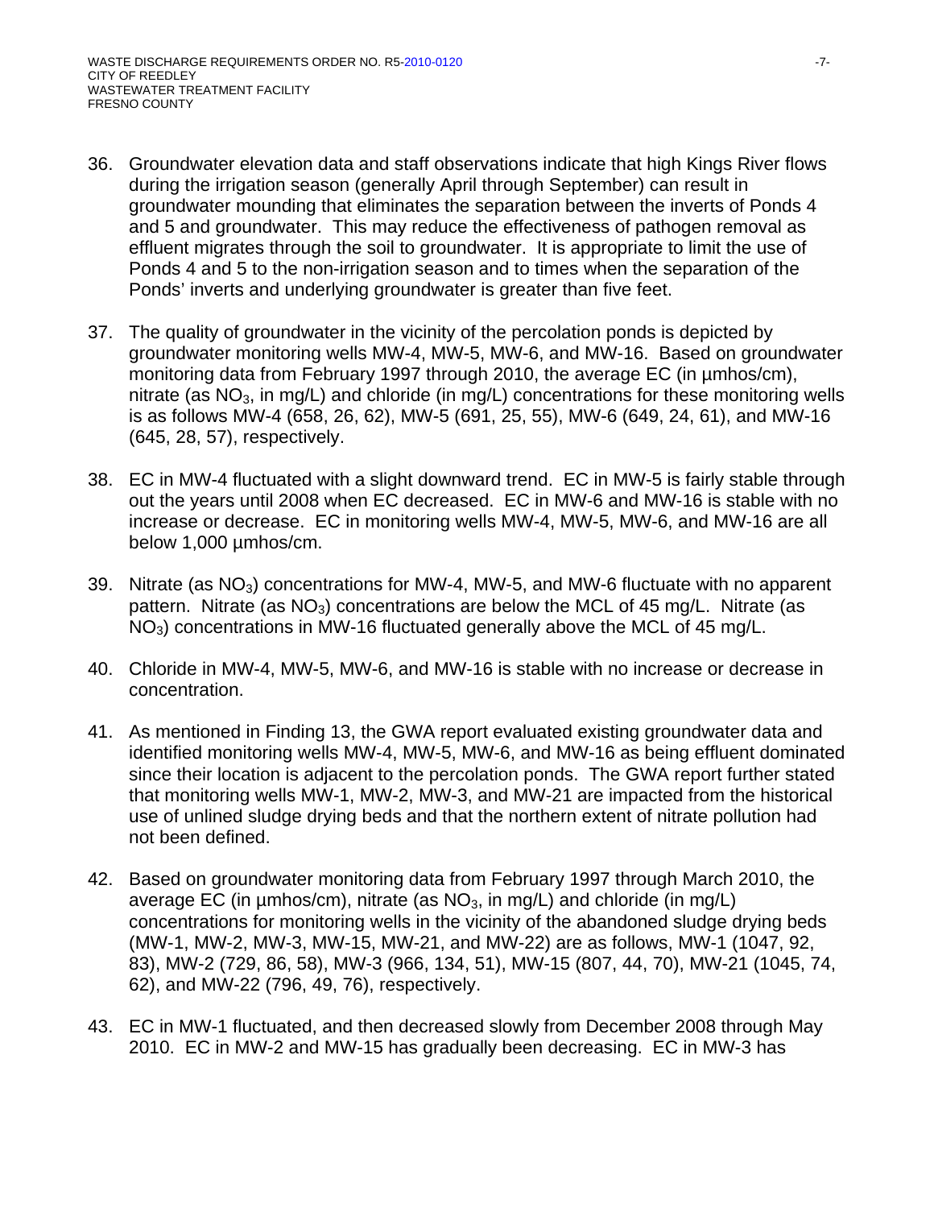36. Groundwater elevation data and staff observations indicate that high Kings River flows during the irrigation season (generally April through September) can result in groundwater mounding that eliminates the separation between the inverts of Ponds 4 and 5 and groundwater. This may reduce the effectiveness of pathogen removal as effluent migrates through the soil to groundwater. It is appropriate to limit the use of Ponds 4 and 5 to the non-irrigation season and to times when the separation of the Ponds' inverts and underlying groundwater is greater than five feet.

37. The quality of groundwater in the vicinity of the percolation ponds is depicted by groundwater monitoring wells MW-4, MW-5, MW-6, and MW-16. Based on groundwater monitoring data from February 1997 through 2010, the average EC (in µmhos/cm), nitrate (as $NO_3$, in mg/L) and chloride (in mg/L) concentrations for these monitoring wells is as follows MW-4 (658, 26, 62), MW-5 (691, 25, 55), MW-6 (649, 24, 61), and MW-16 (645, 28, 57), respectively.

38. EC in MW-4 fluctuated with a slight downward trend. EC in MW-5 is fairly stable through out the years until 2008 when EC decreased. EC in MW-6 and MW-16 is stable with no increase or decrease. EC in monitoring wells MW-4, MW-5, MW-6, and MW-16 are all below 1,000 µmhos/cm.

39. Nitrate (as $NO_3$) concentrations for MW-4, MW-5, and MW-6 fluctuate with no apparent pattern. Nitrate (as $NO_3$) concentrations are below the MCL of 45 mg/L. Nitrate (as $NO_3$) concentrations in MW-16 fluctuated generally above the MCL of 45 mg/L.

40. Chloride in MW-4, MW-5, MW-6, and MW-16 is stable with no increase or decrease in concentration.

41. As mentioned in Finding 13, the GWA report evaluated existing groundwater data and identified monitoring wells MW-4, MW-5, MW-6, and MW-16 as being effluent dominated since their location is adjacent to the percolation ponds. The GWA report further stated that monitoring wells MW-1, MW-2, MW-3, and MW-21 are impacted from the historical use of unlined sludge drying beds and that the northern extent of nitrate pollution had not been defined.

42. Based on groundwater monitoring data from February 1997 through March 2010, the average EC (in µmhos/cm), nitrate (as $NO_3$, in mg/L) and chloride (in mg/L) concentrations for monitoring wells in the vicinity of the abandoned sludge drying beds (MW-1, MW-2, MW-3, MW-15, MW-21, and MW-22) are as follows, MW-1 (1047, 92, 83), MW-2 (729, 86, 58), MW-3 (966, 134, 51), MW-15 (807, 44, 70), MW-21 (1045, 74, 62), and MW-22 (796, 49, 76), respectively.

43. EC in MW-1 fluctuated, and then decreased slowly from December 2008 through May 2010. EC in MW-2 and MW-15 has gradually been decreasing. EC in MW-3 has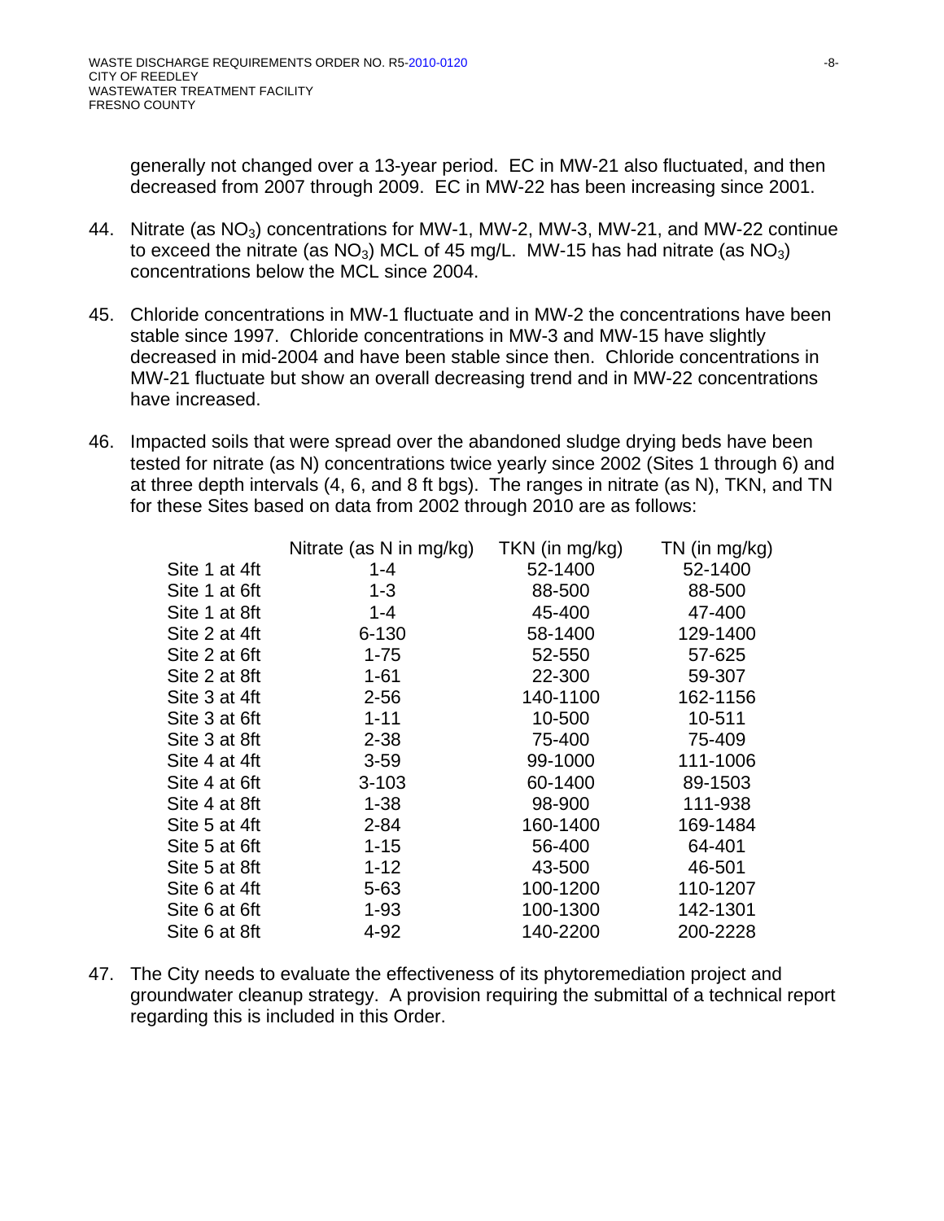generally not changed over a 13-year period. EC in MW-21 also fluctuated, and then decreased from 2007 through 2009. EC in MW-22 has been increasing since 2001.

44. Nitrate (as $NO_3$) concentrations for MW-1, MW-2, MW-3, MW-21, and MW-22 continue to exceed the nitrate (as $NO_3$) MCL of 45 mg/L. MW-15 has had nitrate (as $NO_3$) concentrations below the MCL since 2004.

45. Chloride concentrations in MW-1 fluctuate and in MW-2 the concentrations have been stable since 1997. Chloride concentrations in MW-3 and MW-15 have slightly decreased in mid-2004 and have been stable since then. Chloride concentrations in MW-21 fluctuate but show an overall decreasing trend and in MW-22 concentrations have increased.

46. Impacted soils that were spread over the abandoned sludge drying beds have been tested for nitrate (as N) concentrations twice yearly since 2002 (Sites 1 through 6) and at three depth intervals (4, 6, and 8 ft bgs). The ranges in nitrate (as N), TKN, and TN for these Sites based on data from 2002 through 2010 are as follows:

| | Nitrate (as N in mg/kg) | TKN (in mg/kg) | TN (in mg/kg) |
|---|---|---|---|
| Site 1 at 4ft | 1-4 | 52-1400 | 52-1400 |
| Site 1 at 6ft | 1-3 | 88-500 | 88-500 |
| Site 1 at 8ft | 1-4 | 45-400 | 47-400 |
| Site 2 at 4ft | 6-130 | 58-1400 | 129-1400 |
| Site 2 at 6ft | 1-75 | 52-550 | 57-625 |
| Site 2 at 8ft | 1-61 | 22-300 | 59-307 |
| Site 3 at 4ft | 2-56 | 140-1100 | 162-1156 |
| Site 3 at 6ft | 1-11 | 10-500 | 10-511 |
| Site 3 at 8ft | 2-38 | 75-400 | 75-409 |
| Site 4 at 4ft | 3-59 | 99-1000 | 111-1006 |
| Site 4 at 6ft | 3-103 | 60-1400 | 89-1503 |
| Site 4 at 8ft | 1-38 | 98-900 | 111-938 |
| Site 5 at 4ft | 2-84 | 160-1400 | 169-1484 |
| Site 5 at 6ft | 1-15 | 56-400 | 64-401 |
| Site 5 at 8ft | 1-12 | 43-500 | 46-501 |
| Site 6 at 4ft | 5-63 | 100-1200 | 110-1207 |
| Site 6 at 6ft | 1-93 | 100-1300 | 142-1301 |
| Site 6 at 8ft | 4-92 | 140-2200 | 200-2228 |

47. The City needs to evaluate the effectiveness of its phytoremediation project and groundwater cleanup strategy. A provision requiring the submittal of a technical report regarding this is included in this Order.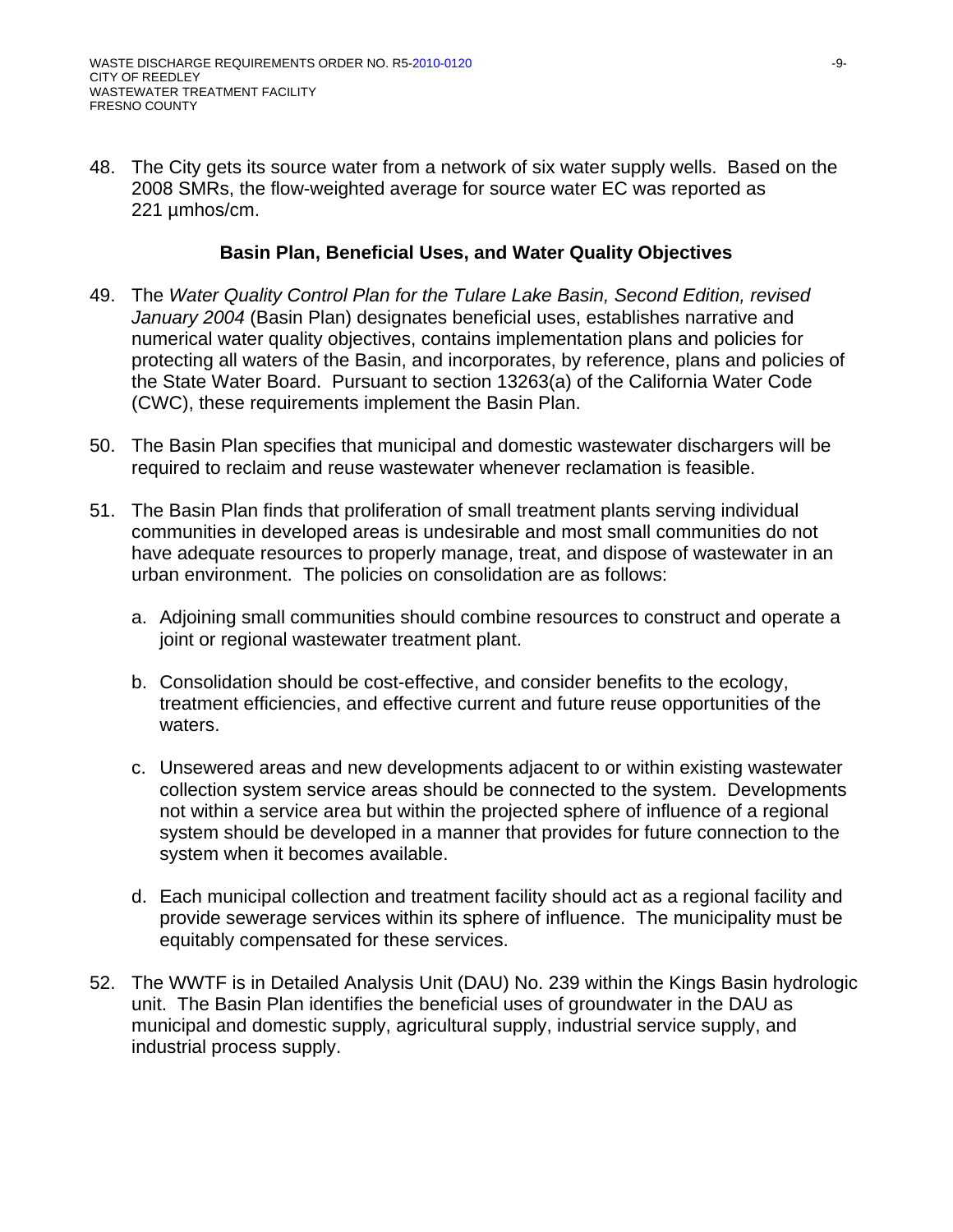48. The City gets its source water from a network of six water supply wells. Based on the 2008 SMRs, the flow-weighted average for source water EC was reported as 221 µmhos/cm.

## Basin Plan, Beneficial Uses, and Water Quality Objectives

49. The *Water Quality Control Plan for the Tulare Lake Basin, Second Edition, revised January 2004* (Basin Plan) designates beneficial uses, establishes narrative and numerical water quality objectives, contains implementation plans and policies for protecting all waters of the Basin, and incorporates, by reference, plans and policies of the State Water Board. Pursuant to section 13263(a) of the California Water Code (CWC), these requirements implement the Basin Plan.

50. The Basin Plan specifies that municipal and domestic wastewater dischargers will be required to reclaim and reuse wastewater whenever reclamation is feasible.

51. The Basin Plan finds that proliferation of small treatment plants serving individual communities in developed areas is undesirable and most small communities do not have adequate resources to properly manage, treat, and dispose of wastewater in an urban environment. The policies on consolidation are as follows:

    a. Adjoining small communities should combine resources to construct and operate a joint or regional wastewater treatment plant.

    b. Consolidation should be cost-effective, and consider benefits to the ecology, treatment efficiencies, and effective current and future reuse opportunities of the waters.

    c. Unsewered areas and new developments adjacent to or within existing wastewater collection system service areas should be connected to the system. Developments not within a service area but within the projected sphere of influence of a regional system should be developed in a manner that provides for future connection to the system when it becomes available.

    d. Each municipal collection and treatment facility should act as a regional facility and provide sewerage services within its sphere of influence. The municipality must be equitably compensated for these services.

52. The WWTF is in Detailed Analysis Unit (DAU) No. 239 within the Kings Basin hydrologic unit. The Basin Plan identifies the beneficial uses of groundwater in the DAU as municipal and domestic supply, agricultural supply, industrial service supply, and industrial process supply.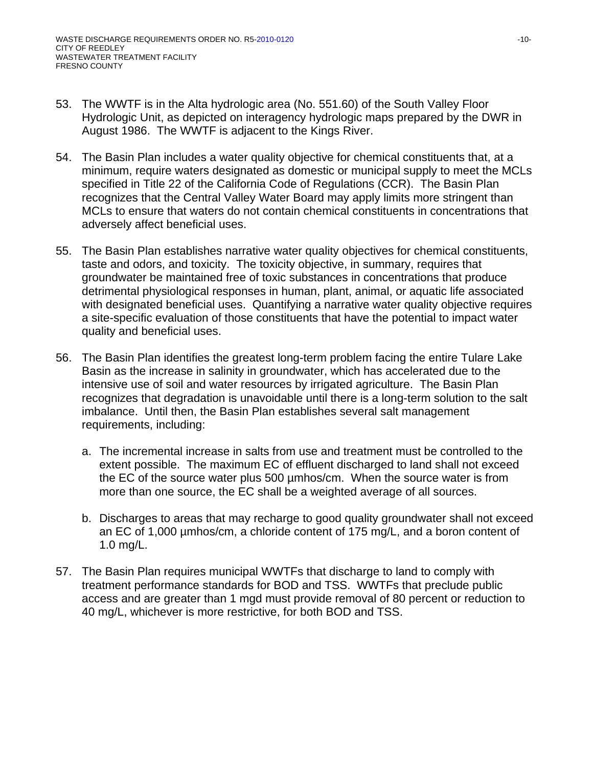53. The WWTF is in the Alta hydrologic area (No. 551.60) of the South Valley Floor Hydrologic Unit, as depicted on interagency hydrologic maps prepared by the DWR in August 1986. The WWTF is adjacent to the Kings River.

54. The Basin Plan includes a water quality objective for chemical constituents that, at a minimum, require waters designated as domestic or municipal supply to meet the MCLs specified in Title 22 of the California Code of Regulations (CCR). The Basin Plan recognizes that the Central Valley Water Board may apply limits more stringent than MCLs to ensure that waters do not contain chemical constituents in concentrations that adversely affect beneficial uses.

55. The Basin Plan establishes narrative water quality objectives for chemical constituents, taste and odors, and toxicity. The toxicity objective, in summary, requires that groundwater be maintained free of toxic substances in concentrations that produce detrimental physiological responses in human, plant, animal, or aquatic life associated with designated beneficial uses. Quantifying a narrative water quality objective requires a site-specific evaluation of those constituents that have the potential to impact water quality and beneficial uses.

56. The Basin Plan identifies the greatest long-term problem facing the entire Tulare Lake Basin as the increase in salinity in groundwater, which has accelerated due to the intensive use of soil and water resources by irrigated agriculture. The Basin Plan recognizes that degradation is unavoidable until there is a long-term solution to the salt imbalance. Until then, the Basin Plan establishes several salt management requirements, including:

    a. The incremental increase in salts from use and treatment must be controlled to the extent possible. The maximum EC of effluent discharged to land shall not exceed the EC of the source water plus 500 µmhos/cm. When the source water is from more than one source, the EC shall be a weighted average of all sources.

    b. Discharges to areas that may recharge to good quality groundwater shall not exceed an EC of 1,000 µmhos/cm, a chloride content of 175 mg/L, and a boron content of 1.0 mg/L.

57. The Basin Plan requires municipal WWTFs that discharge to land to comply with treatment performance standards for BOD and TSS. WWTFs that preclude public access and are greater than 1 mgd must provide removal of 80 percent or reduction to 40 mg/L, whichever is more restrictive, for both BOD and TSS.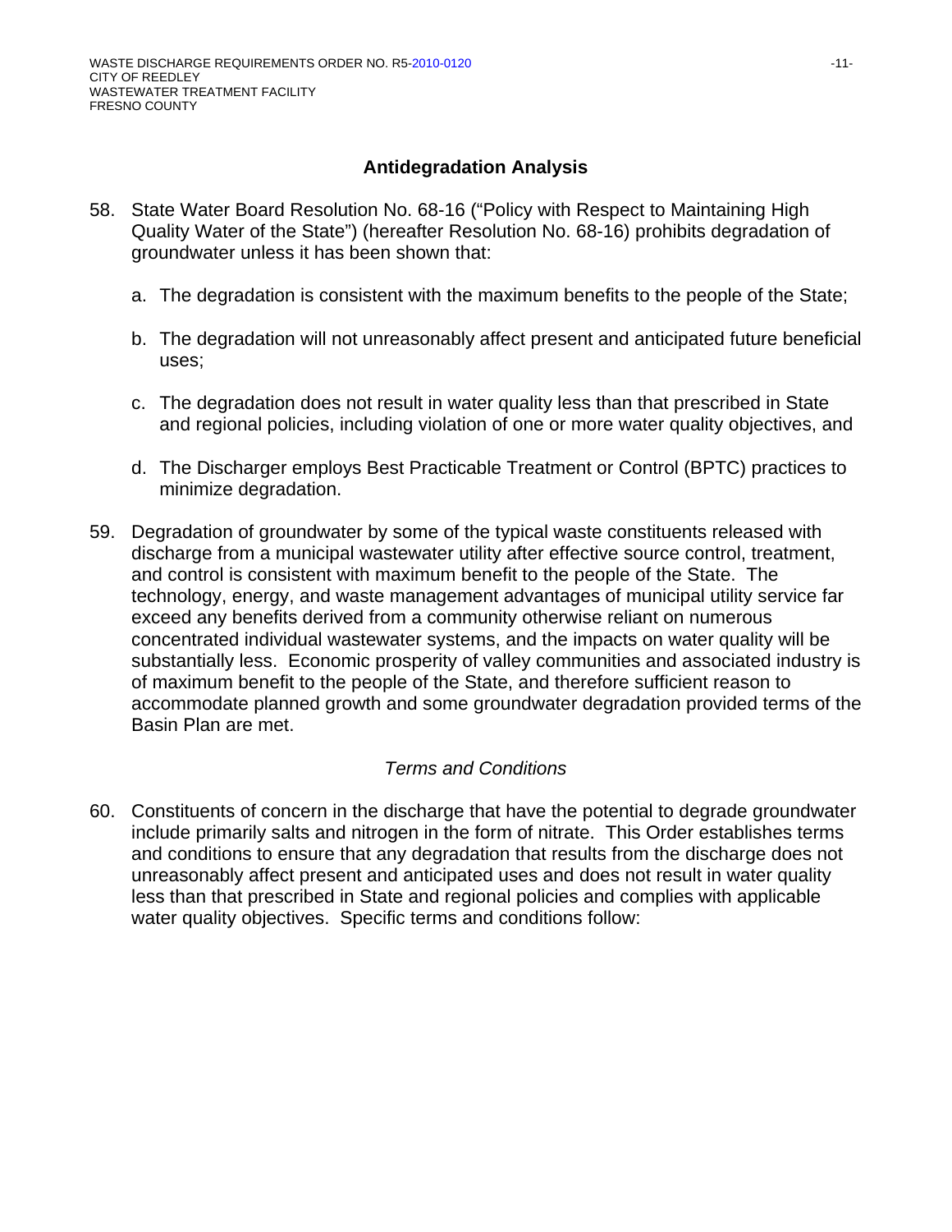## Antidegradation Analysis

58. State Water Board Resolution No. 68-16 ("Policy with Respect to Maintaining High Quality Water of the State") (hereafter Resolution No. 68-16) prohibits degradation of groundwater unless it has been shown that:

    a. The degradation is consistent with the maximum benefits to the people of the State;

    b. The degradation will not unreasonably affect present and anticipated future beneficial uses;

    c. The degradation does not result in water quality less than that prescribed in State and regional policies, including violation of one or more water quality objectives, and

    d. The Discharger employs Best Practicable Treatment or Control (BPTC) practices to minimize degradation.

59. Degradation of groundwater by some of the typical waste constituents released with discharge from a municipal wastewater utility after effective source control, treatment, and control is consistent with maximum benefit to the people of the State. The technology, energy, and waste management advantages of municipal utility service far exceed any benefits derived from a community otherwise reliant on numerous concentrated individual wastewater systems, and the impacts on water quality will be substantially less. Economic prosperity of valley communities and associated industry is of maximum benefit to the people of the State, and therefore sufficient reason to accommodate planned growth and some groundwater degradation provided terms of the Basin Plan are met.

### *Terms and Conditions*

60. Constituents of concern in the discharge that have the potential to degrade groundwater include primarily salts and nitrogen in the form of nitrate. This Order establishes terms and conditions to ensure that any degradation that results from the discharge does not unreasonably affect present and anticipated uses and does not result in water quality less than that prescribed in State and regional policies and complies with applicable water quality objectives. Specific terms and conditions follow: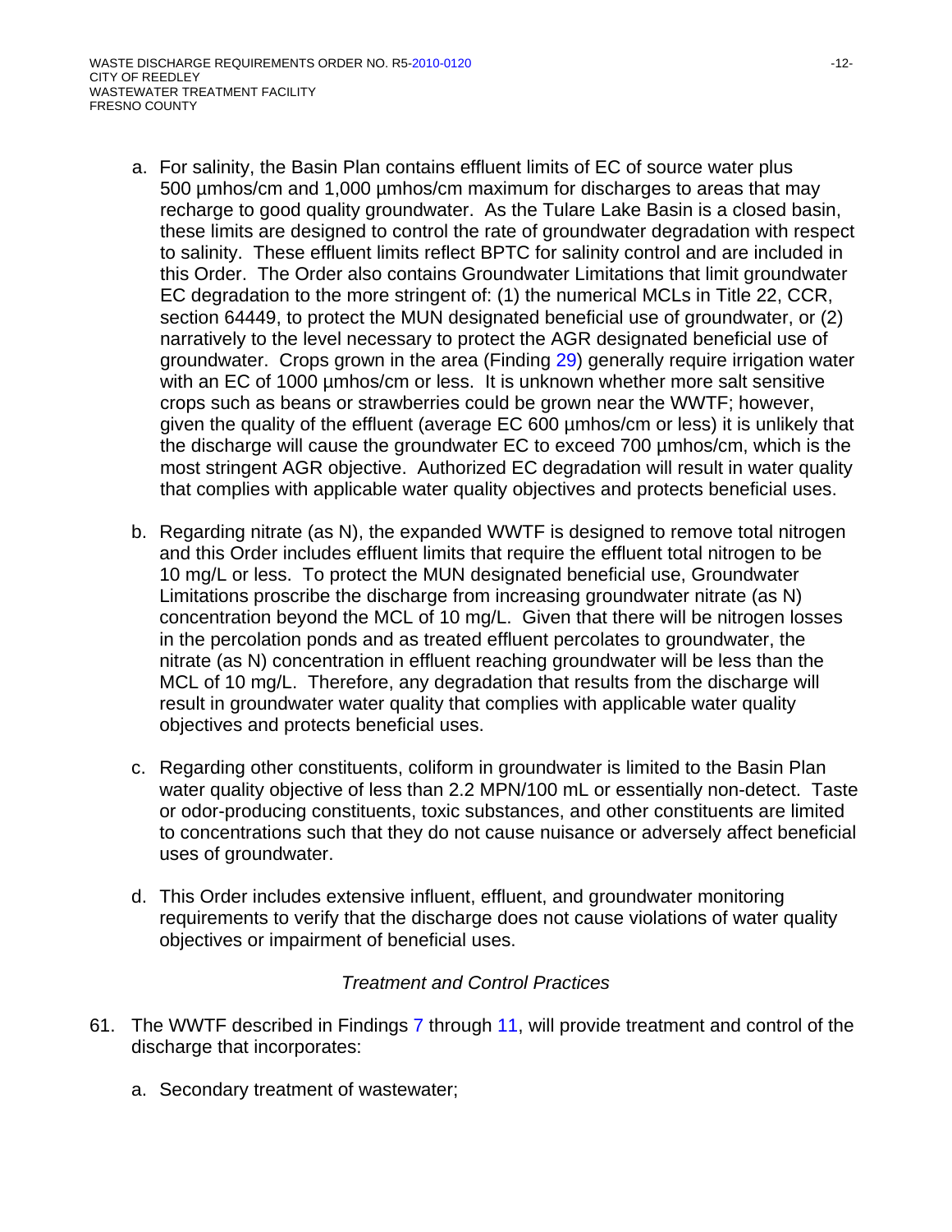a. For salinity, the Basin Plan contains effluent limits of EC of source water plus 500 µmhos/cm and 1,000 µmhos/cm maximum for discharges to areas that may recharge to good quality groundwater. As the Tulare Lake Basin is a closed basin, these limits are designed to control the rate of groundwater degradation with respect to salinity. These effluent limits reflect BPTC for salinity control and are included in this Order. The Order also contains Groundwater Limitations that limit groundwater EC degradation to the more stringent of: (1) the numerical MCLs in Title 22, CCR, section 64449, to protect the MUN designated beneficial use of groundwater, or (2) narratively to the level necessary to protect the AGR designated beneficial use of groundwater. Crops grown in the area (Finding 29) generally require irrigation water with an EC of 1000 µmhos/cm or less. It is unknown whether more salt sensitive crops such as beans or strawberries could be grown near the WWTF; however, given the quality of the effluent (average EC 600 µmhos/cm or less) it is unlikely that the discharge will cause the groundwater EC to exceed 700 µmhos/cm, which is the most stringent AGR objective. Authorized EC degradation will result in water quality that complies with applicable water quality objectives and protects beneficial uses.

b. Regarding nitrate (as N), the expanded WWTF is designed to remove total nitrogen and this Order includes effluent limits that require the effluent total nitrogen to be 10 mg/L or less. To protect the MUN designated beneficial use, Groundwater Limitations proscribe the discharge from increasing groundwater nitrate (as N) concentration beyond the MCL of 10 mg/L. Given that there will be nitrogen losses in the percolation ponds and as treated effluent percolates to groundwater, the nitrate (as N) concentration in effluent reaching groundwater will be less than the MCL of 10 mg/L. Therefore, any degradation that results from the discharge will result in groundwater water quality that complies with applicable water quality objectives and protects beneficial uses.

c. Regarding other constituents, coliform in groundwater is limited to the Basin Plan water quality objective of less than 2.2 MPN/100 mL or essentially non-detect. Taste or odor-producing constituents, toxic substances, and other constituents are limited to concentrations such that they do not cause nuisance or adversely affect beneficial uses of groundwater.

d. This Order includes extensive influent, effluent, and groundwater monitoring requirements to verify that the discharge does not cause violations of water quality objectives or impairment of beneficial uses.

*Treatment and Control Practices*

61. The WWTF described in Findings 7 through 11, will provide treatment and control of the discharge that incorporates:

    a. Secondary treatment of wastewater;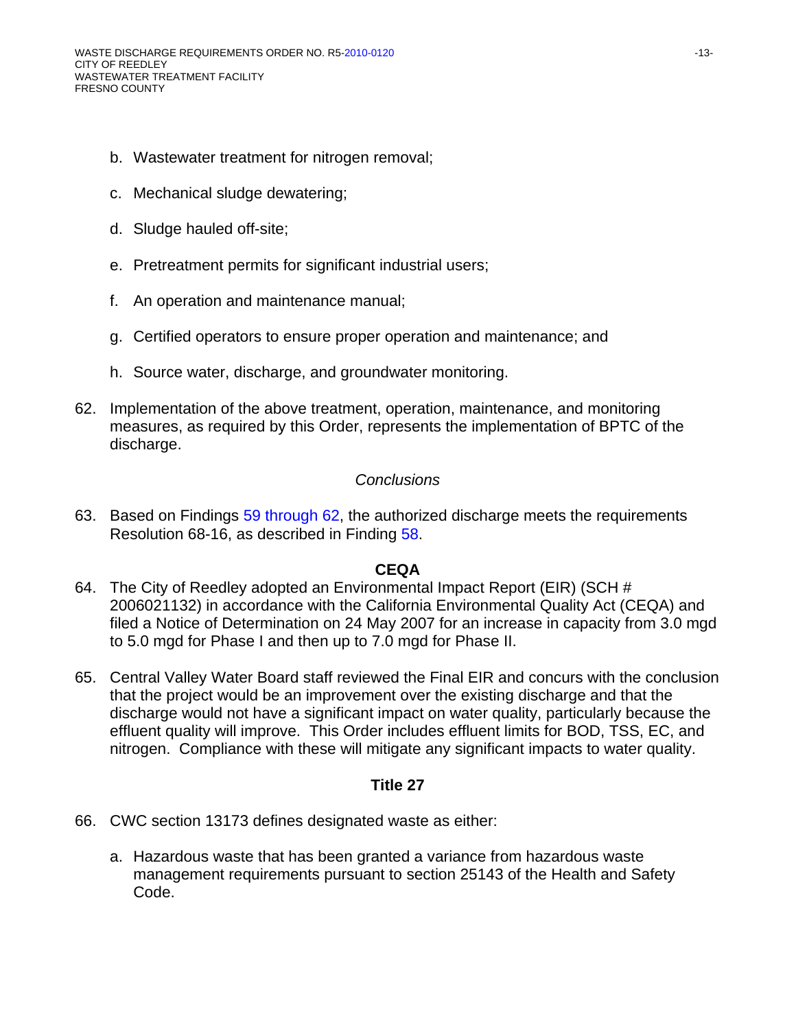b. Wastewater treatment for nitrogen removal;

c. Mechanical sludge dewatering;

d. Sludge hauled off-site;

e. Pretreatment permits for significant industrial users;

f. An operation and maintenance manual;

g. Certified operators to ensure proper operation and maintenance; and

h. Source water, discharge, and groundwater monitoring.

62. Implementation of the above treatment, operation, maintenance, and monitoring measures, as required by this Order, represents the implementation of BPTC of the discharge.

*Conclusions*

63. Based on Findings 59 through 62, the authorized discharge meets the requirements Resolution 68-16, as described in Finding 58.

**CEQA**

64. The City of Reedley adopted an Environmental Impact Report (EIR) (SCH # 2006021132) in accordance with the California Environmental Quality Act (CEQA) and filed a Notice of Determination on 24 May 2007 for an increase in capacity from 3.0 mgd to 5.0 mgd for Phase I and then up to 7.0 mgd for Phase II.

65. Central Valley Water Board staff reviewed the Final EIR and concurs with the conclusion that the project would be an improvement over the existing discharge and that the discharge would not have a significant impact on water quality, particularly because the effluent quality will improve. This Order includes effluent limits for BOD, TSS, EC, and nitrogen. Compliance with these will mitigate any significant impacts to water quality.

**Title 27**

66. CWC section 13173 defines designated waste as either:

a. Hazardous waste that has been granted a variance from hazardous waste management requirements pursuant to section 25143 of the Health and Safety Code.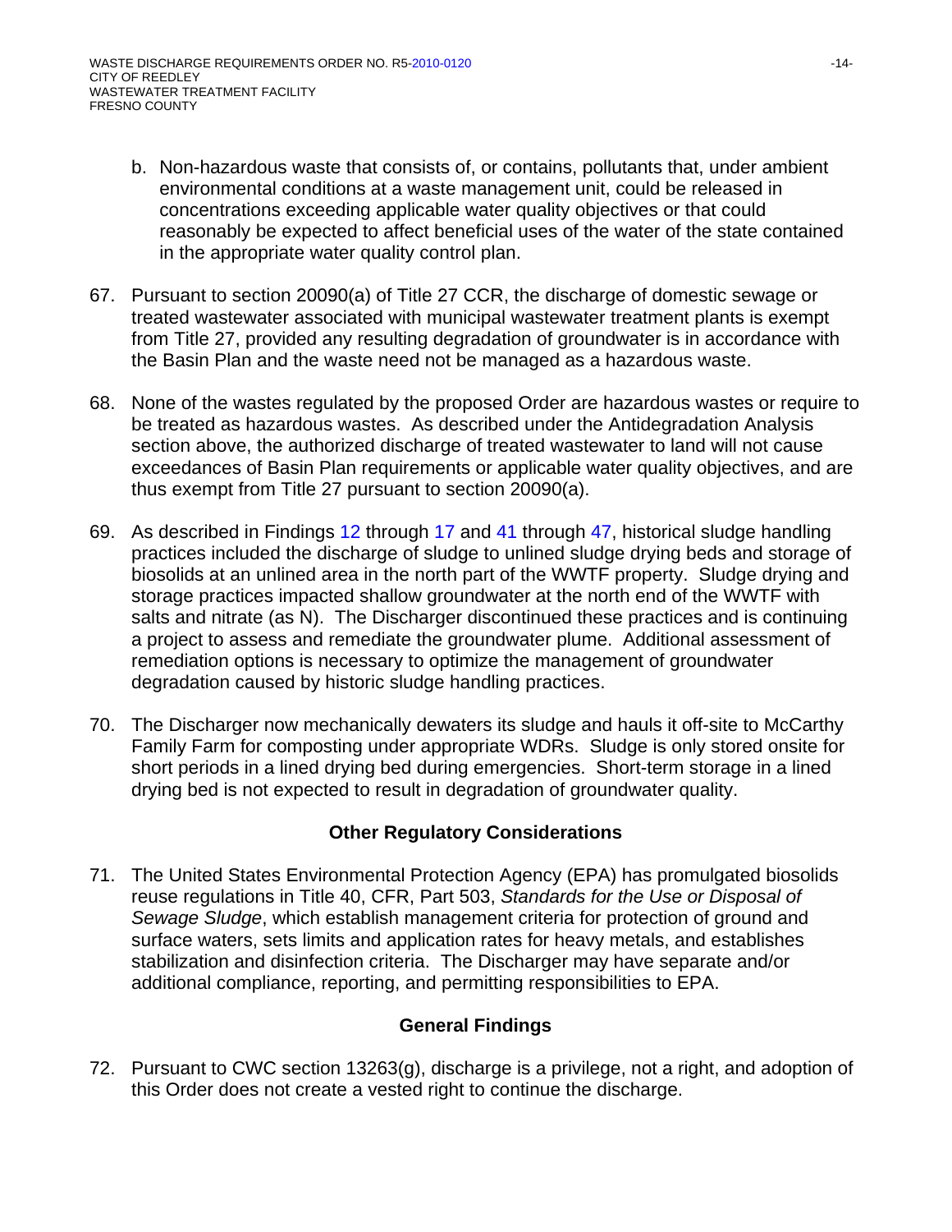b. Non-hazardous waste that consists of, or contains, pollutants that, under ambient environmental conditions at a waste management unit, could be released in concentrations exceeding applicable water quality objectives or that could reasonably be expected to affect beneficial uses of the water of the state contained in the appropriate water quality control plan.

67. Pursuant to section 20090(a) of Title 27 CCR, the discharge of domestic sewage or treated wastewater associated with municipal wastewater treatment plants is exempt from Title 27, provided any resulting degradation of groundwater is in accordance with the Basin Plan and the waste need not be managed as a hazardous waste.

68. None of the wastes regulated by the proposed Order are hazardous wastes or require to be treated as hazardous wastes. As described under the Antidegradation Analysis section above, the authorized discharge of treated wastewater to land will not cause exceedances of Basin Plan requirements or applicable water quality objectives, and are thus exempt from Title 27 pursuant to section 20090(a).

69. As described in Findings 12 through 17 and 41 through 47, historical sludge handling practices included the discharge of sludge to unlined sludge drying beds and storage of biosolids at an unlined area in the north part of the WWTF property. Sludge drying and storage practices impacted shallow groundwater at the north end of the WWTF with salts and nitrate (as N). The Discharger discontinued these practices and is continuing a project to assess and remediate the groundwater plume. Additional assessment of remediation options is necessary to optimize the management of groundwater degradation caused by historic sludge handling practices.

70. The Discharger now mechanically dewaters its sludge and hauls it off-site to McCarthy Family Farm for composting under appropriate WDRs. Sludge is only stored onsite for short periods in a lined drying bed during emergencies. Short-term storage in a lined drying bed is not expected to result in degradation of groundwater quality.

## Other Regulatory Considerations

71. The United States Environmental Protection Agency (EPA) has promulgated biosolids reuse regulations in Title 40, CFR, Part 503, *Standards for the Use or Disposal of Sewage Sludge*, which establish management criteria for protection of ground and surface waters, sets limits and application rates for heavy metals, and establishes stabilization and disinfection criteria. The Discharger may have separate and/or additional compliance, reporting, and permitting responsibilities to EPA.

## General Findings

72. Pursuant to CWC section 13263(g), discharge is a privilege, not a right, and adoption of this Order does not create a vested right to continue the discharge.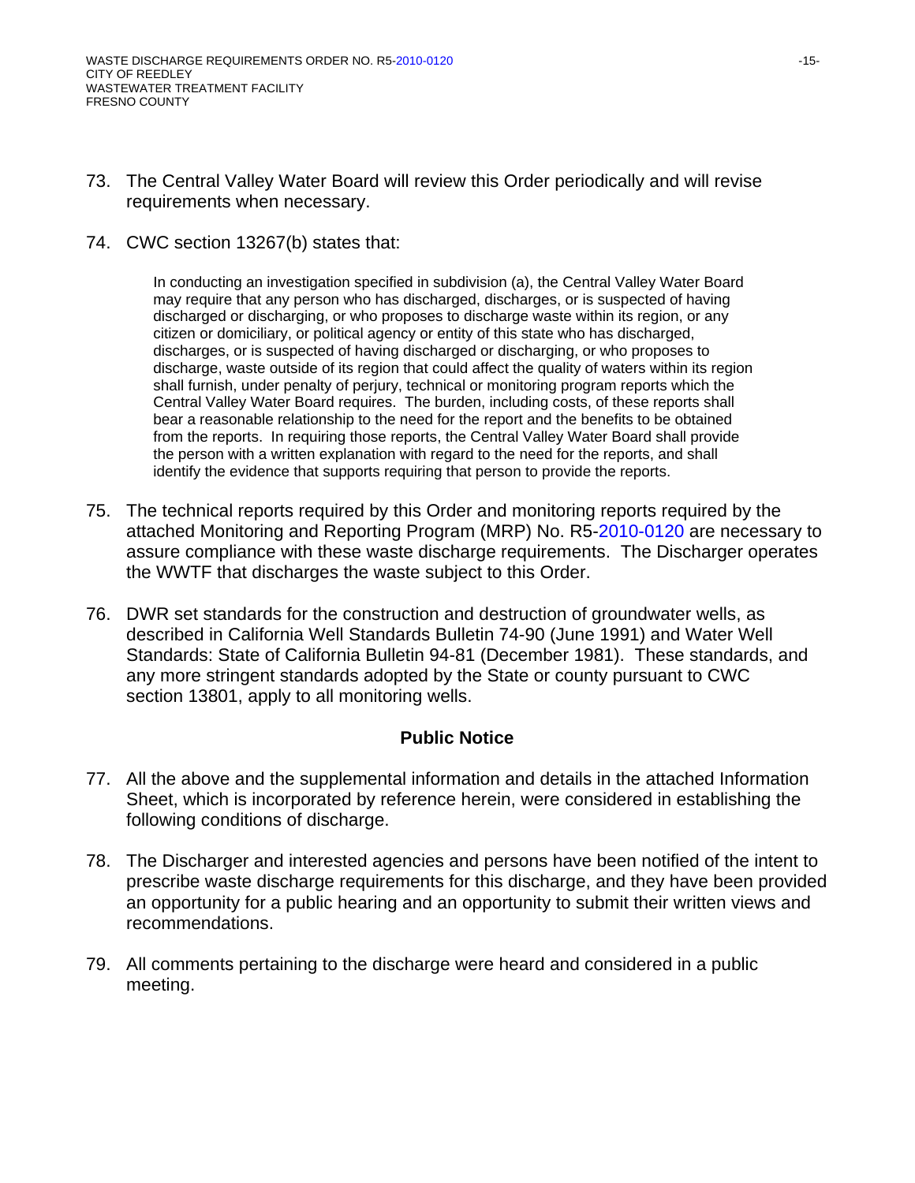73. The Central Valley Water Board will review this Order periodically and will revise requirements when necessary.

74. CWC section 13267(b) states that:

> In conducting an investigation specified in subdivision (a), the Central Valley Water Board may require that any person who has discharged, discharges, or is suspected of having discharged or discharging, or who proposes to discharge waste within its region, or any citizen or domiciliary, or political agency or entity of this state who has discharged, discharges, or is suspected of having discharged or discharging, or who proposes to discharge, waste outside of its region that could affect the quality of waters within its region shall furnish, under penalty of perjury, technical or monitoring program reports which the Central Valley Water Board requires. The burden, including costs, of these reports shall bear a reasonable relationship to the need for the report and the benefits to be obtained from the reports. In requiring those reports, the Central Valley Water Board shall provide the person with a written explanation with regard to the need for the reports, and shall identify the evidence that supports requiring that person to provide the reports.

75. The technical reports required by this Order and monitoring reports required by the attached Monitoring and Reporting Program (MRP) No. R5-2010-0120 are necessary to assure compliance with these waste discharge requirements. The Discharger operates the WWTF that discharges the waste subject to this Order.

76. DWR set standards for the construction and destruction of groundwater wells, as described in California Well Standards Bulletin 74-90 (June 1991) and Water Well Standards: State of California Bulletin 94-81 (December 1981). These standards, and any more stringent standards adopted by the State or county pursuant to CWC section 13801, apply to all monitoring wells.

## Public Notice

77. All the above and the supplemental information and details in the attached Information Sheet, which is incorporated by reference herein, were considered in establishing the following conditions of discharge.

78. The Discharger and interested agencies and persons have been notified of the intent to prescribe waste discharge requirements for this discharge, and they have been provided an opportunity for a public hearing and an opportunity to submit their written views and recommendations.

79. All comments pertaining to the discharge were heard and considered in a public meeting.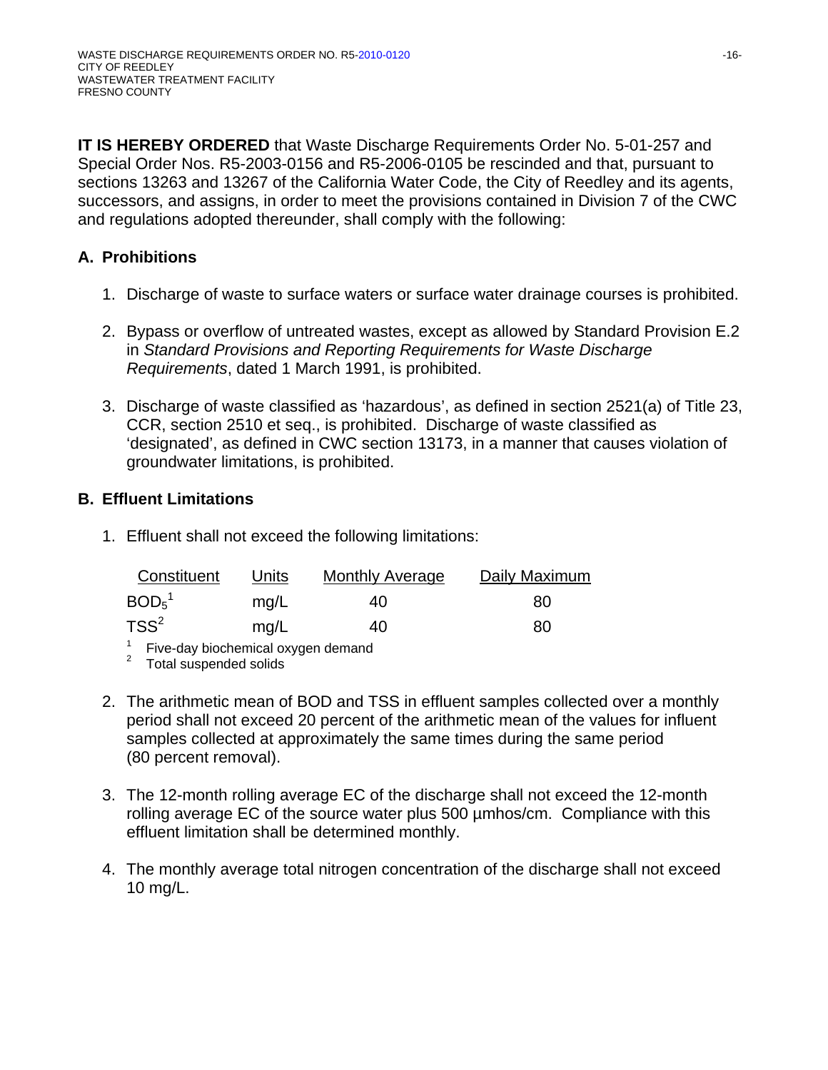**IT IS HEREBY ORDERED** that Waste Discharge Requirements Order No. 5-01-257 and Special Order Nos. R5-2003-0156 and R5-2006-0105 be rescinded and that, pursuant to sections 13263 and 13267 of the California Water Code, the City of Reedley and its agents, successors, and assigns, in order to meet the provisions contained in Division 7 of the CWC and regulations adopted thereunder, shall comply with the following:

## A. Prohibitions

1. Discharge of waste to surface waters or surface water drainage courses is prohibited.

2. Bypass or overflow of untreated wastes, except as allowed by Standard Provision E.2 in *Standard Provisions and Reporting Requirements for Waste Discharge Requirements*, dated 1 March 1991, is prohibited.

3. Discharge of waste classified as 'hazardous', as defined in section 2521(a) of Title 23, CCR, section 2510 et seq., is prohibited. Discharge of waste classified as 'designated', as defined in CWC section 13173, in a manner that causes violation of groundwater limitations, is prohibited.

## B. Effluent Limitations

1. Effluent shall not exceed the following limitations:

| Constituent | Units | Monthly Average | Daily Maximum |
|---|---|---|---|
| $BOD_5$[1] | mg/L | 40 | 80 |
| TSS[2] | mg/L | 40 | 80 |

[1] Five-day biochemical oxygen demand
[2] Total suspended solids

2. The arithmetic mean of BOD and TSS in effluent samples collected over a monthly period shall not exceed 20 percent of the arithmetic mean of the values for influent samples collected at approximately the same times during the same period (80 percent removal).

3. The 12-month rolling average EC of the discharge shall not exceed the 12-month rolling average EC of the source water plus 500 µmhos/cm. Compliance with this effluent limitation shall be determined monthly.

4. The monthly average total nitrogen concentration of the discharge shall not exceed 10 mg/L.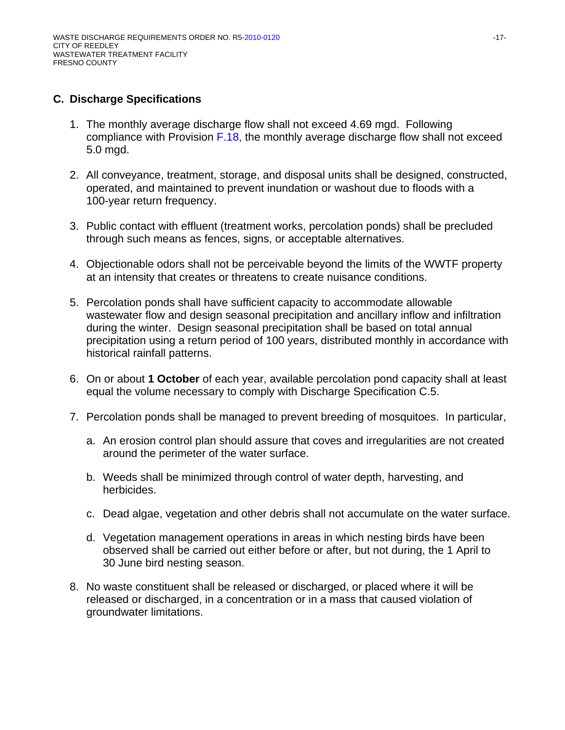## C. Discharge Specifications

1. The monthly average discharge flow shall not exceed 4.69 mgd. Following compliance with Provision F.18, the monthly average discharge flow shall not exceed 5.0 mgd.

2. All conveyance, treatment, storage, and disposal units shall be designed, constructed, operated, and maintained to prevent inundation or washout due to floods with a 100-year return frequency.

3. Public contact with effluent (treatment works, percolation ponds) shall be precluded through such means as fences, signs, or acceptable alternatives.

4. Objectionable odors shall not be perceivable beyond the limits of the WWTF property at an intensity that creates or threatens to create nuisance conditions.

5. Percolation ponds shall have sufficient capacity to accommodate allowable wastewater flow and design seasonal precipitation and ancillary inflow and infiltration during the winter. Design seasonal precipitation shall be based on total annual precipitation using a return period of 100 years, distributed monthly in accordance with historical rainfall patterns.

6. On or about **1 October** of each year, available percolation pond capacity shall at least equal the volume necessary to comply with Discharge Specification C.5.

7. Percolation ponds shall be managed to prevent breeding of mosquitoes. In particular,

   a. An erosion control plan should assure that coves and irregularities are not created around the perimeter of the water surface.

   b. Weeds shall be minimized through control of water depth, harvesting, and herbicides.

   c. Dead algae, vegetation and other debris shall not accumulate on the water surface.

   d. Vegetation management operations in areas in which nesting birds have been observed shall be carried out either before or after, but not during, the 1 April to 30 June bird nesting season.

8. No waste constituent shall be released or discharged, or placed where it will be released or discharged, in a concentration or in a mass that caused violation of groundwater limitations.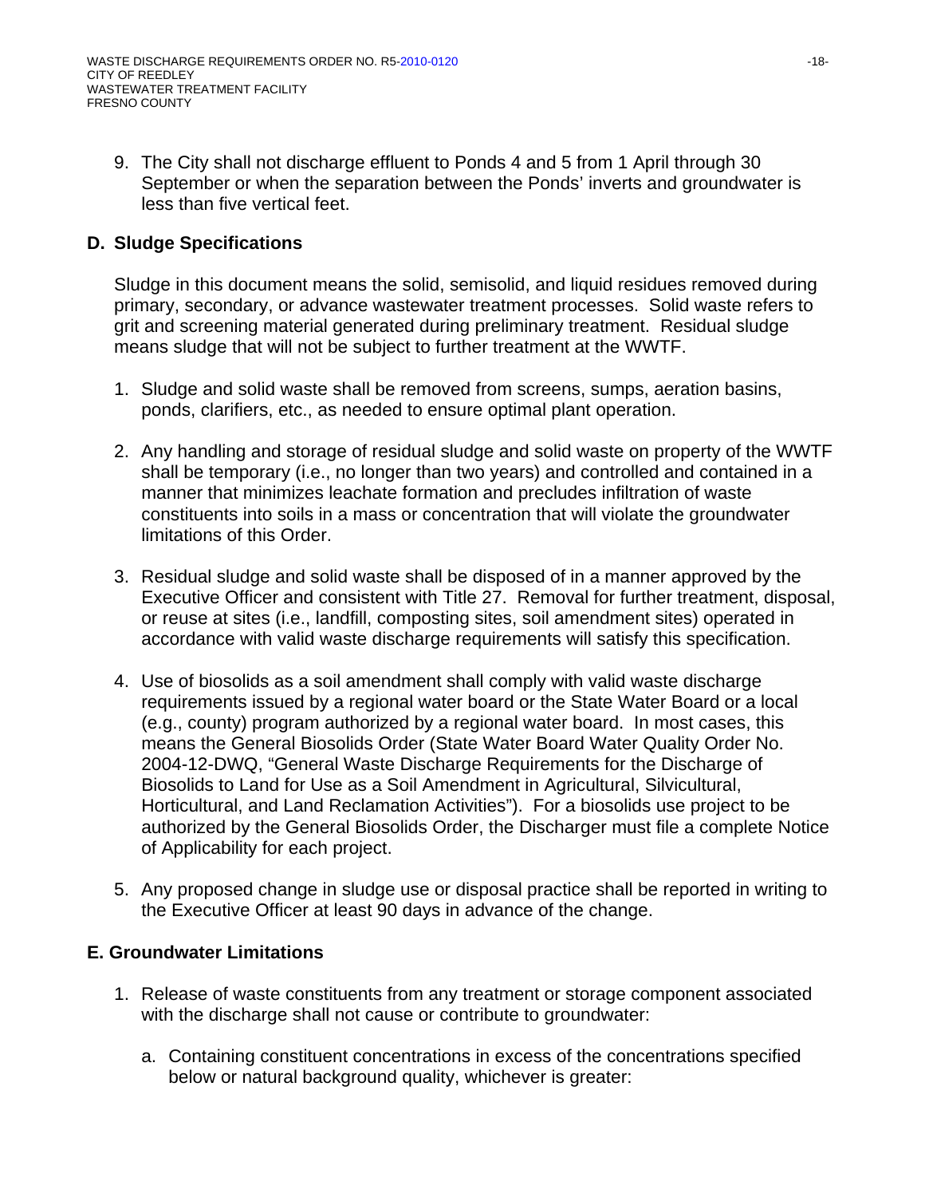9. The City shall not discharge effluent to Ponds 4 and 5 from 1 April through 30 September or when the separation between the Ponds' inverts and groundwater is less than five vertical feet.

## D. Sludge Specifications

Sludge in this document means the solid, semisolid, and liquid residues removed during primary, secondary, or advance wastewater treatment processes. Solid waste refers to grit and screening material generated during preliminary treatment. Residual sludge means sludge that will not be subject to further treatment at the WWTF.

1. Sludge and solid waste shall be removed from screens, sumps, aeration basins, ponds, clarifiers, etc., as needed to ensure optimal plant operation.

2. Any handling and storage of residual sludge and solid waste on property of the WWTF shall be temporary (i.e., no longer than two years) and controlled and contained in a manner that minimizes leachate formation and precludes infiltration of waste constituents into soils in a mass or concentration that will violate the groundwater limitations of this Order.

3. Residual sludge and solid waste shall be disposed of in a manner approved by the Executive Officer and consistent with Title 27. Removal for further treatment, disposal, or reuse at sites (i.e., landfill, composting sites, soil amendment sites) operated in accordance with valid waste discharge requirements will satisfy this specification.

4. Use of biosolids as a soil amendment shall comply with valid waste discharge requirements issued by a regional water board or the State Water Board or a local (e.g., county) program authorized by a regional water board. In most cases, this means the General Biosolids Order (State Water Board Water Quality Order No. 2004-12-DWQ, "General Waste Discharge Requirements for the Discharge of Biosolids to Land for Use as a Soil Amendment in Agricultural, Silvicultural, Horticultural, and Land Reclamation Activities"). For a biosolids use project to be authorized by the General Biosolids Order, the Discharger must file a complete Notice of Applicability for each project.

5. Any proposed change in sludge use or disposal practice shall be reported in writing to the Executive Officer at least 90 days in advance of the change.

## E. Groundwater Limitations

1. Release of waste constituents from any treatment or storage component associated with the discharge shall not cause or contribute to groundwater:

   a. Containing constituent concentrations in excess of the concentrations specified below or natural background quality, whichever is greater: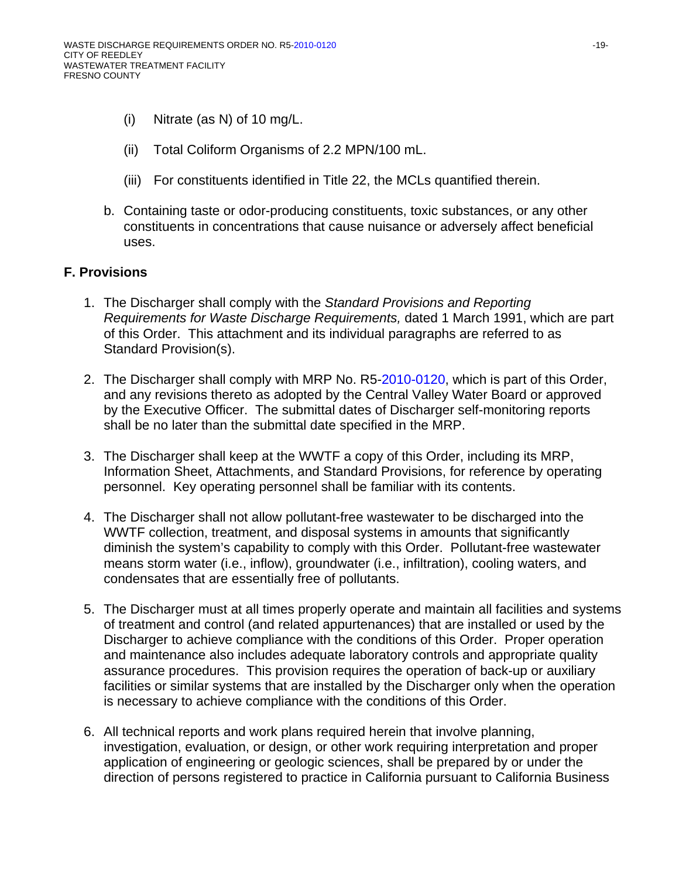(i) Nitrate (as N) of 10 mg/L.

(ii) Total Coliform Organisms of 2.2 MPN/100 mL.

(iii) For constituents identified in Title 22, the MCLs quantified therein.

b. Containing taste or odor-producing constituents, toxic substances, or any other constituents in concentrations that cause nuisance or adversely affect beneficial uses.

## F. Provisions

1. The Discharger shall comply with the *Standard Provisions and Reporting Requirements for Waste Discharge Requirements,* dated 1 March 1991, which are part of this Order. This attachment and its individual paragraphs are referred to as Standard Provision(s).

2. The Discharger shall comply with MRP No. R5-2010-0120, which is part of this Order, and any revisions thereto as adopted by the Central Valley Water Board or approved by the Executive Officer. The submittal dates of Discharger self-monitoring reports shall be no later than the submittal date specified in the MRP.

3. The Discharger shall keep at the WWTF a copy of this Order, including its MRP, Information Sheet, Attachments, and Standard Provisions, for reference by operating personnel. Key operating personnel shall be familiar with its contents.

4. The Discharger shall not allow pollutant-free wastewater to be discharged into the WWTF collection, treatment, and disposal systems in amounts that significantly diminish the system's capability to comply with this Order. Pollutant-free wastewater means storm water (i.e., inflow), groundwater (i.e., infiltration), cooling waters, and condensates that are essentially free of pollutants.

5. The Discharger must at all times properly operate and maintain all facilities and systems of treatment and control (and related appurtenances) that are installed or used by the Discharger to achieve compliance with the conditions of this Order. Proper operation and maintenance also includes adequate laboratory controls and appropriate quality assurance procedures. This provision requires the operation of back-up or auxiliary facilities or similar systems that are installed by the Discharger only when the operation is necessary to achieve compliance with the conditions of this Order.

6. All technical reports and work plans required herein that involve planning, investigation, evaluation, or design, or other work requiring interpretation and proper application of engineering or geologic sciences, shall be prepared by or under the direction of persons registered to practice in California pursuant to California Business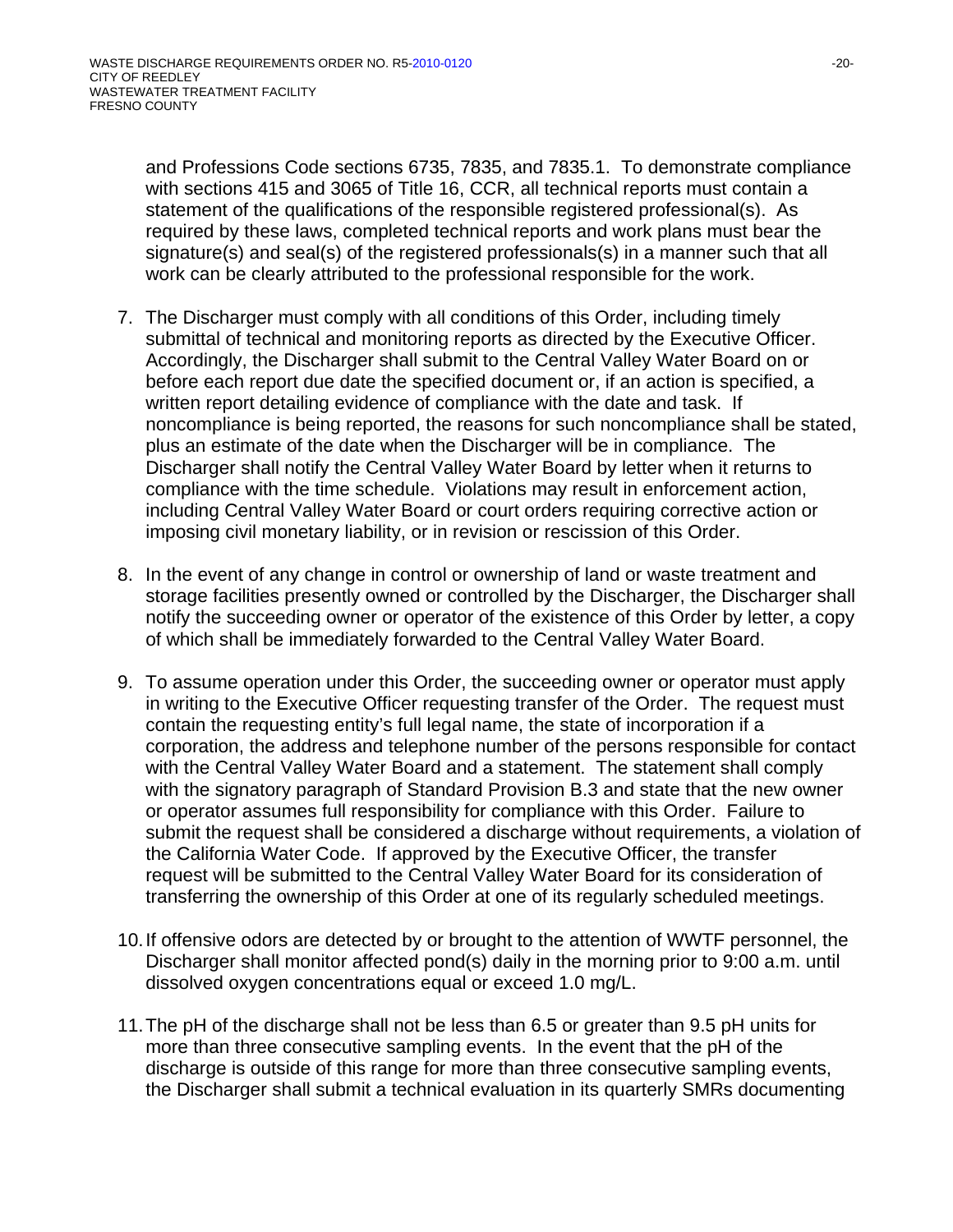and Professions Code sections 6735, 7835, and 7835.1. To demonstrate compliance with sections 415 and 3065 of Title 16, CCR, all technical reports must contain a statement of the qualifications of the responsible registered professional(s). As required by these laws, completed technical reports and work plans must bear the signature(s) and seal(s) of the registered professionals(s) in a manner such that all work can be clearly attributed to the professional responsible for the work.

7. The Discharger must comply with all conditions of this Order, including timely submittal of technical and monitoring reports as directed by the Executive Officer. Accordingly, the Discharger shall submit to the Central Valley Water Board on or before each report due date the specified document or, if an action is specified, a written report detailing evidence of compliance with the date and task. If noncompliance is being reported, the reasons for such noncompliance shall be stated, plus an estimate of the date when the Discharger will be in compliance. The Discharger shall notify the Central Valley Water Board by letter when it returns to compliance with the time schedule. Violations may result in enforcement action, including Central Valley Water Board or court orders requiring corrective action or imposing civil monetary liability, or in revision or rescission of this Order.

8. In the event of any change in control or ownership of land or waste treatment and storage facilities presently owned or controlled by the Discharger, the Discharger shall notify the succeeding owner or operator of the existence of this Order by letter, a copy of which shall be immediately forwarded to the Central Valley Water Board.

9. To assume operation under this Order, the succeeding owner or operator must apply in writing to the Executive Officer requesting transfer of the Order. The request must contain the requesting entity's full legal name, the state of incorporation if a corporation, the address and telephone number of the persons responsible for contact with the Central Valley Water Board and a statement. The statement shall comply with the signatory paragraph of Standard Provision B.3 and state that the new owner or operator assumes full responsibility for compliance with this Order. Failure to submit the request shall be considered a discharge without requirements, a violation of the California Water Code. If approved by the Executive Officer, the transfer request will be submitted to the Central Valley Water Board for its consideration of transferring the ownership of this Order at one of its regularly scheduled meetings.

10. If offensive odors are detected by or brought to the attention of WWTF personnel, the Discharger shall monitor affected pond(s) daily in the morning prior to 9:00 a.m. until dissolved oxygen concentrations equal or exceed 1.0 mg/L.

11. The pH of the discharge shall not be less than 6.5 or greater than 9.5 pH units for more than three consecutive sampling events. In the event that the pH of the discharge is outside of this range for more than three consecutive sampling events, the Discharger shall submit a technical evaluation in its quarterly SMRs documenting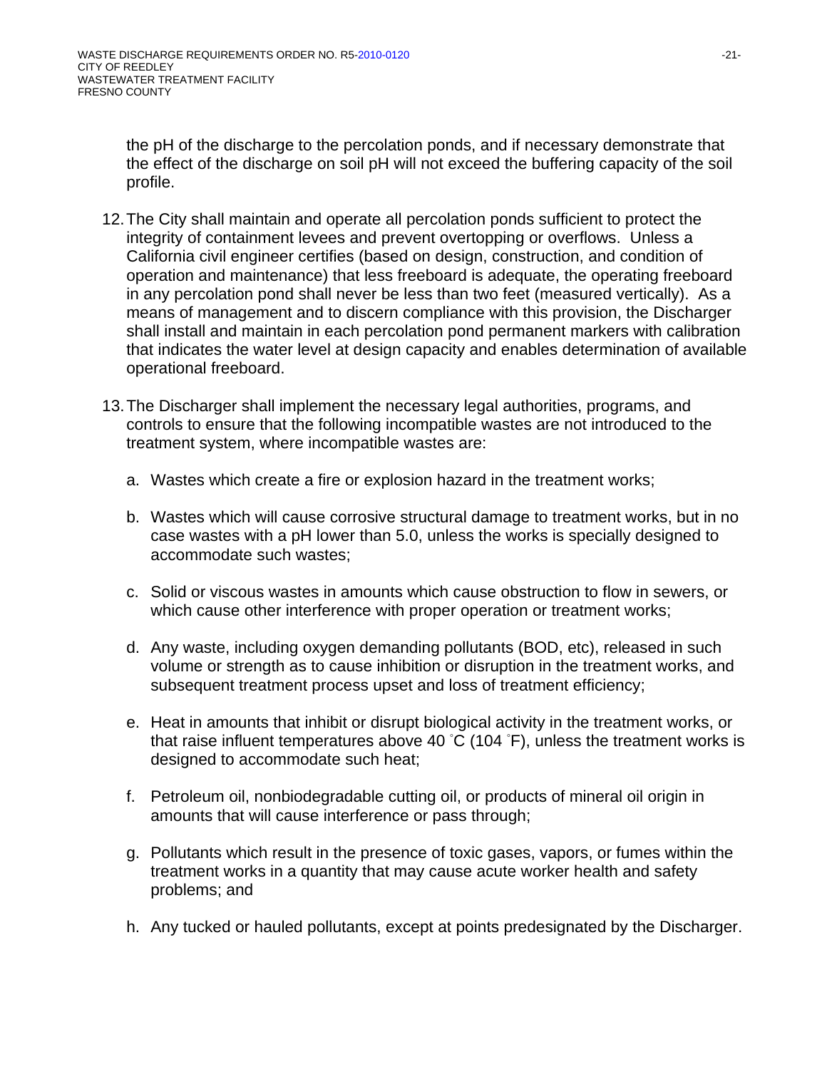the pH of the discharge to the percolation ponds, and if necessary demonstrate that the effect of the discharge on soil pH will not exceed the buffering capacity of the soil profile.

12. The City shall maintain and operate all percolation ponds sufficient to protect the integrity of containment levees and prevent overtopping or overflows. Unless a California civil engineer certifies (based on design, construction, and condition of operation and maintenance) that less freeboard is adequate, the operating freeboard in any percolation pond shall never be less than two feet (measured vertically). As a means of management and to discern compliance with this provision, the Discharger shall install and maintain in each percolation pond permanent markers with calibration that indicates the water level at design capacity and enables determination of available operational freeboard.

13. The Discharger shall implement the necessary legal authorities, programs, and controls to ensure that the following incompatible wastes are not introduced to the treatment system, where incompatible wastes are:

    a. Wastes which create a fire or explosion hazard in the treatment works;

    b. Wastes which will cause corrosive structural damage to treatment works, but in no case wastes with a pH lower than 5.0, unless the works is specially designed to accommodate such wastes;

    c. Solid or viscous wastes in amounts which cause obstruction to flow in sewers, or which cause other interference with proper operation or treatment works;

    d. Any waste, including oxygen demanding pollutants (BOD, etc), released in such volume or strength as to cause inhibition or disruption in the treatment works, and subsequent treatment process upset and loss of treatment efficiency;

    e. Heat in amounts that inhibit or disrupt biological activity in the treatment works, or that raise influent temperatures above 40 °C (104 °F), unless the treatment works is designed to accommodate such heat;

    f. Petroleum oil, nonbiodegradable cutting oil, or products of mineral oil origin in amounts that will cause interference or pass through;

    g. Pollutants which result in the presence of toxic gases, vapors, or fumes within the treatment works in a quantity that may cause acute worker health and safety problems; and

    h. Any tucked or hauled pollutants, except at points predesignated by the Discharger.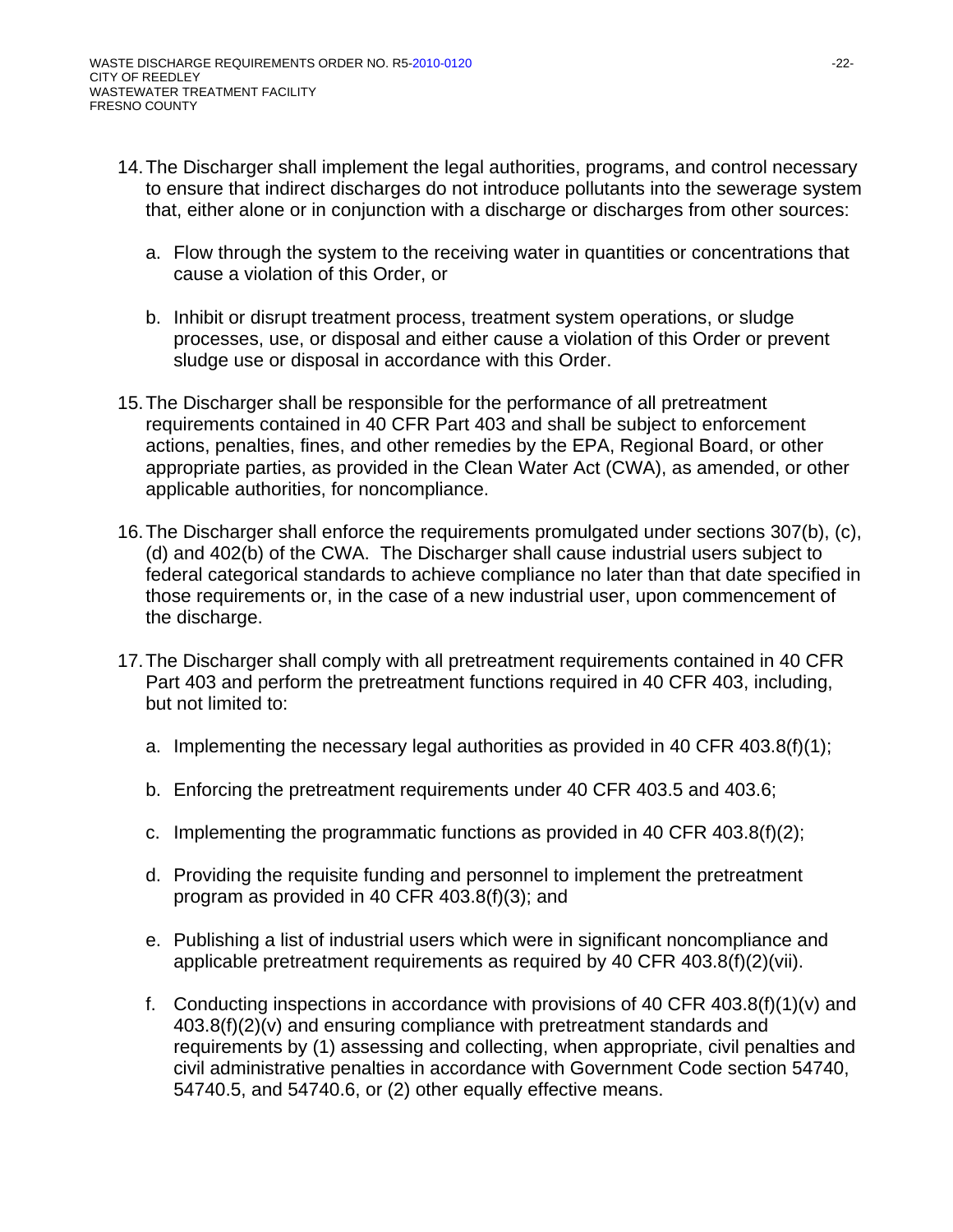14. The Discharger shall implement the legal authorities, programs, and control necessary to ensure that indirect discharges do not introduce pollutants into the sewerage system that, either alone or in conjunction with a discharge or discharges from other sources:

    a. Flow through the system to the receiving water in quantities or concentrations that cause a violation of this Order, or

    b. Inhibit or disrupt treatment process, treatment system operations, or sludge processes, use, or disposal and either cause a violation of this Order or prevent sludge use or disposal in accordance with this Order.

15. The Discharger shall be responsible for the performance of all pretreatment requirements contained in 40 CFR Part 403 and shall be subject to enforcement actions, penalties, fines, and other remedies by the EPA, Regional Board, or other appropriate parties, as provided in the Clean Water Act (CWA), as amended, or other applicable authorities, for noncompliance.

16. The Discharger shall enforce the requirements promulgated under sections 307(b), (c), (d) and 402(b) of the CWA. The Discharger shall cause industrial users subject to federal categorical standards to achieve compliance no later than that date specified in those requirements or, in the case of a new industrial user, upon commencement of the discharge.

17. The Discharger shall comply with all pretreatment requirements contained in 40 CFR Part 403 and perform the pretreatment functions required in 40 CFR 403, including, but not limited to:

    a. Implementing the necessary legal authorities as provided in 40 CFR 403.8(f)(1);

    b. Enforcing the pretreatment requirements under 40 CFR 403.5 and 403.6;

    c. Implementing the programmatic functions as provided in 40 CFR 403.8(f)(2);

    d. Providing the requisite funding and personnel to implement the pretreatment program as provided in 40 CFR 403.8(f)(3); and

    e. Publishing a list of industrial users which were in significant noncompliance and applicable pretreatment requirements as required by 40 CFR 403.8(f)(2)(vii).

    f. Conducting inspections in accordance with provisions of 40 CFR 403.8(f)(1)(v) and 403.8(f)(2)(v) and ensuring compliance with pretreatment standards and requirements by (1) assessing and collecting, when appropriate, civil penalties and civil administrative penalties in accordance with Government Code section 54740, 54740.5, and 54740.6, or (2) other equally effective means.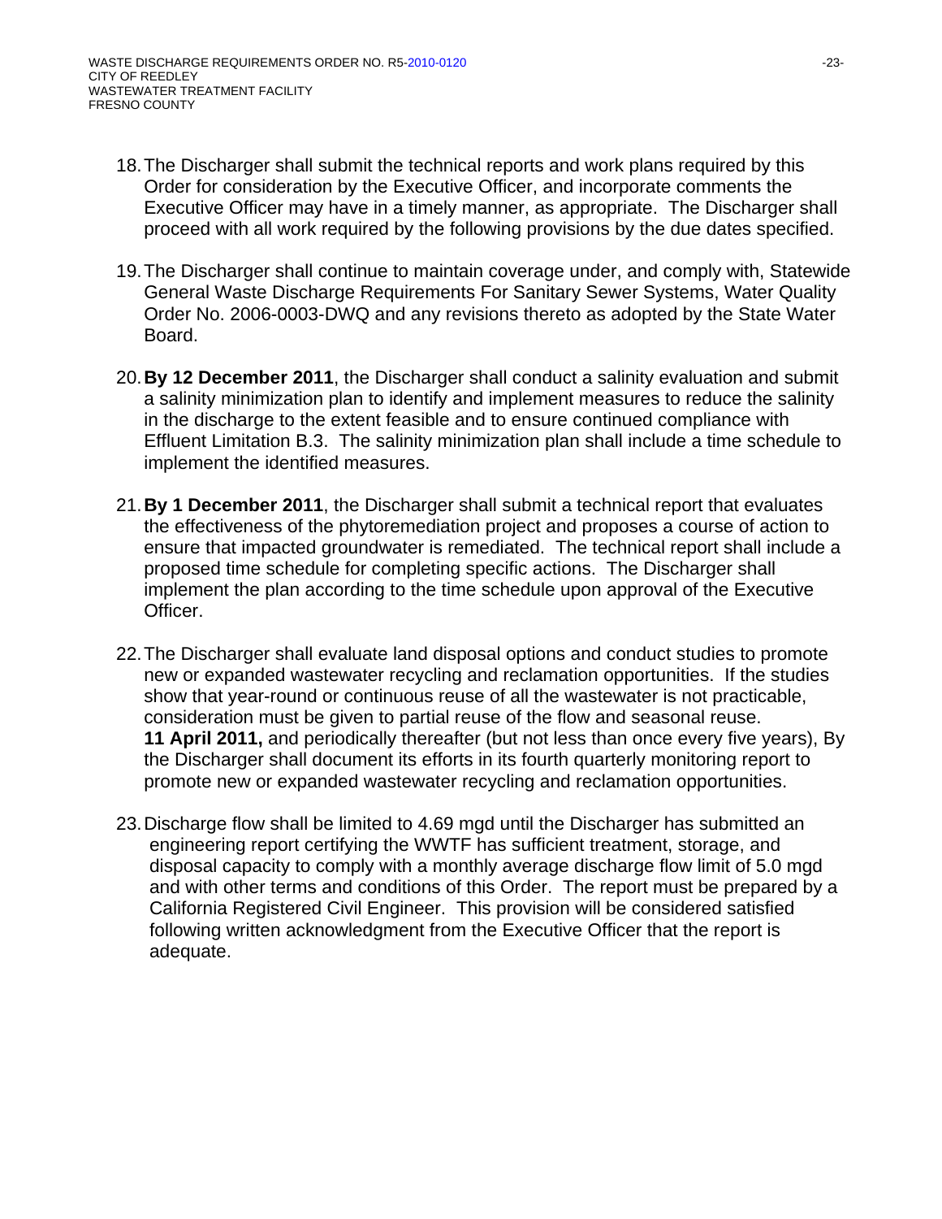18. The Discharger shall submit the technical reports and work plans required by this Order for consideration by the Executive Officer, and incorporate comments the Executive Officer may have in a timely manner, as appropriate. The Discharger shall proceed with all work required by the following provisions by the due dates specified.

19. The Discharger shall continue to maintain coverage under, and comply with, Statewide General Waste Discharge Requirements For Sanitary Sewer Systems, Water Quality Order No. 2006-0003-DWQ and any revisions thereto as adopted by the State Water Board.

20. **By 12 December 2011**, the Discharger shall conduct a salinity evaluation and submit a salinity minimization plan to identify and implement measures to reduce the salinity in the discharge to the extent feasible and to ensure continued compliance with Effluent Limitation B.3. The salinity minimization plan shall include a time schedule to implement the identified measures.

21. **By 1 December 2011**, the Discharger shall submit a technical report that evaluates the effectiveness of the phytoremediation project and proposes a course of action to ensure that impacted groundwater is remediated. The technical report shall include a proposed time schedule for completing specific actions. The Discharger shall implement the plan according to the time schedule upon approval of the Executive Officer.

22. The Discharger shall evaluate land disposal options and conduct studies to promote new or expanded wastewater recycling and reclamation opportunities. If the studies show that year-round or continuous reuse of all the wastewater is not practicable, consideration must be given to partial reuse of the flow and seasonal reuse. **11 April 2011,** and periodically thereafter (but not less than once every five years), By the Discharger shall document its efforts in its fourth quarterly monitoring report to promote new or expanded wastewater recycling and reclamation opportunities.

23. Discharge flow shall be limited to 4.69 mgd until the Discharger has submitted an engineering report certifying the WWTF has sufficient treatment, storage, and disposal capacity to comply with a monthly average discharge flow limit of 5.0 mgd and with other terms and conditions of this Order. The report must be prepared by a California Registered Civil Engineer. This provision will be considered satisfied following written acknowledgment from the Executive Officer that the report is adequate.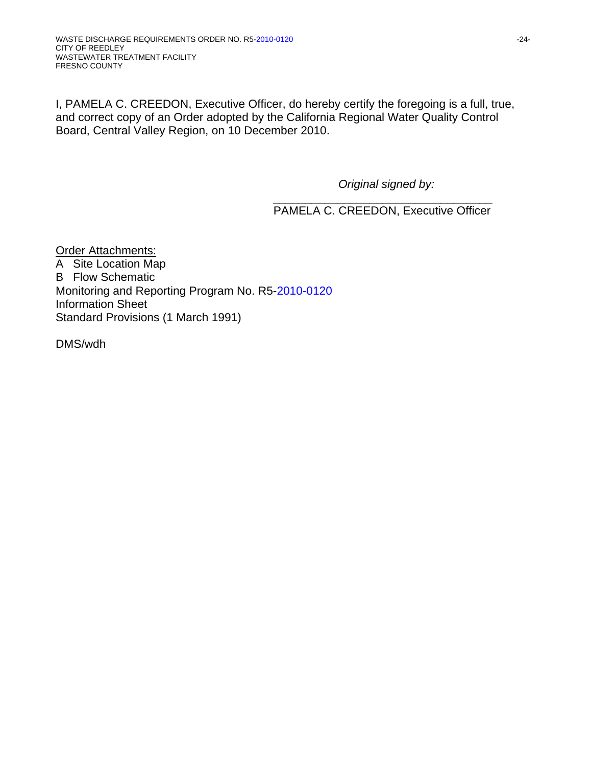I, PAMELA C. CREEDON, Executive Officer, do hereby certify the foregoing is a full, true, and correct copy of an Order adopted by the California Regional Water Quality Control Board, Central Valley Region, on 10 December 2010.

*Original signed by:*

\_\_\_\_\_\_\_\_\_\_\_\_\_\_\_\_\_\_\_\_\_\_\_\_\_\_\_\_\_\_\_\_\_\_\_\_
PAMELA C. CREEDON, Executive Officer

Order Attachments:
A Site Location Map
B Flow Schematic
Monitoring and Reporting Program No. R5-2010-0120
Information Sheet
Standard Provisions (1 March 1991)

DMS/wdh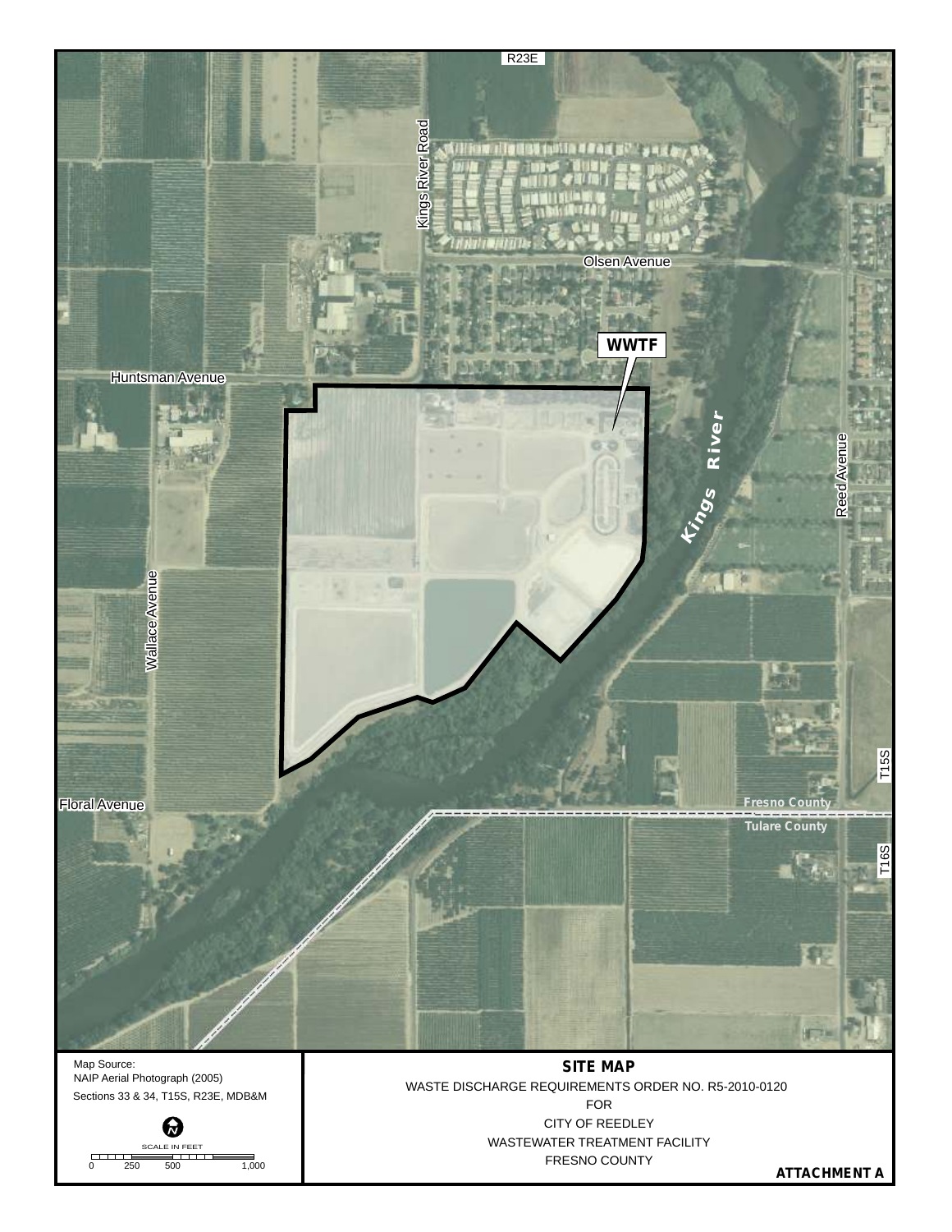R23E

Kings River Road

Olsen Avenue

WWTF

Huntsman Avenue

Kings River

Reed Avenue

Wallace Avenue

Floral Avenue

Fresno County

Tulare County

T15S

T16S

Map Source:
NAIP Aerial Photograph (2005)
Sections 33 & 34, T15S, R23E, MDB&M

SCALE IN FEET

0 250 500 1,000

**SITE MAP**

WASTE DISCHARGE REQUIREMENTS ORDER NO. R5-2010-0120

FOR

CITY OF REEDLEY

WASTEWATER TREATMENT FACILITY

FRESNO COUNTY

**ATTACHMENT A**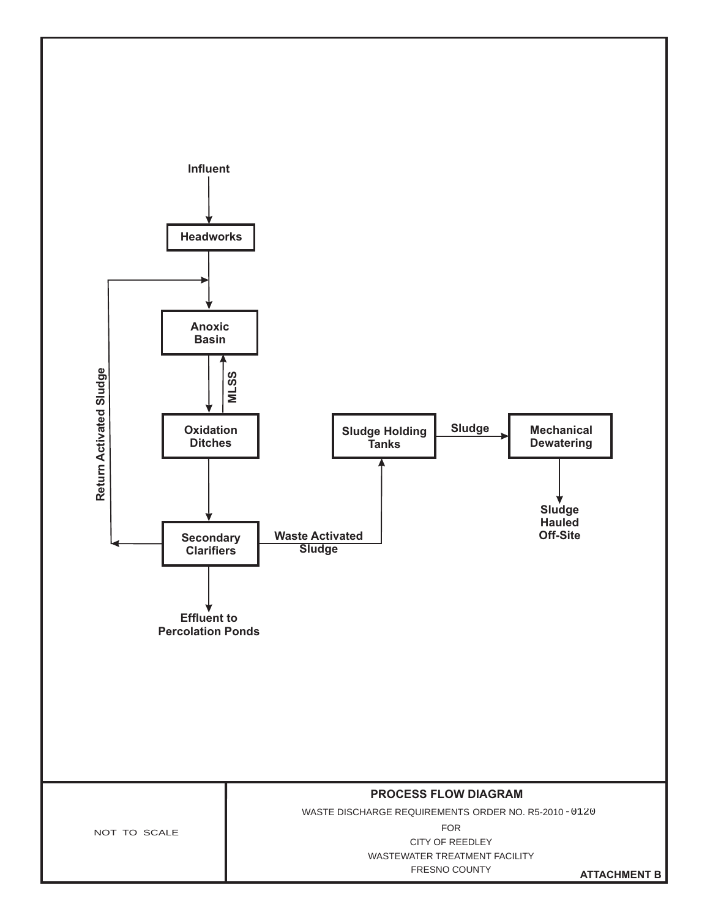Influent

Headworks

Anoxic Basin

MLSS

Return Activated Sludge

Oxidation Ditches

Secondary Clarifiers

Waste Activated Sludge

Sludge Holding Tanks

Sludge

Mechanical Dewatering

Sludge Hauled Off-Site

Effluent to Percolation Ponds

NOT TO SCALE

**PROCESS FLOW DIAGRAM**

WASTE DISCHARGE REQUIREMENTS ORDER NO. R5-2010-0120

FOR

CITY OF REEDLEY

WASTEWATER TREATMENT FACILITY

FRESNO COUNTY

**ATTACHMENT B**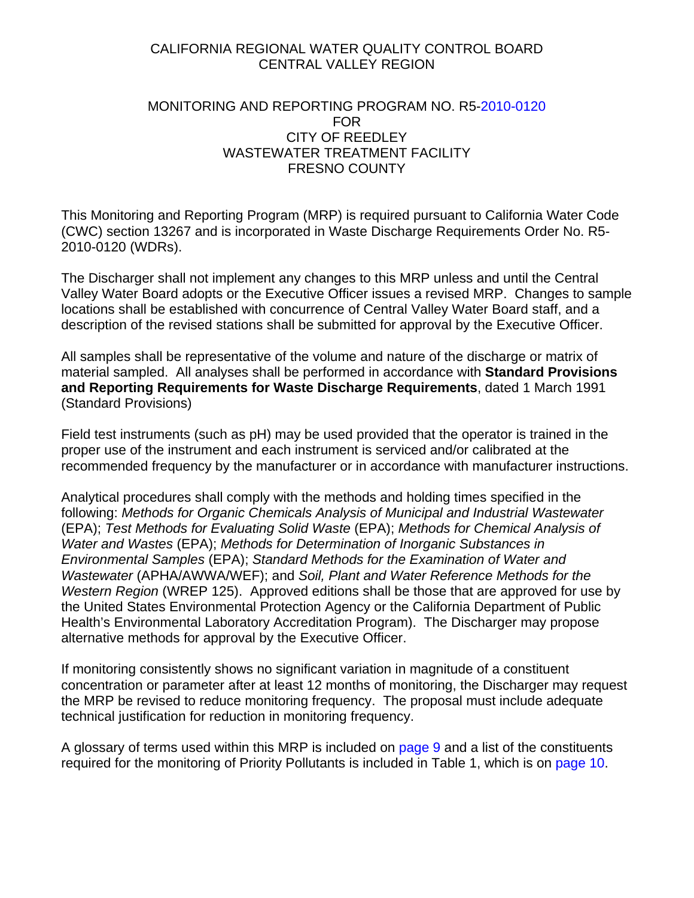CALIFORNIA REGIONAL WATER QUALITY CONTROL BOARD
CENTRAL VALLEY REGION

MONITORING AND REPORTING PROGRAM NO. R5-2010-0120
FOR
CITY OF REEDLEY
WASTEWATER TREATMENT FACILITY
FRESNO COUNTY

This Monitoring and Reporting Program (MRP) is required pursuant to California Water Code (CWC) section 13267 and is incorporated in Waste Discharge Requirements Order No. R5-2010-0120 (WDRs).

The Discharger shall not implement any changes to this MRP unless and until the Central Valley Water Board adopts or the Executive Officer issues a revised MRP. Changes to sample locations shall be established with concurrence of Central Valley Water Board staff, and a description of the revised stations shall be submitted for approval by the Executive Officer.

All samples shall be representative of the volume and nature of the discharge or matrix of material sampled. All analyses shall be performed in accordance with **Standard Provisions and Reporting Requirements for Waste Discharge Requirements**, dated 1 March 1991 (Standard Provisions)

Field test instruments (such as pH) may be used provided that the operator is trained in the proper use of the instrument and each instrument is serviced and/or calibrated at the recommended frequency by the manufacturer or in accordance with manufacturer instructions.

Analytical procedures shall comply with the methods and holding times specified in the following: *Methods for Organic Chemicals Analysis of Municipal and Industrial Wastewater* (EPA); *Test Methods for Evaluating Solid Waste* (EPA); *Methods for Chemical Analysis of Water and Wastes* (EPA); *Methods for Determination of Inorganic Substances in Environmental Samples* (EPA); *Standard Methods for the Examination of Water and Wastewater* (APHA/AWWA/WEF); and *Soil, Plant and Water Reference Methods for the Western Region* (WREP 125). Approved editions shall be those that are approved for use by the United States Environmental Protection Agency or the California Department of Public Health's Environmental Laboratory Accreditation Program). The Discharger may propose alternative methods for approval by the Executive Officer.

If monitoring consistently shows no significant variation in magnitude of a constituent concentration or parameter after at least 12 months of monitoring, the Discharger may request the MRP be revised to reduce monitoring frequency. The proposal must include adequate technical justification for reduction in monitoring frequency.

A glossary of terms used within this MRP is included on page 9 and a list of the constituents required for the monitoring of Priority Pollutants is included in Table 1, which is on page 10.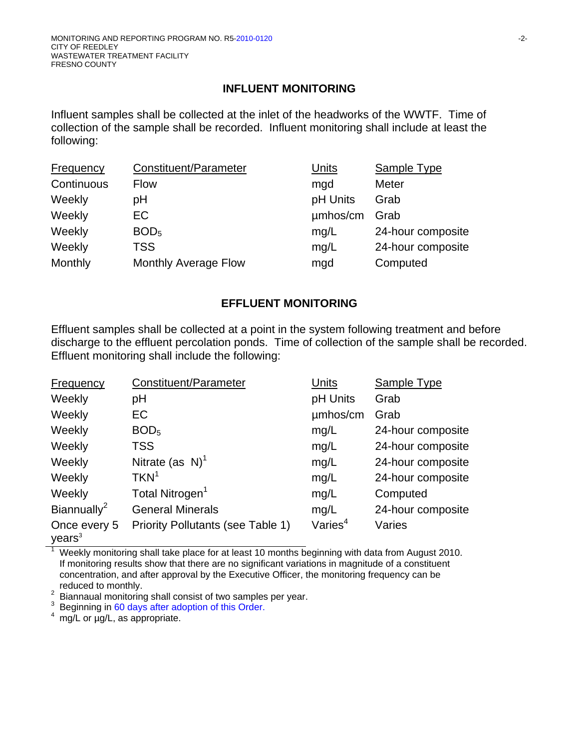## INFLUENT MONITORING

Influent samples shall be collected at the inlet of the headworks of the WWTF. Time of collection of the sample shall be recorded. Influent monitoring shall include at least the following:

| Frequency | Constituent/Parameter | Units | Sample Type |
|---|---|---|---|
| Continuous | Flow | mgd | Meter |
| Weekly | pH | pH Units | Grab |
| Weekly | EC | µmhos/cm | Grab |
| Weekly | $BOD_5$ | mg/L | 24-hour composite |
| Weekly | TSS | mg/L | 24-hour composite |
| Monthly | Monthly Average Flow | mgd | Computed |

## EFFLUENT MONITORING

Effluent samples shall be collected at a point in the system following treatment and before discharge to the effluent percolation ponds. Time of collection of the sample shall be recorded. Effluent monitoring shall include the following:

| Frequency | Constituent/Parameter | Units | Sample Type |
|---|---|---|---|
| Weekly | pH | pH Units | Grab |
| Weekly | EC | µmhos/cm | Grab |
| Weekly | $BOD_5$ | mg/L | 24-hour composite |
| Weekly | TSS | mg/L | 24-hour composite |
| Weekly | Nitrate (as N)[1] | mg/L | 24-hour composite |
| Weekly | TKN[1] | mg/L | 24-hour composite |
| Weekly | Total Nitrogen[1] | mg/L | Computed |
| Biannually[2] | General Minerals | mg/L | 24-hour composite |
| Once every 5 years[3] | Priority Pollutants (see Table 1) | Varies[4] | Varies |

[1] Weekly monitoring shall take place for at least 10 months beginning with data from August 2010. If monitoring results show that there are no significant variations in magnitude of a constituent concentration, and after approval by the Executive Officer, the monitoring frequency can be reduced to monthly.

[2] Biannaual monitoring shall consist of two samples per year.

[3] Beginning in 60 days after adoption of this Order.

[4] mg/L or µg/L, as appropriate.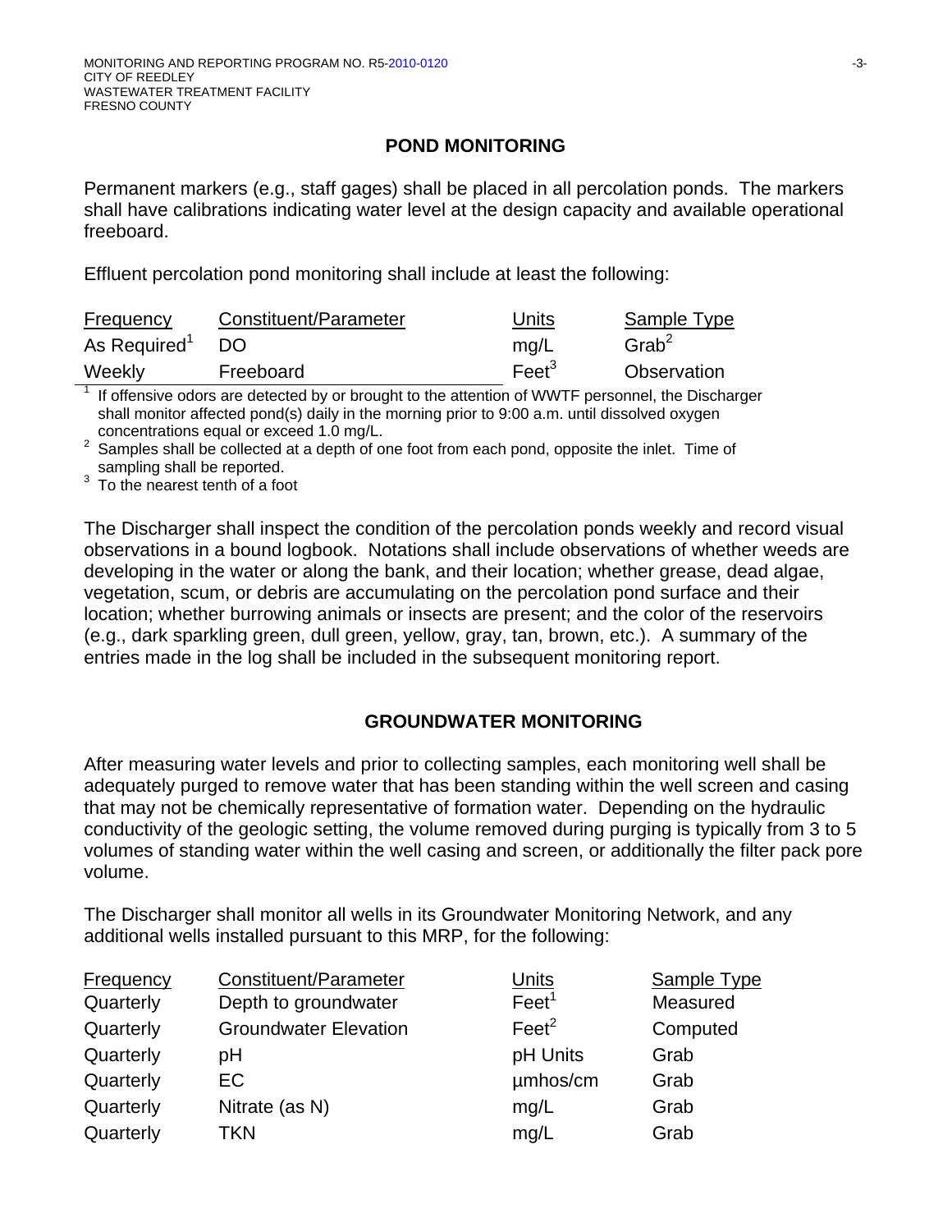## POND MONITORING

Permanent markers (e.g., staff gages) shall be placed in all percolation ponds. The markers shall have calibrations indicating water level at the design capacity and available operational freeboard.

Effluent percolation pond monitoring shall include at least the following:

| Frequency | Constituent/Parameter | Units | Sample Type |
|---|---|---|---|
| As Required[1] | DO | mg/L | Grab[2] |
| Weekly | Freeboard | Feet[3] | Observation |

[1] If offensive odors are detected by or brought to the attention of WWTF personnel, the Discharger shall monitor affected pond(s) daily in the morning prior to 9:00 a.m. until dissolved oxygen concentrations equal or exceed 1.0 mg/L.

[2] Samples shall be collected at a depth of one foot from each pond, opposite the inlet. Time of sampling shall be reported.

[3] To the nearest tenth of a foot

The Discharger shall inspect the condition of the percolation ponds weekly and record visual observations in a bound logbook. Notations shall include observations of whether weeds are developing in the water or along the bank, and their location; whether grease, dead algae, vegetation, scum, or debris are accumulating on the percolation pond surface and their location; whether burrowing animals or insects are present; and the color of the reservoirs (e.g., dark sparkling green, dull green, yellow, gray, tan, brown, etc.). A summary of the entries made in the log shall be included in the subsequent monitoring report.

## GROUNDWATER MONITORING

After measuring water levels and prior to collecting samples, each monitoring well shall be adequately purged to remove water that has been standing within the well screen and casing that may not be chemically representative of formation water. Depending on the hydraulic conductivity of the geologic setting, the volume removed during purging is typically from 3 to 5 volumes of standing water within the well casing and screen, or additionally the filter pack pore volume.

The Discharger shall monitor all wells in its Groundwater Monitoring Network, and any additional wells installed pursuant to this MRP, for the following:

| Frequency | Constituent/Parameter | Units | Sample Type |
|---|---|---|---|
| Quarterly | Depth to groundwater | Feet[1] | Measured |
| Quarterly | Groundwater Elevation | Feet[2] | Computed |
| Quarterly | pH | pH Units | Grab |
| Quarterly | EC | µmhos/cm | Grab |
| Quarterly | Nitrate (as N) | mg/L | Grab |
| Quarterly | TKN | mg/L | Grab |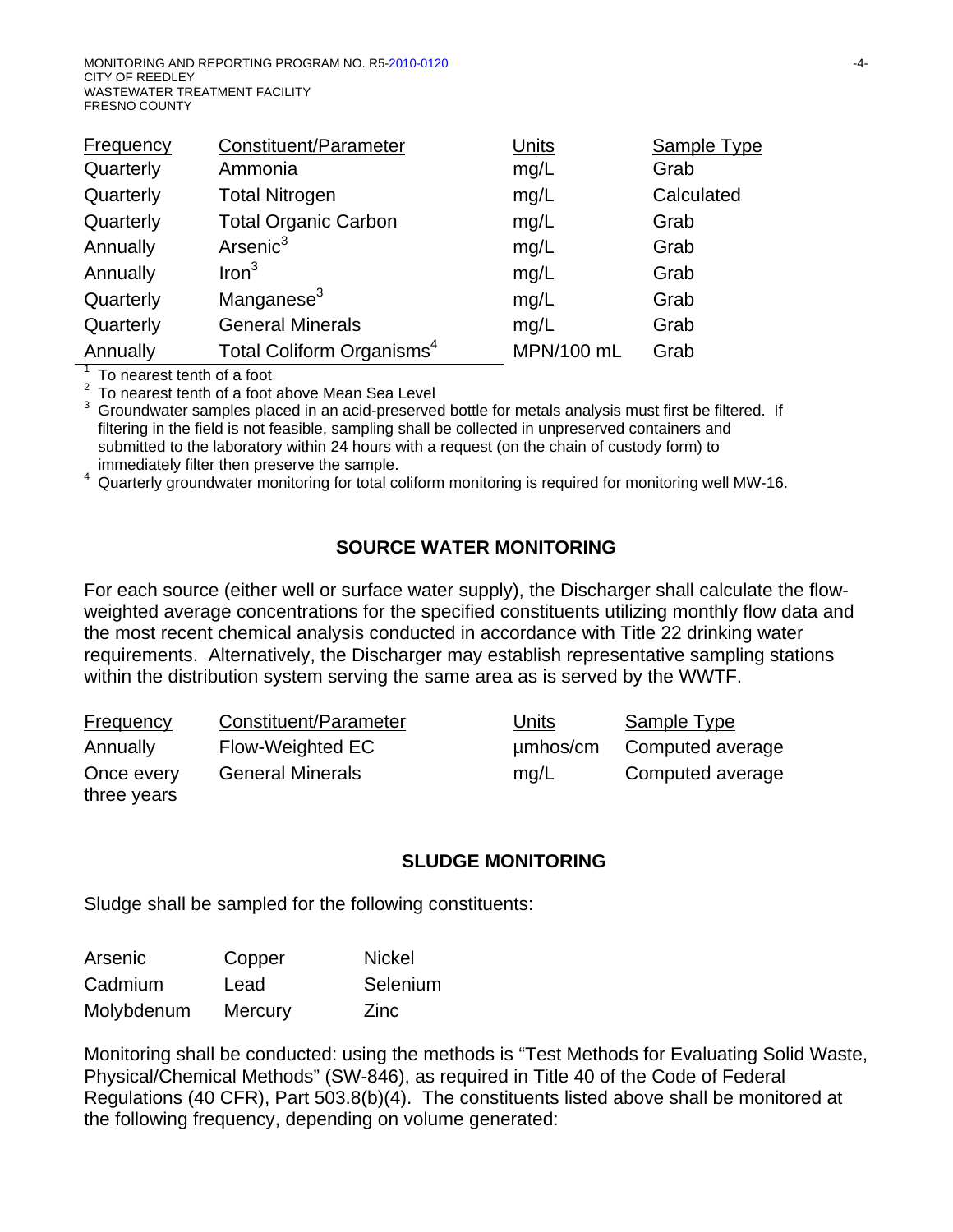| Frequency | Constituent/Parameter | Units | Sample Type |
|---|---|---|---|
| Quarterly | Ammonia | mg/L | Grab |
| Quarterly | Total Nitrogen | mg/L | Calculated |
| Quarterly | Total Organic Carbon | mg/L | Grab |
| Annually | Arsenic[3] | mg/L | Grab |
| Annually | Iron[3] | mg/L | Grab |
| Quarterly | Manganese[3] | mg/L | Grab |
| Quarterly | General Minerals | mg/L | Grab |
| Annually | Total Coliform Organisms[4] | MPN/100 mL | Grab |

[1] To nearest tenth of a foot
[2] To nearest tenth of a foot above Mean Sea Level
[3] Groundwater samples placed in an acid-preserved bottle for metals analysis must first be filtered. If filtering in the field is not feasible, sampling shall be collected in unpreserved containers and submitted to the laboratory within 24 hours with a request (on the chain of custody form) to immediately filter then preserve the sample.
[4] Quarterly groundwater monitoring for total coliform monitoring is required for monitoring well MW-16.

## SOURCE WATER MONITORING

For each source (either well or surface water supply), the Discharger shall calculate the flow-weighted average concentrations for the specified constituents utilizing monthly flow data and the most recent chemical analysis conducted in accordance with Title 22 drinking water requirements. Alternatively, the Discharger may establish representative sampling stations within the distribution system serving the same area as is served by the WWTF.

| Frequency | Constituent/Parameter | Units | Sample Type |
|---|---|---|---|
| Annually | Flow-Weighted EC | µmhos/cm | Computed average |
| Once every three years | General Minerals | mg/L | Computed average |

## SLUDGE MONITORING

Sludge shall be sampled for the following constituents:

| | | |
|---|---|---|
| Arsenic | Copper | Nickel |
| Cadmium | Lead | Selenium |
| Molybdenum | Mercury | Zinc |

Monitoring shall be conducted: using the methods is "Test Methods for Evaluating Solid Waste, Physical/Chemical Methods" (SW-846), as required in Title 40 of the Code of Federal Regulations (40 CFR), Part 503.8(b)(4). The constituents listed above shall be monitored at the following frequency, depending on volume generated: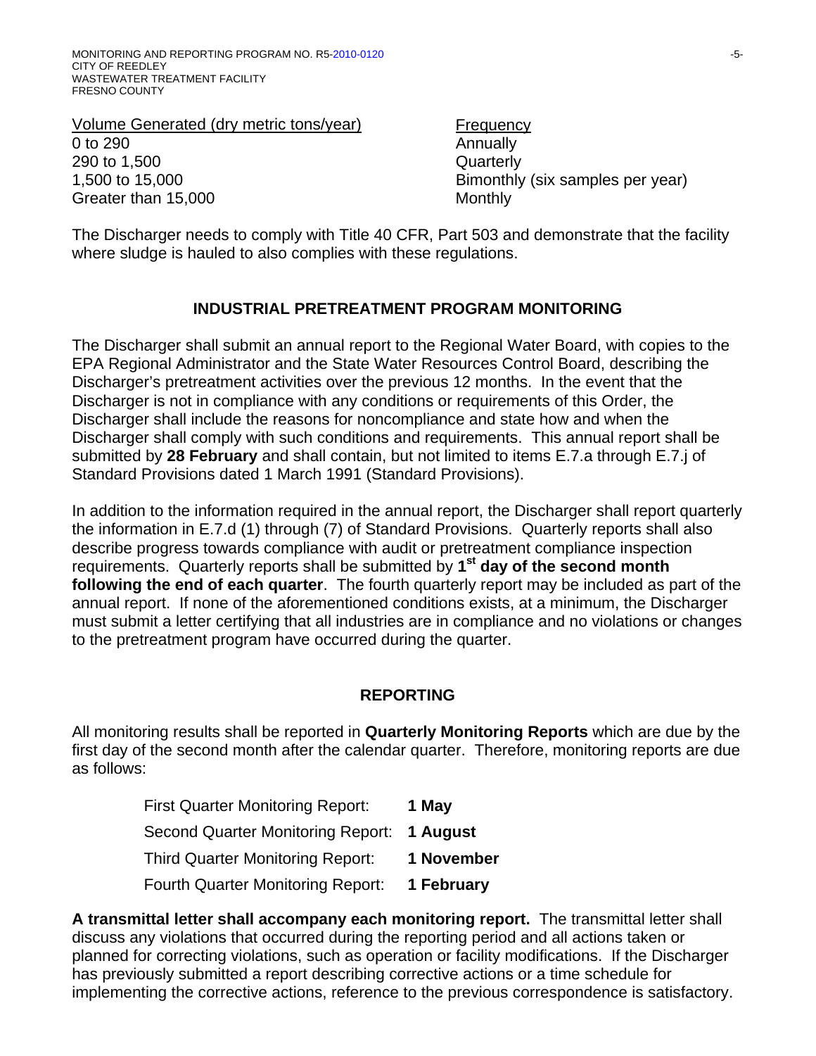| Volume Generated (dry metric tons/year) | Frequency |
|---|---|
| 0 to 290 | Annually |
| 290 to 1,500 | Quarterly |
| 1,500 to 15,000 | Bimonthly (six samples per year) |
| Greater than 15,000 | Monthly |

The Discharger needs to comply with Title 40 CFR, Part 503 and demonstrate that the facility where sludge is hauled to also complies with these regulations.

## INDUSTRIAL PRETREATMENT PROGRAM MONITORING

The Discharger shall submit an annual report to the Regional Water Board, with copies to the EPA Regional Administrator and the State Water Resources Control Board, describing the Discharger's pretreatment activities over the previous 12 months. In the event that the Discharger is not in compliance with any conditions or requirements of this Order, the Discharger shall include the reasons for noncompliance and state how and when the Discharger shall comply with such conditions and requirements. This annual report shall be submitted by **28 February** and shall contain, but not limited to items E.7.a through E.7.j of Standard Provisions dated 1 March 1991 (Standard Provisions).

In addition to the information required in the annual report, the Discharger shall report quarterly the information in E.7.d (1) through (7) of Standard Provisions. Quarterly reports shall also describe progress towards compliance with audit or pretreatment compliance inspection requirements. Quarterly reports shall be submitted by **1st day of the second month following the end of each quarter**. The fourth quarterly report may be included as part of the annual report. If none of the aforementioned conditions exists, at a minimum, the Discharger must submit a letter certifying that all industries are in compliance and no violations or changes to the pretreatment program have occurred during the quarter.

## REPORTING

All monitoring results shall be reported in **Quarterly Monitoring Reports** which are due by the first day of the second month after the calendar quarter. Therefore, monitoring reports are due as follows:

| | |
|---|---|
| First Quarter Monitoring Report: | **1 May** |
| Second Quarter Monitoring Report: | **1 August** |
| Third Quarter Monitoring Report: | **1 November** |
| Fourth Quarter Monitoring Report: | **1 February** |

**A transmittal letter shall accompany each monitoring report.** The transmittal letter shall discuss any violations that occurred during the reporting period and all actions taken or planned for correcting violations, such as operation or facility modifications. If the Discharger has previously submitted a report describing corrective actions or a time schedule for implementing the corrective actions, reference to the previous correspondence is satisfactory.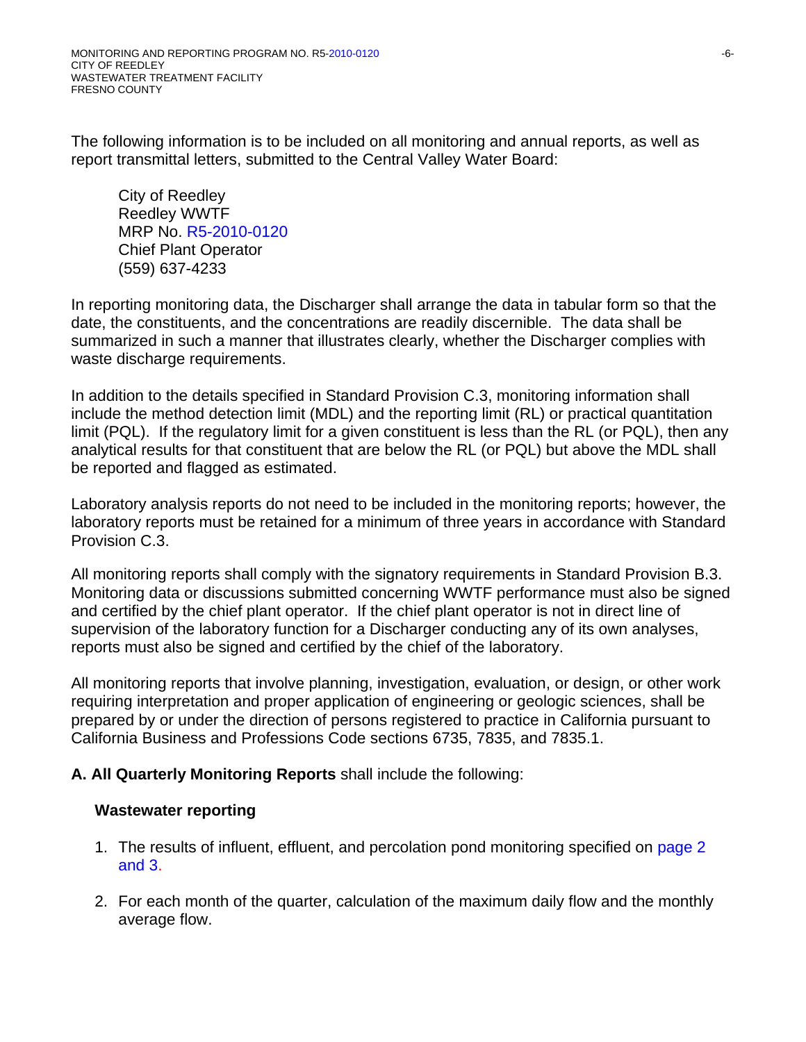The following information is to be included on all monitoring and annual reports, as well as report transmittal letters, submitted to the Central Valley Water Board:

City of Reedley  
Reedley WWTF  
MRP No. R5-2010-0120  
Chief Plant Operator  
(559) 637-4233

In reporting monitoring data, the Discharger shall arrange the data in tabular form so that the date, the constituents, and the concentrations are readily discernible. The data shall be summarized in such a manner that illustrates clearly, whether the Discharger complies with waste discharge requirements.

In addition to the details specified in Standard Provision C.3, monitoring information shall include the method detection limit (MDL) and the reporting limit (RL) or practical quantitation limit (PQL). If the regulatory limit for a given constituent is less than the RL (or PQL), then any analytical results for that constituent that are below the RL (or PQL) but above the MDL shall be reported and flagged as estimated.

Laboratory analysis reports do not need to be included in the monitoring reports; however, the laboratory reports must be retained for a minimum of three years in accordance with Standard Provision C.3.

All monitoring reports shall comply with the signatory requirements in Standard Provision B.3. Monitoring data or discussions submitted concerning WWTF performance must also be signed and certified by the chief plant operator. If the chief plant operator is not in direct line of supervision of the laboratory function for a Discharger conducting any of its own analyses, reports must also be signed and certified by the chief of the laboratory.

All monitoring reports that involve planning, investigation, evaluation, or design, or other work requiring interpretation and proper application of engineering or geologic sciences, shall be prepared by or under the direction of persons registered to practice in California pursuant to California Business and Professions Code sections 6735, 7835, and 7835.1.

**A. All Quarterly Monitoring Reports** shall include the following:

**Wastewater reporting**

1. The results of influent, effluent, and percolation pond monitoring specified on page 2 and 3.

2. For each month of the quarter, calculation of the maximum daily flow and the monthly average flow.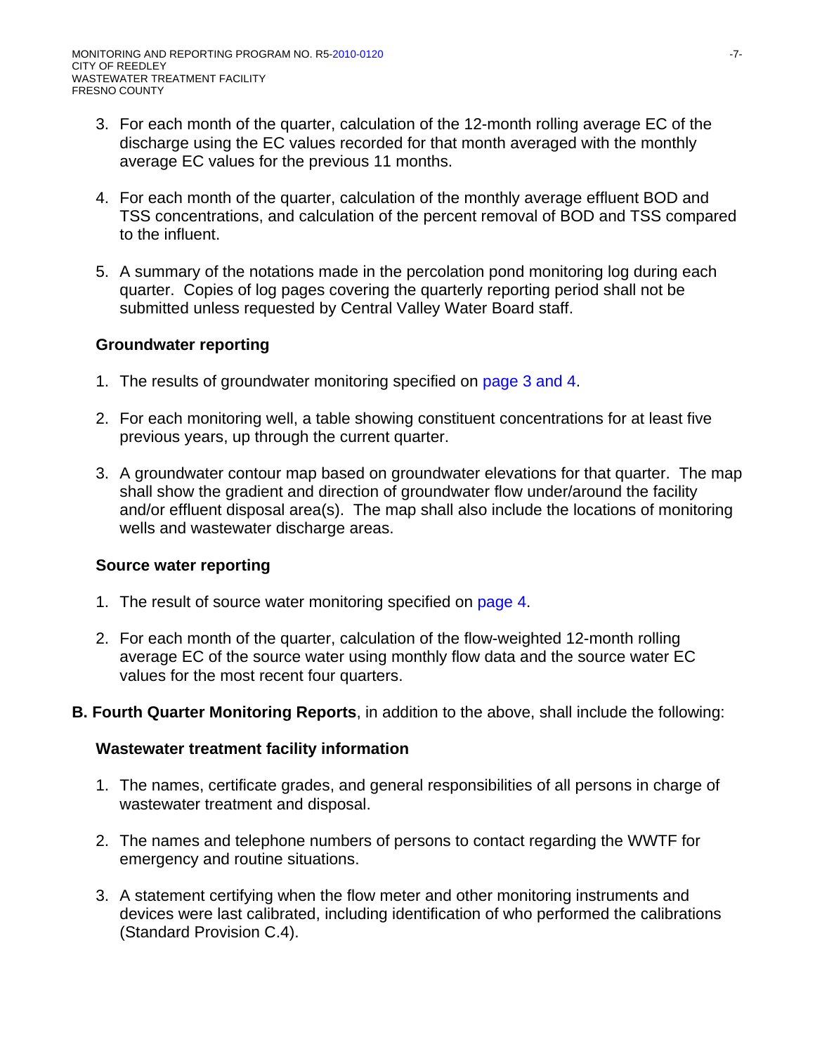3. For each month of the quarter, calculation of the 12-month rolling average EC of the discharge using the EC values recorded for that month averaged with the monthly average EC values for the previous 11 months.

4. For each month of the quarter, calculation of the monthly average effluent BOD and TSS concentrations, and calculation of the percent removal of BOD and TSS compared to the influent.

5. A summary of the notations made in the percolation pond monitoring log during each quarter. Copies of log pages covering the quarterly reporting period shall not be submitted unless requested by Central Valley Water Board staff.

**Groundwater reporting**

1. The results of groundwater monitoring specified on page 3 and 4.

2. For each monitoring well, a table showing constituent concentrations for at least five previous years, up through the current quarter.

3. A groundwater contour map based on groundwater elevations for that quarter. The map shall show the gradient and direction of groundwater flow under/around the facility and/or effluent disposal area(s). The map shall also include the locations of monitoring wells and wastewater discharge areas.

**Source water reporting**

1. The result of source water monitoring specified on page 4.

2. For each month of the quarter, calculation of the flow-weighted 12-month rolling average EC of the source water using monthly flow data and the source water EC values for the most recent four quarters.

**B. Fourth Quarter Monitoring Reports**, in addition to the above, shall include the following:

**Wastewater treatment facility information**

1. The names, certificate grades, and general responsibilities of all persons in charge of wastewater treatment and disposal.

2. The names and telephone numbers of persons to contact regarding the WWTF for emergency and routine situations.

3. A statement certifying when the flow meter and other monitoring instruments and devices were last calibrated, including identification of who performed the calibrations (Standard Provision C.4).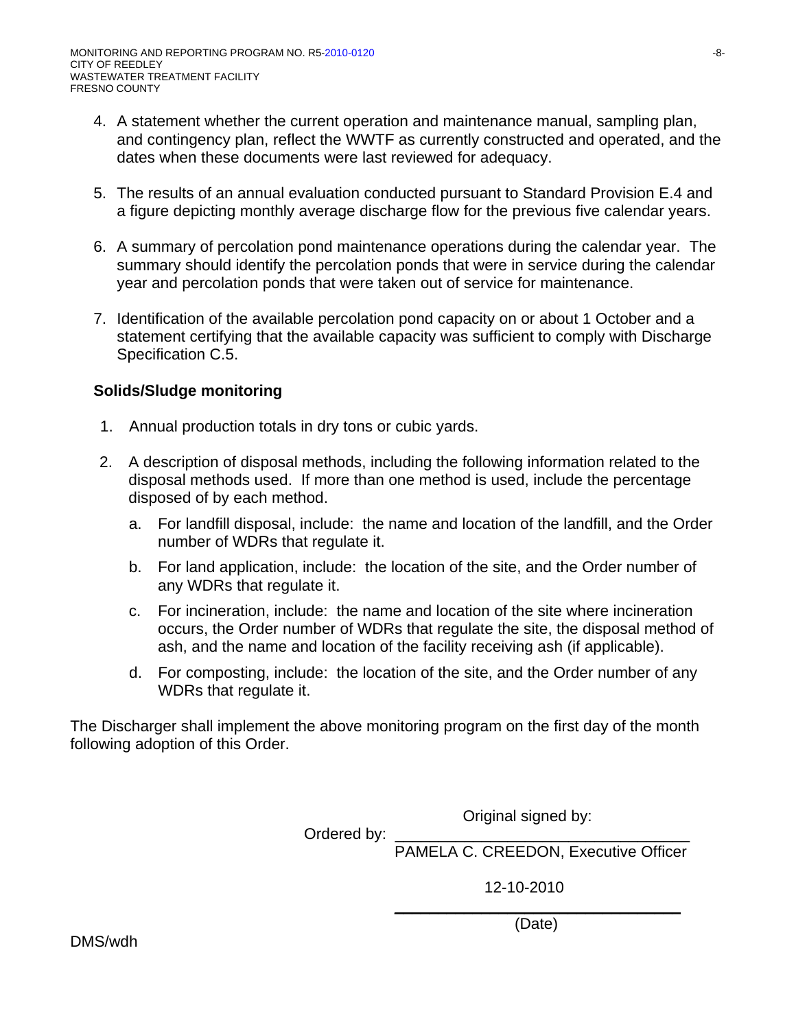4. A statement whether the current operation and maintenance manual, sampling plan, and contingency plan, reflect the WWTF as currently constructed and operated, and the dates when these documents were last reviewed for adequacy.

5. The results of an annual evaluation conducted pursuant to Standard Provision E.4 and a figure depicting monthly average discharge flow for the previous five calendar years.

6. A summary of percolation pond maintenance operations during the calendar year. The summary should identify the percolation ponds that were in service during the calendar year and percolation ponds that were taken out of service for maintenance.

7. Identification of the available percolation pond capacity on or about 1 October and a statement certifying that the available capacity was sufficient to comply with Discharge Specification C.5.

**Solids/Sludge monitoring**

1. Annual production totals in dry tons or cubic yards.

2. A description of disposal methods, including the following information related to the disposal methods used. If more than one method is used, include the percentage disposed of by each method.

   a. For landfill disposal, include: the name and location of the landfill, and the Order number of WDRs that regulate it.

   b. For land application, include: the location of the site, and the Order number of any WDRs that regulate it.

   c. For incineration, include: the name and location of the site where incineration occurs, the Order number of WDRs that regulate the site, the disposal method of ash, and the name and location of the facility receiving ash (if applicable).

   d. For composting, include: the location of the site, and the Order number of any WDRs that regulate it.

The Discharger shall implement the above monitoring program on the first day of the month following adoption of this Order.

Original signed by:

Ordered by: ________________________________
PAMELA C. CREEDON, Executive Officer

12-10-2010
________________________________
(Date)

DMS/wdh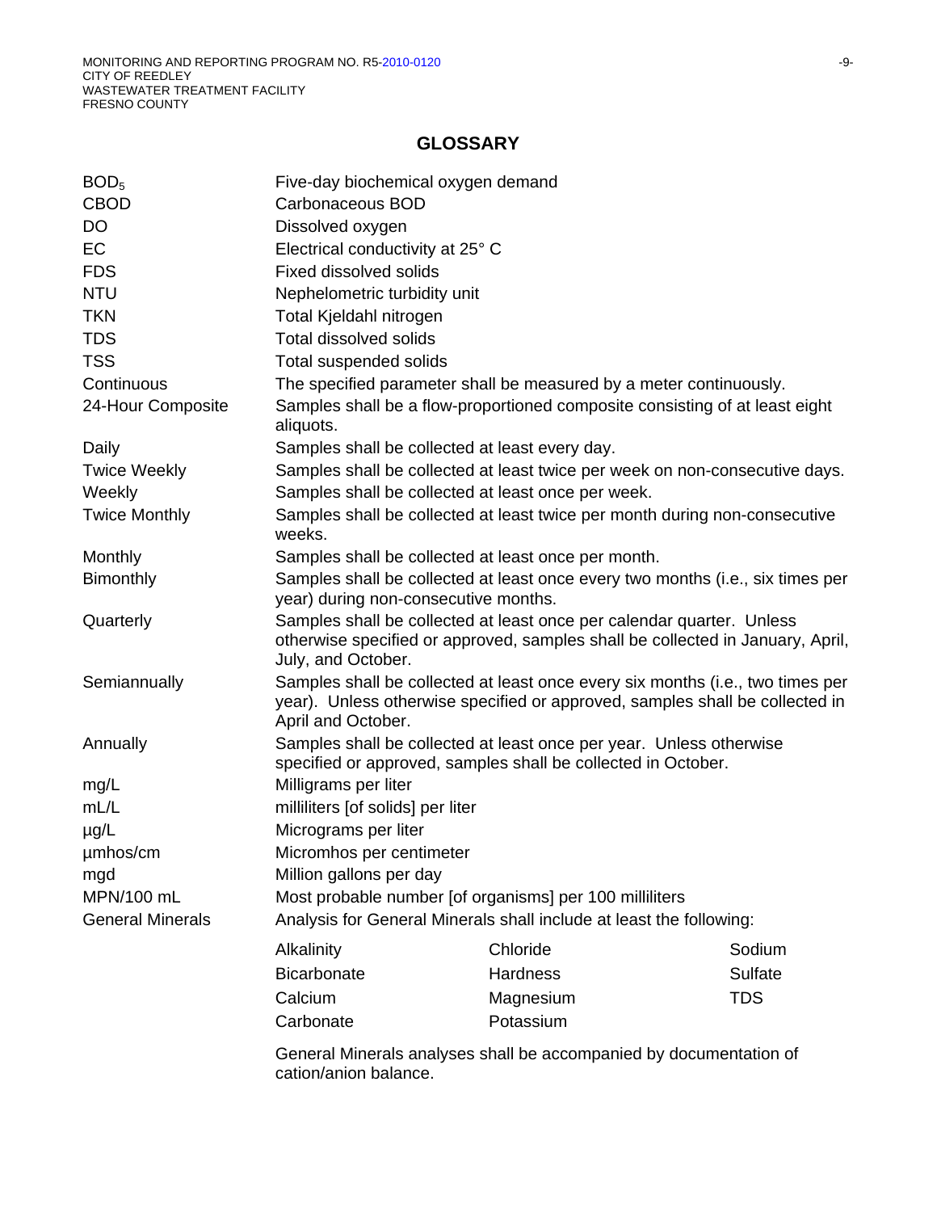# GLOSSARY

| | |
|---|---|
| $BOD_5$ | Five-day biochemical oxygen demand |
| CBOD | Carbonaceous BOD |
| DO | Dissolved oxygen |
| EC | Electrical conductivity at 25° C |
| FDS | Fixed dissolved solids |
| NTU | Nephelometric turbidity unit |
| TKN | Total Kjeldahl nitrogen |
| TDS | Total dissolved solids |
| TSS | Total suspended solids |
| Continuous | The specified parameter shall be measured by a meter continuously. |
| 24-Hour Composite | Samples shall be a flow-proportioned composite consisting of at least eight aliquots. |
| Daily | Samples shall be collected at least every day. |
| Twice Weekly | Samples shall be collected at least twice per week on non-consecutive days. |
| Weekly | Samples shall be collected at least once per week. |
| Twice Monthly | Samples shall be collected at least twice per month during non-consecutive weeks. |
| Monthly | Samples shall be collected at least once per month. |
| Bimonthly | Samples shall be collected at least once every two months (i.e., six times per year) during non-consecutive months. |
| Quarterly | Samples shall be collected at least once per calendar quarter. Unless otherwise specified or approved, samples shall be collected in January, April, July, and October. |
| Semiannually | Samples shall be collected at least once every six months (i.e., two times per year). Unless otherwise specified or approved, samples shall be collected in April and October. |
| Annually | Samples shall be collected at least once per year. Unless otherwise specified or approved, samples shall be collected in October. |
| mg/L | Milligrams per liter |
| mL/L | milliliters [of solids] per liter |
| µg/L | Micrograms per liter |
| µmhos/cm | Micromhos per centimeter |
| mgd | Million gallons per day |
| MPN/100 mL | Most probable number [of organisms] per 100 milliliters |
| General Minerals | Analysis for General Minerals shall include at least the following: |

| | | |
|---|---|---|
| Alkalinity | Chloride | Sodium |
| Bicarbonate | Hardness | Sulfate |
| Calcium | Magnesium | TDS |
| Carbonate | Potassium | |

General Minerals analyses shall be accompanied by documentation of cation/anion balance.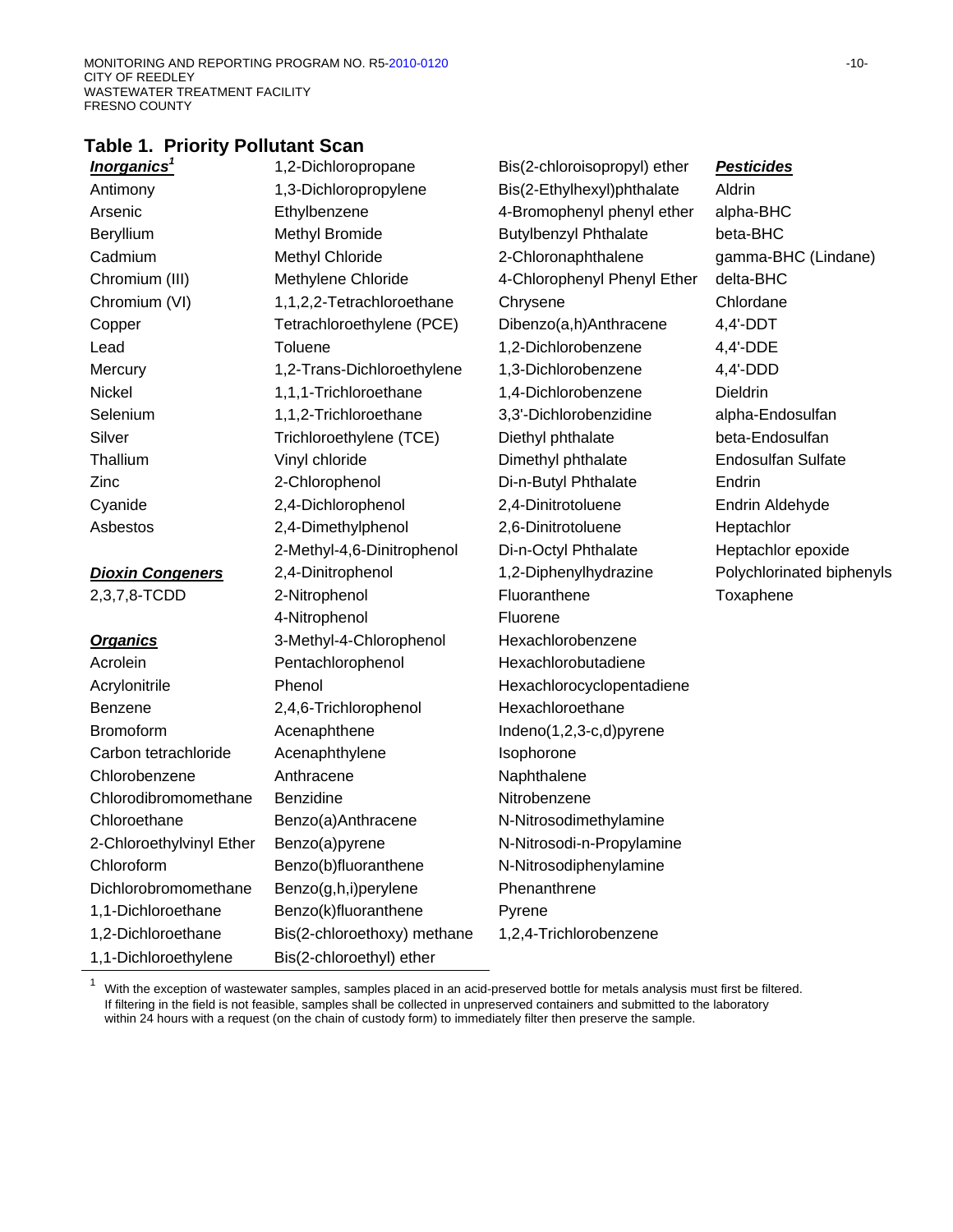## Table 1. Priority Pollutant Scan

***Inorganics***[1]

Antimony
Arsenic
Beryllium
Cadmium
Chromium (III)
Chromium (VI)
Copper
Lead
Mercury
Nickel
Selenium
Silver
Thallium
Zinc
Cyanide
Asbestos

***Dioxin Congeners***

2,3,7,8-TCDD

***Organics***

Acrolein
Acrylonitrile
Benzene
Bromoform
Carbon tetrachloride
Chlorobenzene
Chlorodibromomethane
Chloroethane
2-Chloroethylvinyl Ether
Chloroform
Dichlorobromomethane
1,1-Dichloroethane
1,2-Dichloroethane
1,1-Dichloroethylene
1,2-Dichloropropane
1,3-Dichloropropylene
Ethylbenzene
Methyl Bromide
Methyl Chloride
Methylene Chloride
1,1,2,2-Tetrachloroethane
Tetrachloroethylene (PCE)
Toluene
1,2-Trans-Dichloroethylene
1,1,1-Trichloroethane
1,1,2-Trichloroethane
Trichloroethylene (TCE)
Vinyl chloride
2-Chlorophenol
2,4-Dichlorophenol
2,4-Dimethylphenol
2-Methyl-4,6-Dinitrophenol
2,4-Dinitrophenol
2-Nitrophenol
4-Nitrophenol
3-Methyl-4-Chlorophenol
Pentachlorophenol
Phenol
2,4,6-Trichlorophenol
Acenaphthene
Acenaphthylene
Anthracene
Benzidine
Benzo(a)Anthracene
Benzo(a)pyrene
Benzo(b)fluoranthene
Benzo(g,h,i)perylene
Benzo(k)fluoranthene
Bis(2-chloroethoxy) methane
Bis(2-chloroethyl) ether
Bis(2-chloroisopropyl) ether
Bis(2-Ethylhexyl)phthalate
4-Bromophenyl phenyl ether
Butylbenzyl Phthalate
2-Chloronaphthalene
4-Chlorophenyl Phenyl Ether
Chrysene
Dibenzo(a,h)Anthracene
1,2-Dichlorobenzene
1,3-Dichlorobenzene
1,4-Dichlorobenzene
3,3'-Dichlorobenzidine
Diethyl phthalate
Dimethyl phthalate
Di-n-Butyl Phthalate
2,4-Dinitrotoluene
2,6-Dinitrotoluene
Di-n-Octyl Phthalate
1,2-Diphenylhydrazine
Fluoranthene
Fluorene
Hexachlorobenzene
Hexachlorobutadiene
Hexachlorocyclopentadiene
Hexachloroethane
Indeno(1,2,3-c,d)pyrene
Isophorone
Naphthalene
Nitrobenzene
N-Nitrosodimethylamine
N-Nitrosodi-n-Propylamine
N-Nitrosodiphenylamine
Phenanthrene
Pyrene
1,2,4-Trichlorobenzene

***Pesticides***

Aldrin
alpha-BHC
beta-BHC
gamma-BHC (Lindane)
delta-BHC
Chlordane
4,4'-DDT
4,4'-DDE
4,4'-DDD
Dieldrin
alpha-Endosulfan
beta-Endosulfan
Endosulfan Sulfate
Endrin
Endrin Aldehyde
Heptachlor
Heptachlor epoxide
Polychlorinated biphenyls
Toxaphene

---

[1] With the exception of wastewater samples, samples placed in an acid-preserved bottle for metals analysis must first be filtered. If filtering in the field is not feasible, samples shall be collected in unpreserved containers and submitted to the laboratory within 24 hours with a request (on the chain of custody form) to immediately filter then preserve the sample.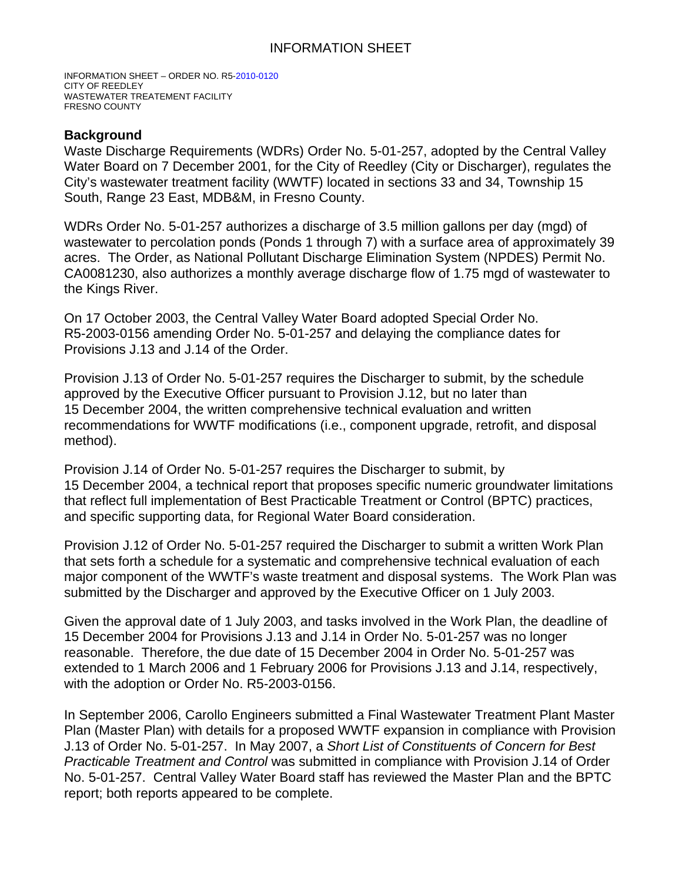# INFORMATION SHEET

INFORMATION SHEET – ORDER NO. R5-2010-0120
CITY OF REEDLEY
WASTEWATER TREATEMENT FACILITY
FRESNO COUNTY

## Background

Waste Discharge Requirements (WDRs) Order No. 5-01-257, adopted by the Central Valley Water Board on 7 December 2001, for the City of Reedley (City or Discharger), regulates the City's wastewater treatment facility (WWTF) located in sections 33 and 34, Township 15 South, Range 23 East, MDB&M, in Fresno County.

WDRs Order No. 5-01-257 authorizes a discharge of 3.5 million gallons per day (mgd) of wastewater to percolation ponds (Ponds 1 through 7) with a surface area of approximately 39 acres. The Order, as National Pollutant Discharge Elimination System (NPDES) Permit No. CA0081230, also authorizes a monthly average discharge flow of 1.75 mgd of wastewater to the Kings River.

On 17 October 2003, the Central Valley Water Board adopted Special Order No. R5-2003-0156 amending Order No. 5-01-257 and delaying the compliance dates for Provisions J.13 and J.14 of the Order.

Provision J.13 of Order No. 5-01-257 requires the Discharger to submit, by the schedule approved by the Executive Officer pursuant to Provision J.12, but no later than 15 December 2004, the written comprehensive technical evaluation and written recommendations for WWTF modifications (i.e., component upgrade, retrofit, and disposal method).

Provision J.14 of Order No. 5-01-257 requires the Discharger to submit, by 15 December 2004, a technical report that proposes specific numeric groundwater limitations that reflect full implementation of Best Practicable Treatment or Control (BPTC) practices, and specific supporting data, for Regional Water Board consideration.

Provision J.12 of Order No. 5-01-257 required the Discharger to submit a written Work Plan that sets forth a schedule for a systematic and comprehensive technical evaluation of each major component of the WWTF's waste treatment and disposal systems. The Work Plan was submitted by the Discharger and approved by the Executive Officer on 1 July 2003.

Given the approval date of 1 July 2003, and tasks involved in the Work Plan, the deadline of 15 December 2004 for Provisions J.13 and J.14 in Order No. 5-01-257 was no longer reasonable. Therefore, the due date of 15 December 2004 in Order No. 5-01-257 was extended to 1 March 2006 and 1 February 2006 for Provisions J.13 and J.14, respectively, with the adoption or Order No. R5-2003-0156.

In September 2006, Carollo Engineers submitted a Final Wastewater Treatment Plant Master Plan (Master Plan) with details for a proposed WWTF expansion in compliance with Provision J.13 of Order No. 5-01-257. In May 2007, a *Short List of Constituents of Concern for Best Practicable Treatment and Control* was submitted in compliance with Provision J.14 of Order No. 5-01-257. Central Valley Water Board staff has reviewed the Master Plan and the BPTC report; both reports appeared to be complete.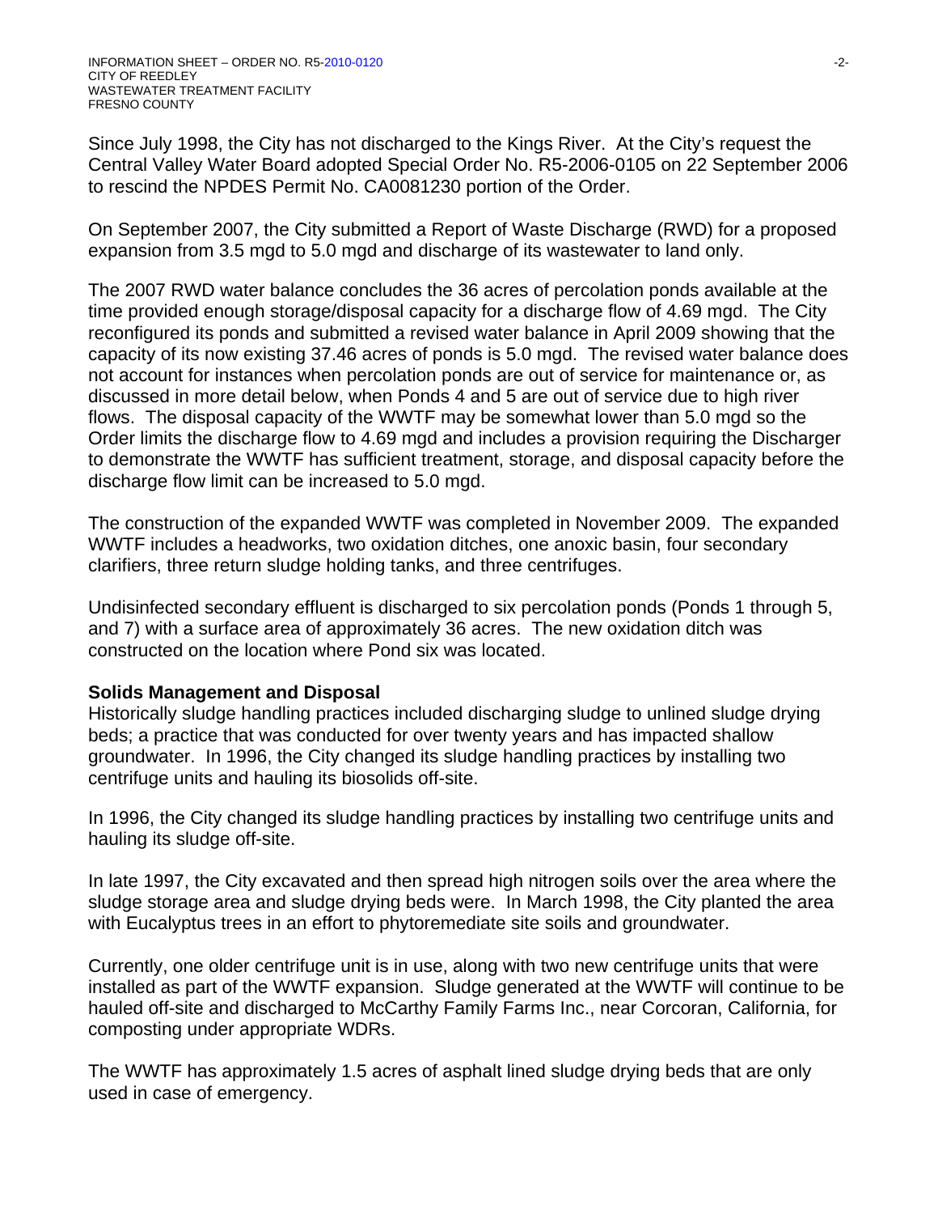Since July 1998, the City has not discharged to the Kings River. At the City's request the Central Valley Water Board adopted Special Order No. R5-2006-0105 on 22 September 2006 to rescind the NPDES Permit No. CA0081230 portion of the Order.

On September 2007, the City submitted a Report of Waste Discharge (RWD) for a proposed expansion from 3.5 mgd to 5.0 mgd and discharge of its wastewater to land only.

The 2007 RWD water balance concludes the 36 acres of percolation ponds available at the time provided enough storage/disposal capacity for a discharge flow of 4.69 mgd. The City reconfigured its ponds and submitted a revised water balance in April 2009 showing that the capacity of its now existing 37.46 acres of ponds is 5.0 mgd. The revised water balance does not account for instances when percolation ponds are out of service for maintenance or, as discussed in more detail below, when Ponds 4 and 5 are out of service due to high river flows. The disposal capacity of the WWTF may be somewhat lower than 5.0 mgd so the Order limits the discharge flow to 4.69 mgd and includes a provision requiring the Discharger to demonstrate the WWTF has sufficient treatment, storage, and disposal capacity before the discharge flow limit can be increased to 5.0 mgd.

The construction of the expanded WWTF was completed in November 2009. The expanded WWTF includes a headworks, two oxidation ditches, one anoxic basin, four secondary clarifiers, three return sludge holding tanks, and three centrifuges.

Undisinfected secondary effluent is discharged to six percolation ponds (Ponds 1 through 5, and 7) with a surface area of approximately 36 acres. The new oxidation ditch was constructed on the location where Pond six was located.

**Solids Management and Disposal**

Historically sludge handling practices included discharging sludge to unlined sludge drying beds; a practice that was conducted for over twenty years and has impacted shallow groundwater. In 1996, the City changed its sludge handling practices by installing two centrifuge units and hauling its biosolids off-site.

In 1996, the City changed its sludge handling practices by installing two centrifuge units and hauling its sludge off-site.

In late 1997, the City excavated and then spread high nitrogen soils over the area where the sludge storage area and sludge drying beds were. In March 1998, the City planted the area with Eucalyptus trees in an effort to phytoremediate site soils and groundwater.

Currently, one older centrifuge unit is in use, along with two new centrifuge units that were installed as part of the WWTF expansion. Sludge generated at the WWTF will continue to be hauled off-site and discharged to McCarthy Family Farms Inc., near Corcoran, California, for composting under appropriate WDRs.

The WWTF has approximately 1.5 acres of asphalt lined sludge drying beds that are only used in case of emergency.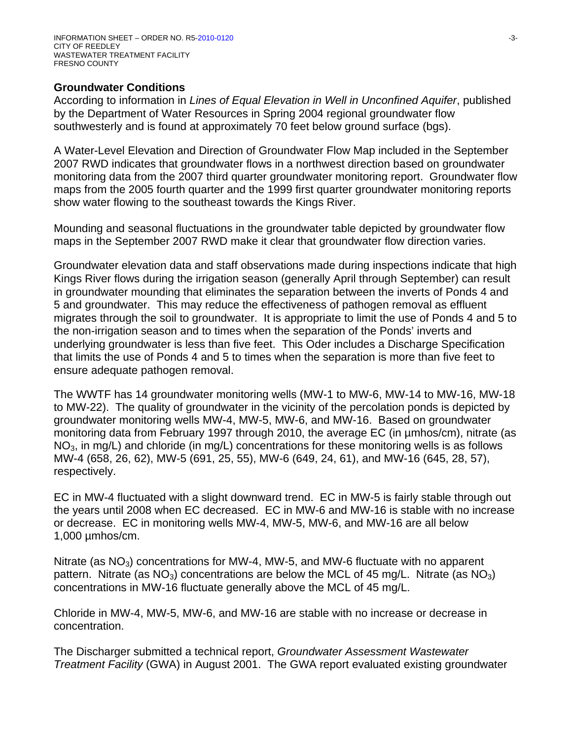## Groundwater Conditions

According to information in *Lines of Equal Elevation in Well in Unconfined Aquifer*, published by the Department of Water Resources in Spring 2004 regional groundwater flow southwesterly and is found at approximately 70 feet below ground surface (bgs).

A Water-Level Elevation and Direction of Groundwater Flow Map included in the September 2007 RWD indicates that groundwater flows in a northwest direction based on groundwater monitoring data from the 2007 third quarter groundwater monitoring report. Groundwater flow maps from the 2005 fourth quarter and the 1999 first quarter groundwater monitoring reports show water flowing to the southeast towards the Kings River.

Mounding and seasonal fluctuations in the groundwater table depicted by groundwater flow maps in the September 2007 RWD make it clear that groundwater flow direction varies.

Groundwater elevation data and staff observations made during inspections indicate that high Kings River flows during the irrigation season (generally April through September) can result in groundwater mounding that eliminates the separation between the inverts of Ponds 4 and 5 and groundwater. This may reduce the effectiveness of pathogen removal as effluent migrates through the soil to groundwater. It is appropriate to limit the use of Ponds 4 and 5 to the non-irrigation season and to times when the separation of the Ponds' inverts and underlying groundwater is less than five feet. This Oder includes a Discharge Specification that limits the use of Ponds 4 and 5 to times when the separation is more than five feet to ensure adequate pathogen removal.

The WWTF has 14 groundwater monitoring wells (MW-1 to MW-6, MW-14 to MW-16, MW-18 to MW-22). The quality of groundwater in the vicinity of the percolation ponds is depicted by groundwater monitoring wells MW-4, MW-5, MW-6, and MW-16. Based on groundwater monitoring data from February 1997 through 2010, the average EC (in µmhos/cm), nitrate (as $NO_3$, in mg/L) and chloride (in mg/L) concentrations for these monitoring wells is as follows MW-4 (658, 26, 62), MW-5 (691, 25, 55), MW-6 (649, 24, 61), and MW-16 (645, 28, 57), respectively.

EC in MW-4 fluctuated with a slight downward trend. EC in MW-5 is fairly stable through out the years until 2008 when EC decreased. EC in MW-6 and MW-16 is stable with no increase or decrease. EC in monitoring wells MW-4, MW-5, MW-6, and MW-16 are all below 1,000 µmhos/cm.

Nitrate (as $NO_3$) concentrations for MW-4, MW-5, and MW-6 fluctuate with no apparent pattern. Nitrate (as $NO_3$) concentrations are below the MCL of 45 mg/L. Nitrate (as $NO_3$) concentrations in MW-16 fluctuate generally above the MCL of 45 mg/L.

Chloride in MW-4, MW-5, MW-6, and MW-16 are stable with no increase or decrease in concentration.

The Discharger submitted a technical report, *Groundwater Assessment Wastewater Treatment Facility* (GWA) in August 2001. The GWA report evaluated existing groundwater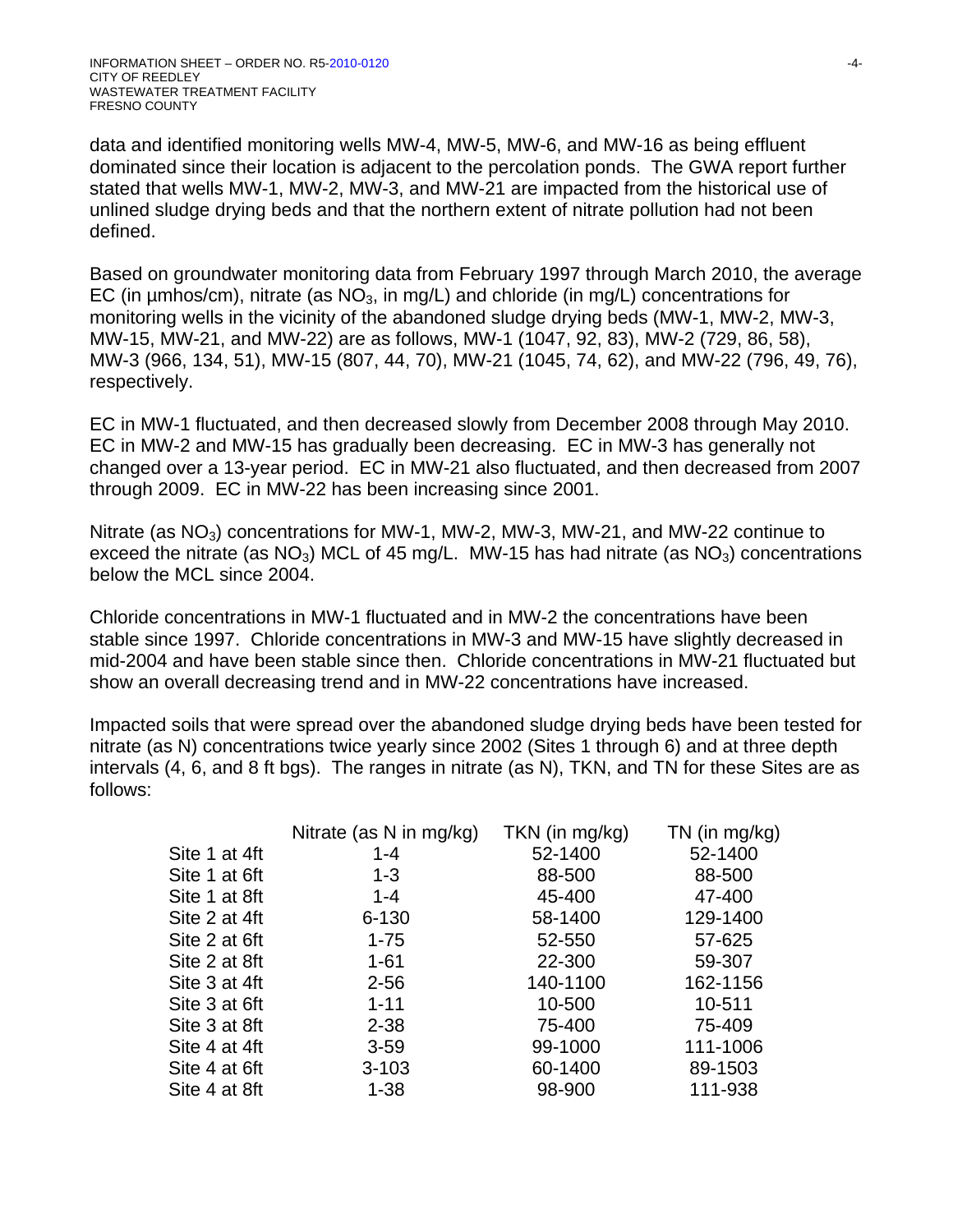data and identified monitoring wells MW-4, MW-5, MW-6, and MW-16 as being effluent dominated since their location is adjacent to the percolation ponds. The GWA report further stated that wells MW-1, MW-2, MW-3, and MW-21 are impacted from the historical use of unlined sludge drying beds and that the northern extent of nitrate pollution had not been defined.

Based on groundwater monitoring data from February 1997 through March 2010, the average EC (in µmhos/cm), nitrate (as $NO_3$, in mg/L) and chloride (in mg/L) concentrations for monitoring wells in the vicinity of the abandoned sludge drying beds (MW-1, MW-2, MW-3, MW-15, MW-21, and MW-22) are as follows, MW-1 (1047, 92, 83), MW-2 (729, 86, 58), MW-3 (966, 134, 51), MW-15 (807, 44, 70), MW-21 (1045, 74, 62), and MW-22 (796, 49, 76), respectively.

EC in MW-1 fluctuated, and then decreased slowly from December 2008 through May 2010. EC in MW-2 and MW-15 has gradually been decreasing. EC in MW-3 has generally not changed over a 13-year period. EC in MW-21 also fluctuated, and then decreased from 2007 through 2009. EC in MW-22 has been increasing since 2001.

Nitrate (as $NO_3$) concentrations for MW-1, MW-2, MW-3, MW-21, and MW-22 continue to exceed the nitrate (as $NO_3$) MCL of 45 mg/L. MW-15 has had nitrate (as $NO_3$) concentrations below the MCL since 2004.

Chloride concentrations in MW-1 fluctuated and in MW-2 the concentrations have been stable since 1997. Chloride concentrations in MW-3 and MW-15 have slightly decreased in mid-2004 and have been stable since then. Chloride concentrations in MW-21 fluctuated but show an overall decreasing trend and in MW-22 concentrations have increased.

Impacted soils that were spread over the abandoned sludge drying beds have been tested for nitrate (as N) concentrations twice yearly since 2002 (Sites 1 through 6) and at three depth intervals (4, 6, and 8 ft bgs). The ranges in nitrate (as N), TKN, and TN for these Sites are as follows:

| | Nitrate (as N in mg/kg) | TKN (in mg/kg) | TN (in mg/kg) |
|---|---|---|---|
| Site 1 at 4ft | 1-4 | 52-1400 | 52-1400 |
| Site 1 at 6ft | 1-3 | 88-500 | 88-500 |
| Site 1 at 8ft | 1-4 | 45-400 | 47-400 |
| Site 2 at 4ft | 6-130 | 58-1400 | 129-1400 |
| Site 2 at 6ft | 1-75 | 52-550 | 57-625 |
| Site 2 at 8ft | 1-61 | 22-300 | 59-307 |
| Site 3 at 4ft | 2-56 | 140-1100 | 162-1156 |
| Site 3 at 6ft | 1-11 | 10-500 | 10-511 |
| Site 3 at 8ft | 2-38 | 75-400 | 75-409 |
| Site 4 at 4ft | 3-59 | 99-1000 | 111-1006 |
| Site 4 at 6ft | 3-103 | 60-1400 | 89-1503 |
| Site 4 at 8ft | 1-38 | 98-900 | 111-938 |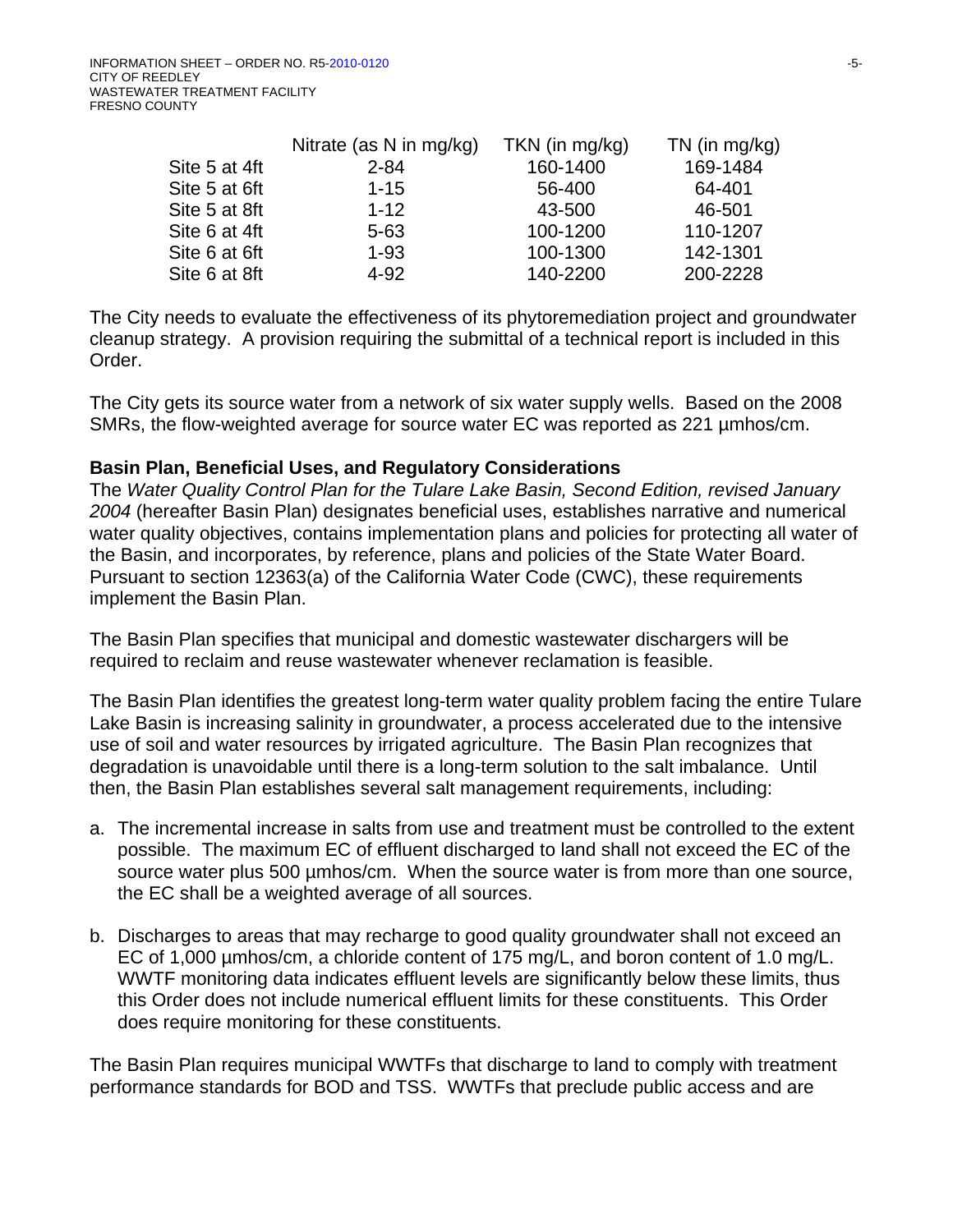| | Nitrate (as N in mg/kg) | TKN (in mg/kg) | TN (in mg/kg) |
|---|---|---|---|
| Site 5 at 4ft | 2-84 | 160-1400 | 169-1484 |
| Site 5 at 6ft | 1-15 | 56-400 | 64-401 |
| Site 5 at 8ft | 1-12 | 43-500 | 46-501 |
| Site 6 at 4ft | 5-63 | 100-1200 | 110-1207 |
| Site 6 at 6ft | 1-93 | 100-1300 | 142-1301 |
| Site 6 at 8ft | 4-92 | 140-2200 | 200-2228 |

The City needs to evaluate the effectiveness of its phytoremediation project and groundwater cleanup strategy. A provision requiring the submittal of a technical report is included in this Order.

The City gets its source water from a network of six water supply wells. Based on the 2008 SMRs, the flow-weighted average for source water EC was reported as 221 µmhos/cm.

**Basin Plan, Beneficial Uses, and Regulatory Considerations**

The *Water Quality Control Plan for the Tulare Lake Basin, Second Edition, revised January 2004* (hereafter Basin Plan) designates beneficial uses, establishes narrative and numerical water quality objectives, contains implementation plans and policies for protecting all water of the Basin, and incorporates, by reference, plans and policies of the State Water Board. Pursuant to section 12363(a) of the California Water Code (CWC), these requirements implement the Basin Plan.

The Basin Plan specifies that municipal and domestic wastewater dischargers will be required to reclaim and reuse wastewater whenever reclamation is feasible.

The Basin Plan identifies the greatest long-term water quality problem facing the entire Tulare Lake Basin is increasing salinity in groundwater, a process accelerated due to the intensive use of soil and water resources by irrigated agriculture. The Basin Plan recognizes that degradation is unavoidable until there is a long-term solution to the salt imbalance. Until then, the Basin Plan establishes several salt management requirements, including:

a. The incremental increase in salts from use and treatment must be controlled to the extent possible. The maximum EC of effluent discharged to land shall not exceed the EC of the source water plus 500 µmhos/cm. When the source water is from more than one source, the EC shall be a weighted average of all sources.

b. Discharges to areas that may recharge to good quality groundwater shall not exceed an EC of 1,000 µmhos/cm, a chloride content of 175 mg/L, and boron content of 1.0 mg/L. WWTF monitoring data indicates effluent levels are significantly below these limits, thus this Order does not include numerical effluent limits for these constituents. This Order does require monitoring for these constituents.

The Basin Plan requires municipal WWTFs that discharge to land to comply with treatment performance standards for BOD and TSS. WWTFs that preclude public access and are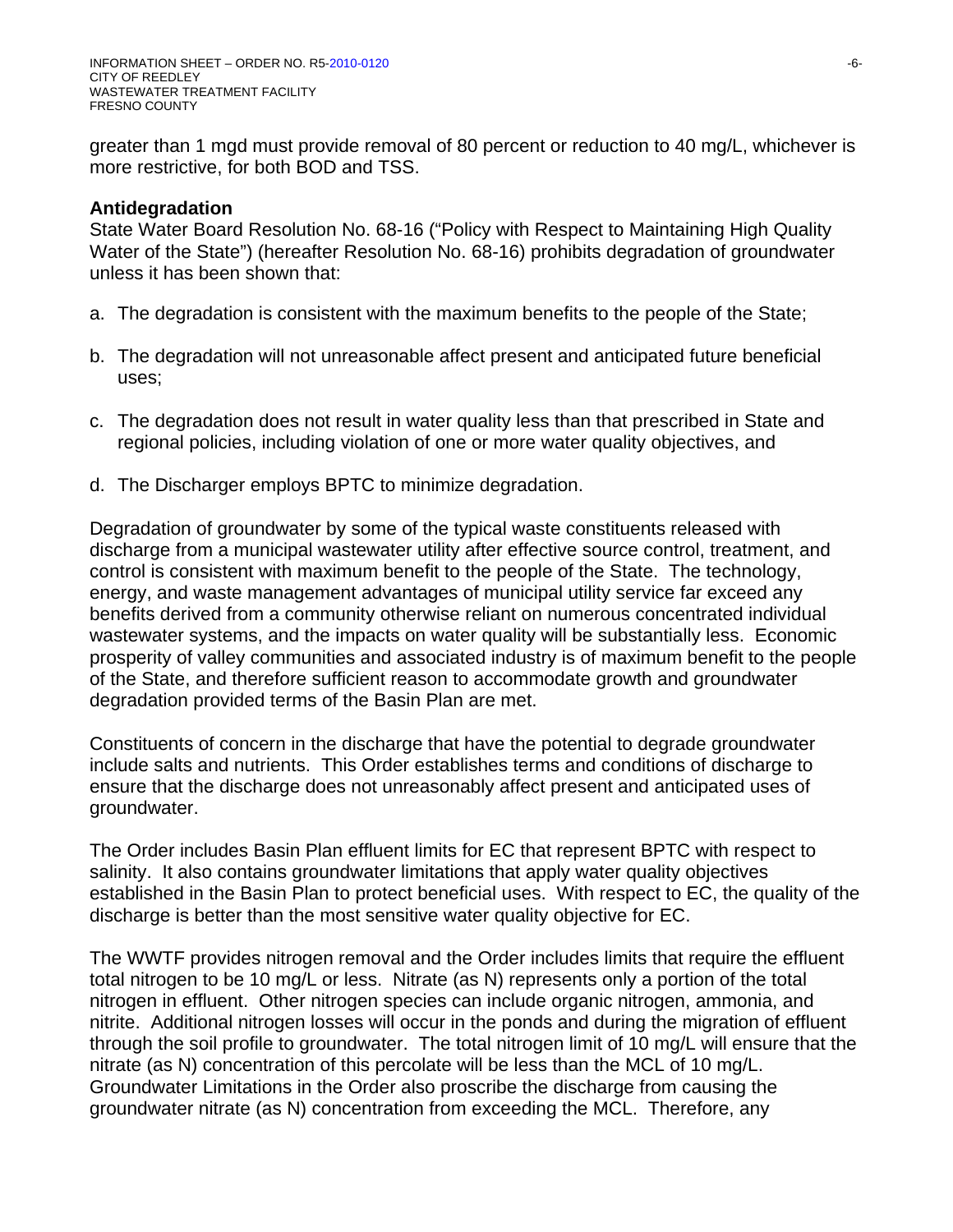greater than 1 mgd must provide removal of 80 percent or reduction to 40 mg/L, whichever is more restrictive, for both BOD and TSS.

**Antidegradation**

State Water Board Resolution No. 68-16 ("Policy with Respect to Maintaining High Quality Water of the State") (hereafter Resolution No. 68-16) prohibits degradation of groundwater unless it has been shown that:

a. The degradation is consistent with the maximum benefits to the people of the State;

b. The degradation will not unreasonable affect present and anticipated future beneficial uses;

c. The degradation does not result in water quality less than that prescribed in State and regional policies, including violation of one or more water quality objectives, and

d. The Discharger employs BPTC to minimize degradation.

Degradation of groundwater by some of the typical waste constituents released with discharge from a municipal wastewater utility after effective source control, treatment, and control is consistent with maximum benefit to the people of the State. The technology, energy, and waste management advantages of municipal utility service far exceed any benefits derived from a community otherwise reliant on numerous concentrated individual wastewater systems, and the impacts on water quality will be substantially less. Economic prosperity of valley communities and associated industry is of maximum benefit to the people of the State, and therefore sufficient reason to accommodate growth and groundwater degradation provided terms of the Basin Plan are met.

Constituents of concern in the discharge that have the potential to degrade groundwater include salts and nutrients. This Order establishes terms and conditions of discharge to ensure that the discharge does not unreasonably affect present and anticipated uses of groundwater.

The Order includes Basin Plan effluent limits for EC that represent BPTC with respect to salinity. It also contains groundwater limitations that apply water quality objectives established in the Basin Plan to protect beneficial uses. With respect to EC, the quality of the discharge is better than the most sensitive water quality objective for EC.

The WWTF provides nitrogen removal and the Order includes limits that require the effluent total nitrogen to be 10 mg/L or less. Nitrate (as N) represents only a portion of the total nitrogen in effluent. Other nitrogen species can include organic nitrogen, ammonia, and nitrite. Additional nitrogen losses will occur in the ponds and during the migration of effluent through the soil profile to groundwater. The total nitrogen limit of 10 mg/L will ensure that the nitrate (as N) concentration of this percolate will be less than the MCL of 10 mg/L. Groundwater Limitations in the Order also proscribe the discharge from causing the groundwater nitrate (as N) concentration from exceeding the MCL. Therefore, any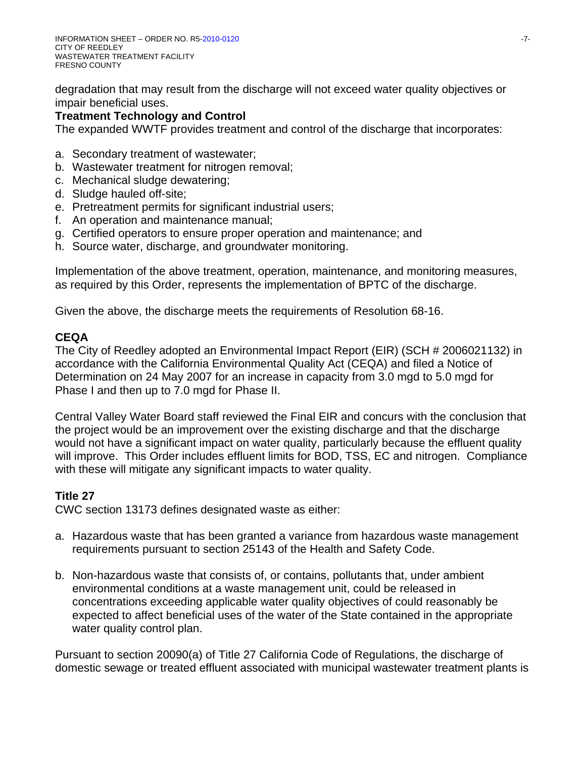degradation that may result from the discharge will not exceed water quality objectives or impair beneficial uses.

**Treatment Technology and Control**

The expanded WWTF provides treatment and control of the discharge that incorporates:

a. Secondary treatment of wastewater;
b. Wastewater treatment for nitrogen removal;
c. Mechanical sludge dewatering;
d. Sludge hauled off-site;
e. Pretreatment permits for significant industrial users;
f. An operation and maintenance manual;
g. Certified operators to ensure proper operation and maintenance; and
h. Source water, discharge, and groundwater monitoring.

Implementation of the above treatment, operation, maintenance, and monitoring measures, as required by this Order, represents the implementation of BPTC of the discharge.

Given the above, the discharge meets the requirements of Resolution 68-16.

## CEQA

The City of Reedley adopted an Environmental Impact Report (EIR) (SCH # 2006021132) in accordance with the California Environmental Quality Act (CEQA) and filed a Notice of Determination on 24 May 2007 for an increase in capacity from 3.0 mgd to 5.0 mgd for Phase I and then up to 7.0 mgd for Phase II.

Central Valley Water Board staff reviewed the Final EIR and concurs with the conclusion that the project would be an improvement over the existing discharge and that the discharge would not have a significant impact on water quality, particularly because the effluent quality will improve. This Order includes effluent limits for BOD, TSS, EC and nitrogen. Compliance with these will mitigate any significant impacts to water quality.

## Title 27

CWC section 13173 defines designated waste as either:

a. Hazardous waste that has been granted a variance from hazardous waste management requirements pursuant to section 25143 of the Health and Safety Code.

b. Non-hazardous waste that consists of, or contains, pollutants that, under ambient environmental conditions at a waste management unit, could be released in concentrations exceeding applicable water quality objectives of could reasonably be expected to affect beneficial uses of the water of the State contained in the appropriate water quality control plan.

Pursuant to section 20090(a) of Title 27 California Code of Regulations, the discharge of domestic sewage or treated effluent associated with municipal wastewater treatment plants is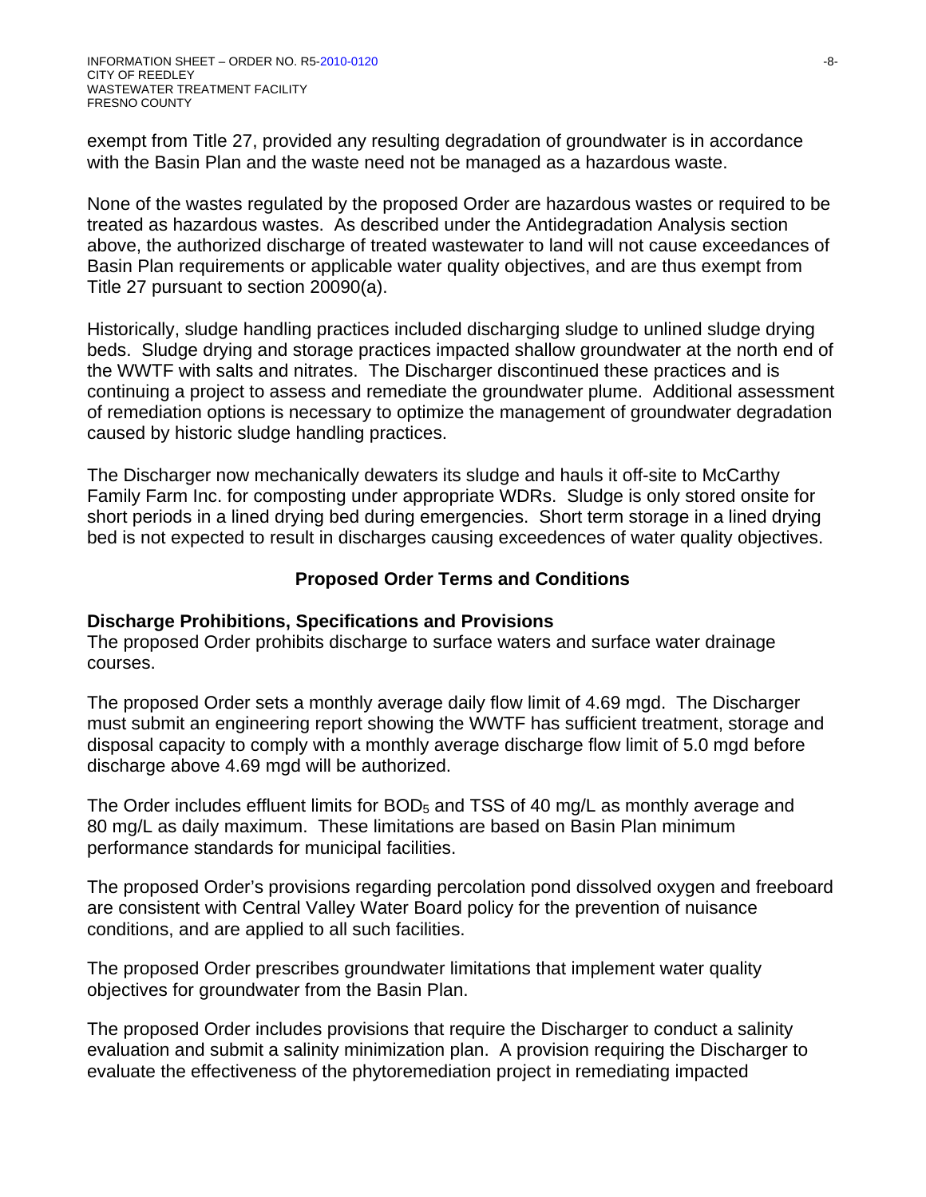exempt from Title 27, provided any resulting degradation of groundwater is in accordance with the Basin Plan and the waste need not be managed as a hazardous waste.

None of the wastes regulated by the proposed Order are hazardous wastes or required to be treated as hazardous wastes. As described under the Antidegradation Analysis section above, the authorized discharge of treated wastewater to land will not cause exceedances of Basin Plan requirements or applicable water quality objectives, and are thus exempt from Title 27 pursuant to section 20090(a).

Historically, sludge handling practices included discharging sludge to unlined sludge drying beds. Sludge drying and storage practices impacted shallow groundwater at the north end of the WWTF with salts and nitrates. The Discharger discontinued these practices and is continuing a project to assess and remediate the groundwater plume. Additional assessment of remediation options is necessary to optimize the management of groundwater degradation caused by historic sludge handling practices.

The Discharger now mechanically dewaters its sludge and hauls it off-site to McCarthy Family Farm Inc. for composting under appropriate WDRs. Sludge is only stored onsite for short periods in a lined drying bed during emergencies. Short term storage in a lined drying bed is not expected to result in discharges causing exceedences of water quality objectives.

## Proposed Order Terms and Conditions

### Discharge Prohibitions, Specifications and Provisions

The proposed Order prohibits discharge to surface waters and surface water drainage courses.

The proposed Order sets a monthly average daily flow limit of 4.69 mgd. The Discharger must submit an engineering report showing the WWTF has sufficient treatment, storage and disposal capacity to comply with a monthly average discharge flow limit of 5.0 mgd before discharge above 4.69 mgd will be authorized.

The Order includes effluent limits for $BOD_5$ and TSS of 40 mg/L as monthly average and 80 mg/L as daily maximum. These limitations are based on Basin Plan minimum performance standards for municipal facilities.

The proposed Order's provisions regarding percolation pond dissolved oxygen and freeboard are consistent with Central Valley Water Board policy for the prevention of nuisance conditions, and are applied to all such facilities.

The proposed Order prescribes groundwater limitations that implement water quality objectives for groundwater from the Basin Plan.

The proposed Order includes provisions that require the Discharger to conduct a salinity evaluation and submit a salinity minimization plan. A provision requiring the Discharger to evaluate the effectiveness of the phytoremediation project in remediating impacted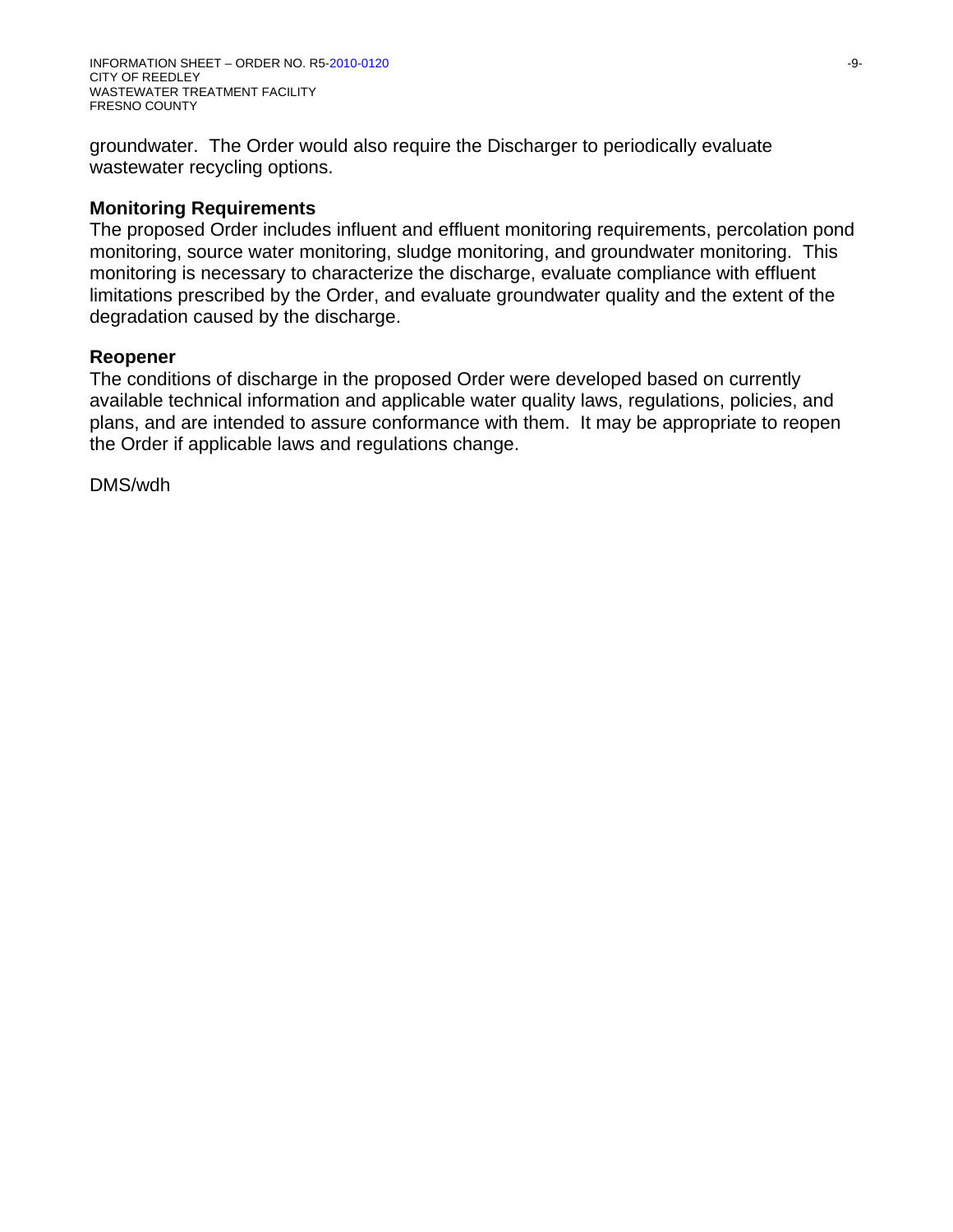groundwater. The Order would also require the Discharger to periodically evaluate wastewater recycling options.

**Monitoring Requirements**

The proposed Order includes influent and effluent monitoring requirements, percolation pond monitoring, source water monitoring, sludge monitoring, and groundwater monitoring. This monitoring is necessary to characterize the discharge, evaluate compliance with effluent limitations prescribed by the Order, and evaluate groundwater quality and the extent of the degradation caused by the discharge.

**Reopener**

The conditions of discharge in the proposed Order were developed based on currently available technical information and applicable water quality laws, regulations, policies, and plans, and are intended to assure conformance with them. It may be appropriate to reopen the Order if applicable laws and regulations change.

DMS/wdh